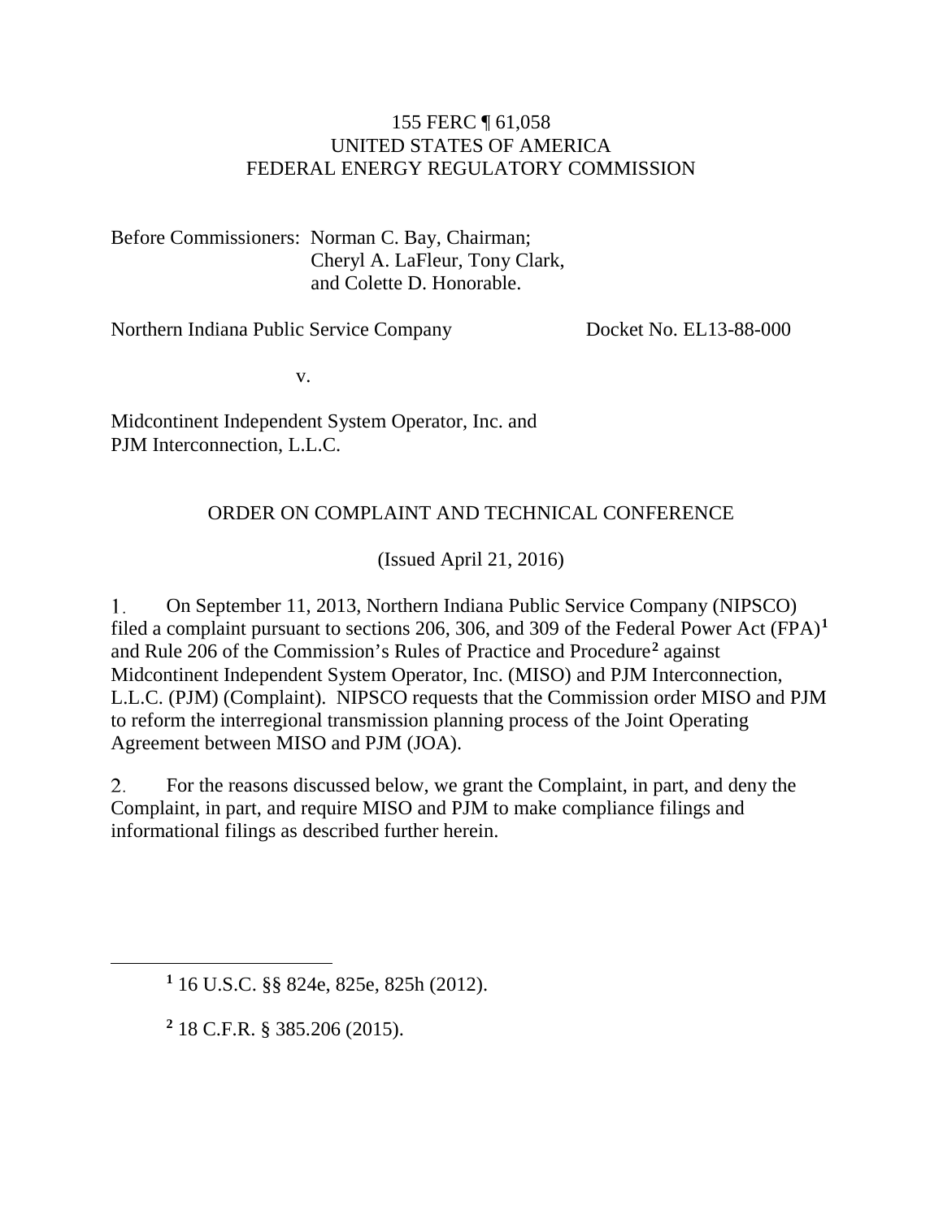155 FERC ¶ 61,058
UNITED STATES OF AMERICA
FEDERAL ENERGY REGULATORY COMMISSION

Before Commissioners: Norman C. Bay, Chairman;
Cheryl A. LaFleur, Tony Clark,
and Colette D. Honorable.

Northern Indiana Public Service Company Docket No. EL13-88-000

v.

Midcontinent Independent System Operator, Inc. and
PJM Interconnection, L.L.C.

ORDER ON COMPLAINT AND TECHNICAL CONFERENCE

(Issued April 21, 2016)

1. On September 11, 2013, Northern Indiana Public Service Company (NIPSCO) filed a complaint pursuant to sections 206, 306, and 309 of the Federal Power Act (FPA)[1] and Rule 206 of the Commission's Rules of Practice and Procedure[2] against Midcontinent Independent System Operator, Inc. (MISO) and PJM Interconnection, L.L.C. (PJM) (Complaint). NIPSCO requests that the Commission order MISO and PJM to reform the interregional transmission planning process of the Joint Operating Agreement between MISO and PJM (JOA).

2. For the reasons discussed below, we grant the Complaint, in part, and deny the Complaint, in part, and require MISO and PJM to make compliance filings and informational filings as described further herein.

[1] 16 U.S.C. §§ 824e, 825e, 825h (2012).

[2] 18 C.F.R. § 385.206 (2015).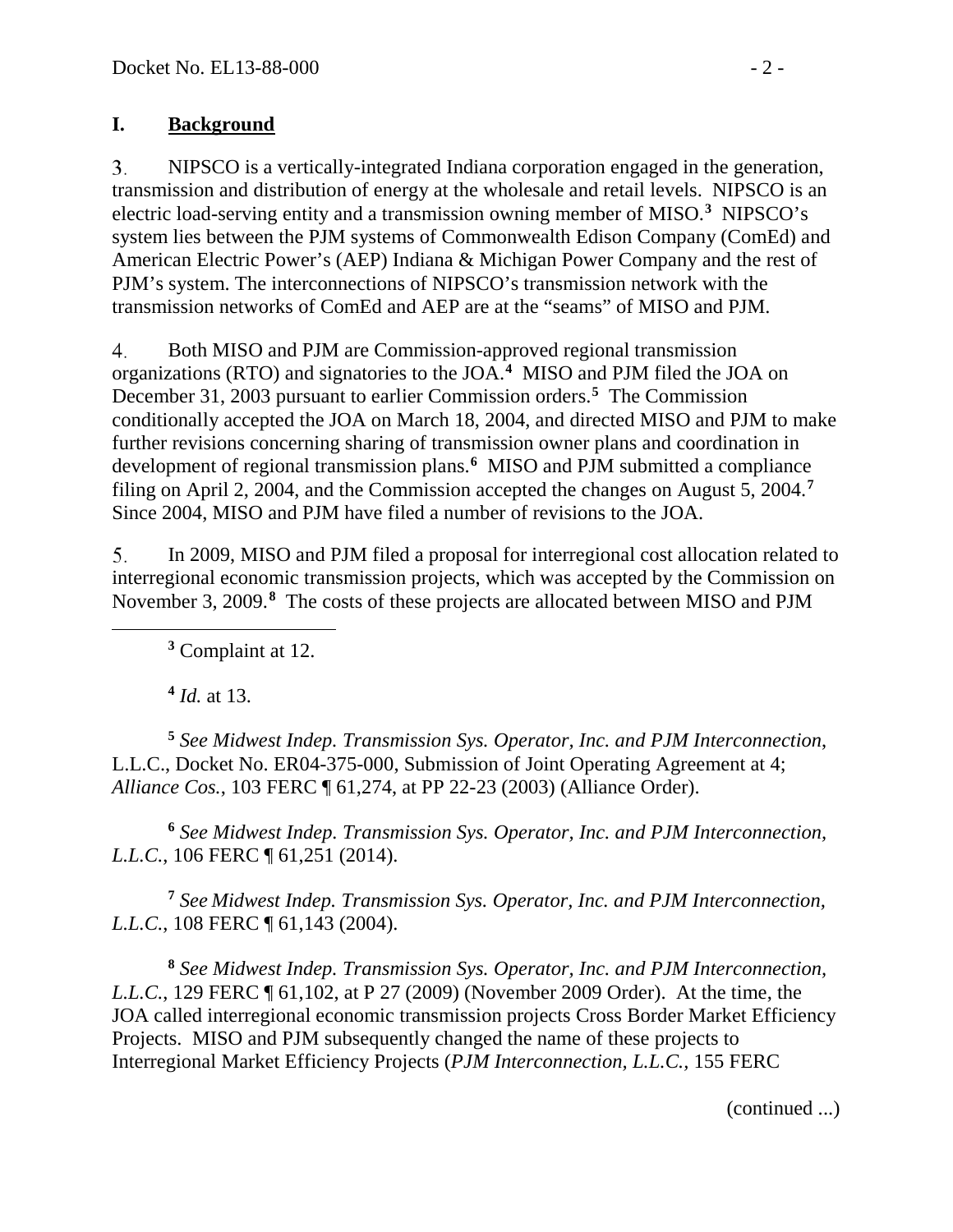## I. Background

3. NIPSCO is a vertically-integrated Indiana corporation engaged in the generation, transmission and distribution of energy at the wholesale and retail levels. NIPSCO is an electric load-serving entity and a transmission owning member of MISO.[3] NIPSCO's system lies between the PJM systems of Commonwealth Edison Company (ComEd) and American Electric Power's (AEP) Indiana & Michigan Power Company and the rest of PJM's system. The interconnections of NIPSCO's transmission network with the transmission networks of ComEd and AEP are at the "seams" of MISO and PJM.

4. Both MISO and PJM are Commission-approved regional transmission organizations (RTO) and signatories to the JOA.[4] MISO and PJM filed the JOA on December 31, 2003 pursuant to earlier Commission orders.[5] The Commission conditionally accepted the JOA on March 18, 2004, and directed MISO and PJM to make further revisions concerning sharing of transmission owner plans and coordination in development of regional transmission plans.[6] MISO and PJM submitted a compliance filing on April 2, 2004, and the Commission accepted the changes on August 5, 2004.[7] Since 2004, MISO and PJM have filed a number of revisions to the JOA.

5. In 2009, MISO and PJM filed a proposal for interregional cost allocation related to interregional economic transmission projects, which was accepted by the Commission on November 3, 2009.[8] The costs of these projects are allocated between MISO and PJM

---

[3] Complaint at 12.

[4] *Id.* at 13.

[5] *See Midwest Indep. Transmission Sys. Operator, Inc. and PJM Interconnection*, L.L.C., Docket No. ER04-375-000, Submission of Joint Operating Agreement at 4; *Alliance Cos.*, 103 FERC ¶ 61,274, at PP 22-23 (2003) (Alliance Order).

[6] *See Midwest Indep. Transmission Sys. Operator, Inc. and PJM Interconnection, L.L.C.*, 106 FERC ¶ 61,251 (2014).

[7] *See Midwest Indep. Transmission Sys. Operator, Inc. and PJM Interconnection, L.L.C.*, 108 FERC ¶ 61,143 (2004).

[8] *See Midwest Indep. Transmission Sys. Operator, Inc. and PJM Interconnection, L.L.C.*, 129 FERC ¶ 61,102, at P 27 (2009) (November 2009 Order). At the time, the JOA called interregional economic transmission projects Cross Border Market Efficiency Projects. MISO and PJM subsequently changed the name of these projects to Interregional Market Efficiency Projects (*PJM Interconnection, L.L.C.*, 155 FERC

(continued ...)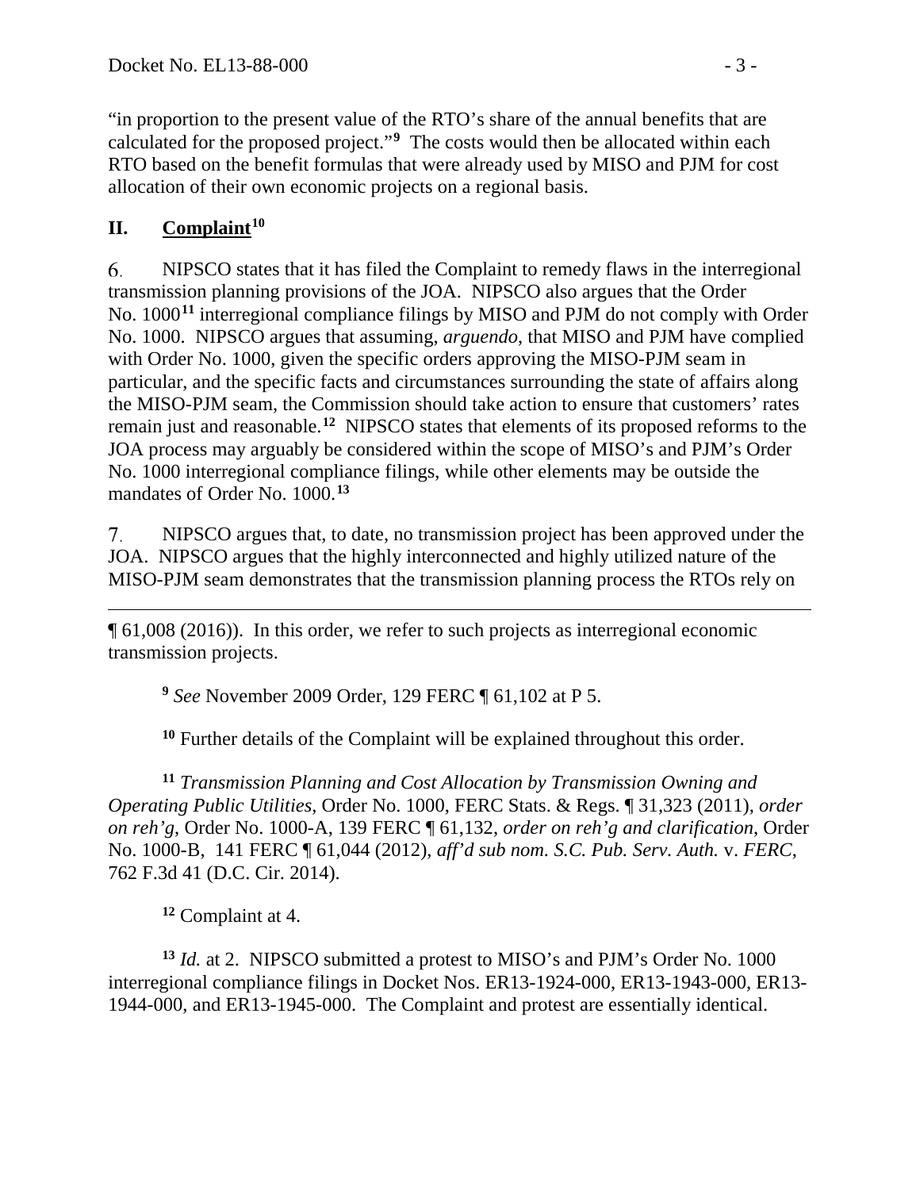"in proportion to the present value of the RTO's share of the annual benefits that are calculated for the proposed project."[9] The costs would then be allocated within each RTO based on the benefit formulas that were already used by MISO and PJM for cost allocation of their own economic projects on a regional basis.

## II. Complaint[10]

6. NIPSCO states that it has filed the Complaint to remedy flaws in the interregional transmission planning provisions of the JOA. NIPSCO also argues that the Order No. 1000[11] interregional compliance filings by MISO and PJM do not comply with Order No. 1000. NIPSCO argues that assuming, *arguendo*, that MISO and PJM have complied with Order No. 1000, given the specific orders approving the MISO-PJM seam in particular, and the specific facts and circumstances surrounding the state of affairs along the MISO-PJM seam, the Commission should take action to ensure that customers' rates remain just and reasonable.[12] NIPSCO states that elements of its proposed reforms to the JOA process may arguably be considered within the scope of MISO's and PJM's Order No. 1000 interregional compliance filings, while other elements may be outside the mandates of Order No. 1000.[13]

7. NIPSCO argues that, to date, no transmission project has been approved under the JOA. NIPSCO argues that the highly interconnected and highly utilized nature of the MISO-PJM seam demonstrates that the transmission planning process the RTOs rely on

---

¶ 61,008 (2016)). In this order, we refer to such projects as interregional economic transmission projects.

[9] *See* November 2009 Order, 129 FERC ¶ 61,102 at P 5.

[10] Further details of the Complaint will be explained throughout this order.

[11] *Transmission Planning and Cost Allocation by Transmission Owning and Operating Public Utilities*, Order No. 1000, FERC Stats. & Regs. ¶ 31,323 (2011), *order on reh'g*, Order No. 1000-A, 139 FERC ¶ 61,132, *order on reh'g and clarification*, Order No. 1000-B, 141 FERC ¶ 61,044 (2012), *aff'd sub nom. S.C. Pub. Serv. Auth.* v. *FERC*, 762 F.3d 41 (D.C. Cir. 2014).

[12] Complaint at 4.

[13] *Id.* at 2. NIPSCO submitted a protest to MISO's and PJM's Order No. 1000 interregional compliance filings in Docket Nos. ER13-1924-000, ER13-1943-000, ER13-1944-000, and ER13-1945-000. The Complaint and protest are essentially identical.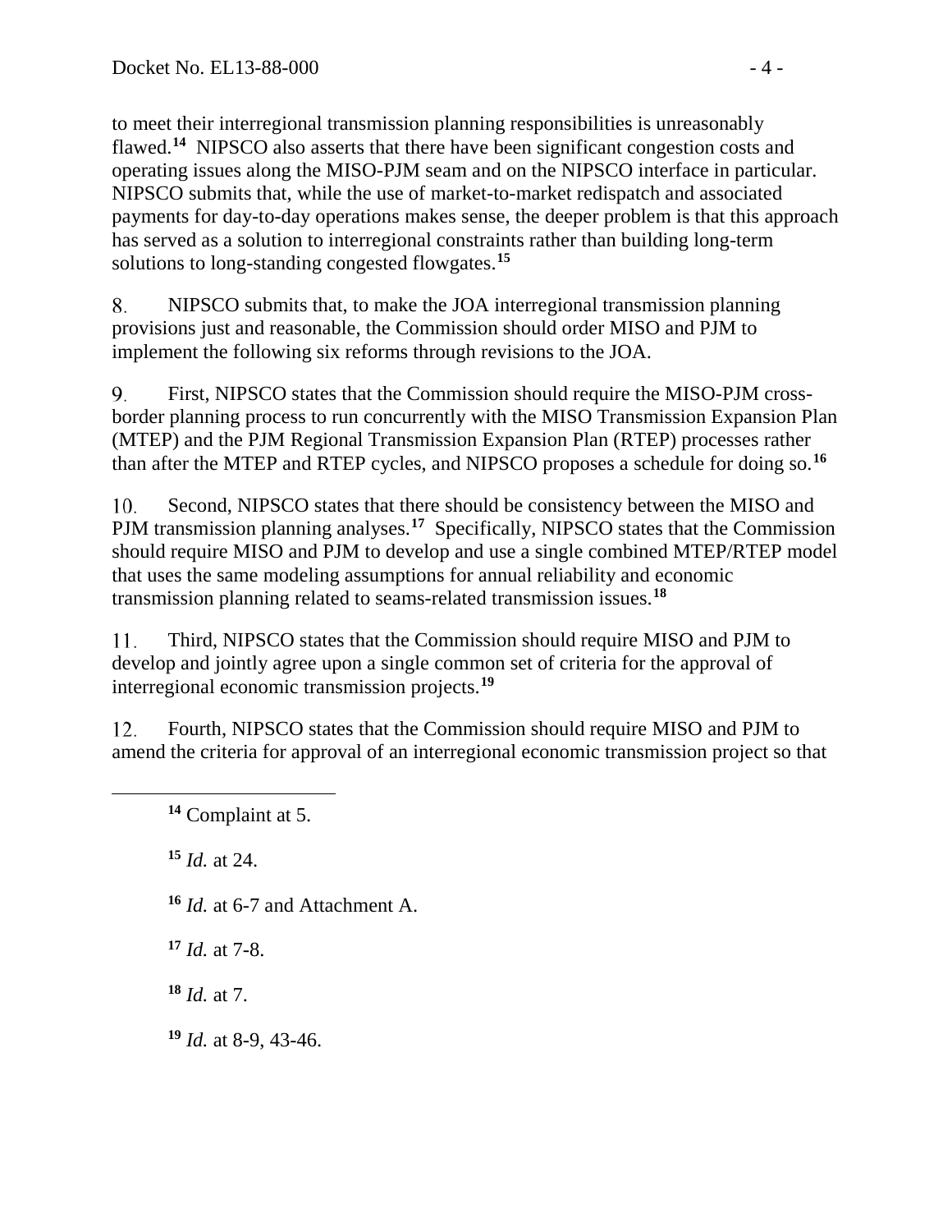to meet their interregional transmission planning responsibilities is unreasonably flawed.[14] NIPSCO also asserts that there have been significant congestion costs and operating issues along the MISO-PJM seam and on the NIPSCO interface in particular. NIPSCO submits that, while the use of market-to-market redispatch and associated payments for day-to-day operations makes sense, the deeper problem is that this approach has served as a solution to interregional constraints rather than building long-term solutions to long-standing congested flowgates.[15]

8. NIPSCO submits that, to make the JOA interregional transmission planning provisions just and reasonable, the Commission should order MISO and PJM to implement the following six reforms through revisions to the JOA.

9. First, NIPSCO states that the Commission should require the MISO-PJM cross-border planning process to run concurrently with the MISO Transmission Expansion Plan (MTEP) and the PJM Regional Transmission Expansion Plan (RTEP) processes rather than after the MTEP and RTEP cycles, and NIPSCO proposes a schedule for doing so.[16]

10. Second, NIPSCO states that there should be consistency between the MISO and PJM transmission planning analyses.[17] Specifically, NIPSCO states that the Commission should require MISO and PJM to develop and use a single combined MTEP/RTEP model that uses the same modeling assumptions for annual reliability and economic transmission planning related to seams-related transmission issues.[18]

11. Third, NIPSCO states that the Commission should require MISO and PJM to develop and jointly agree upon a single common set of criteria for the approval of interregional economic transmission projects.[19]

12. Fourth, NIPSCO states that the Commission should require MISO and PJM to amend the criteria for approval of an interregional economic transmission project so that

---

[14] Complaint at 5.

[15] *Id.* at 24.

[16] *Id.* at 6-7 and Attachment A.

[17] *Id.* at 7-8.

[18] *Id.* at 7.

[19] *Id.* at 8-9, 43-46.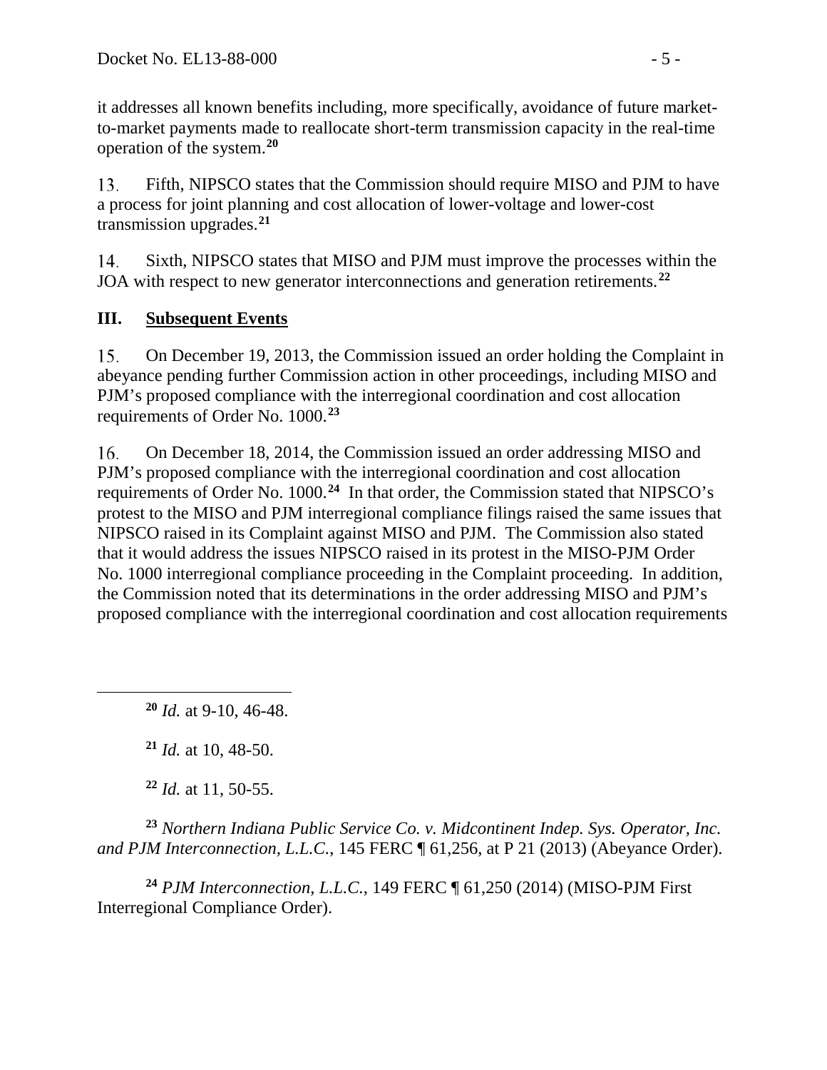it addresses all known benefits including, more specifically, avoidance of future market-to-market payments made to reallocate short-term transmission capacity in the real-time operation of the system.[20]

13. Fifth, NIPSCO states that the Commission should require MISO and PJM to have a process for joint planning and cost allocation of lower-voltage and lower-cost transmission upgrades.[21]

14. Sixth, NIPSCO states that MISO and PJM must improve the processes within the JOA with respect to new generator interconnections and generation retirements.[22]

## III. Subsequent Events

15. On December 19, 2013, the Commission issued an order holding the Complaint in abeyance pending further Commission action in other proceedings, including MISO and PJM's proposed compliance with the interregional coordination and cost allocation requirements of Order No. 1000.[23]

16. On December 18, 2014, the Commission issued an order addressing MISO and PJM's proposed compliance with the interregional coordination and cost allocation requirements of Order No. 1000.[24] In that order, the Commission stated that NIPSCO's protest to the MISO and PJM interregional compliance filings raised the same issues that NIPSCO raised in its Complaint against MISO and PJM. The Commission also stated that it would address the issues NIPSCO raised in its protest in the MISO-PJM Order No. 1000 interregional compliance proceeding in the Complaint proceeding. In addition, the Commission noted that its determinations in the order addressing MISO and PJM's proposed compliance with the interregional coordination and cost allocation requirements

---

[20] *Id.* at 9-10, 46-48.

[21] *Id.* at 10, 48-50.

[22] *Id.* at 11, 50-55.

[23] *Northern Indiana Public Service Co. v. Midcontinent Indep. Sys. Operator, Inc. and PJM Interconnection, L.L.C.*, 145 FERC ¶ 61,256, at P 21 (2013) (Abeyance Order).

[24] *PJM Interconnection, L.L.C.*, 149 FERC ¶ 61,250 (2014) (MISO-PJM First Interregional Compliance Order).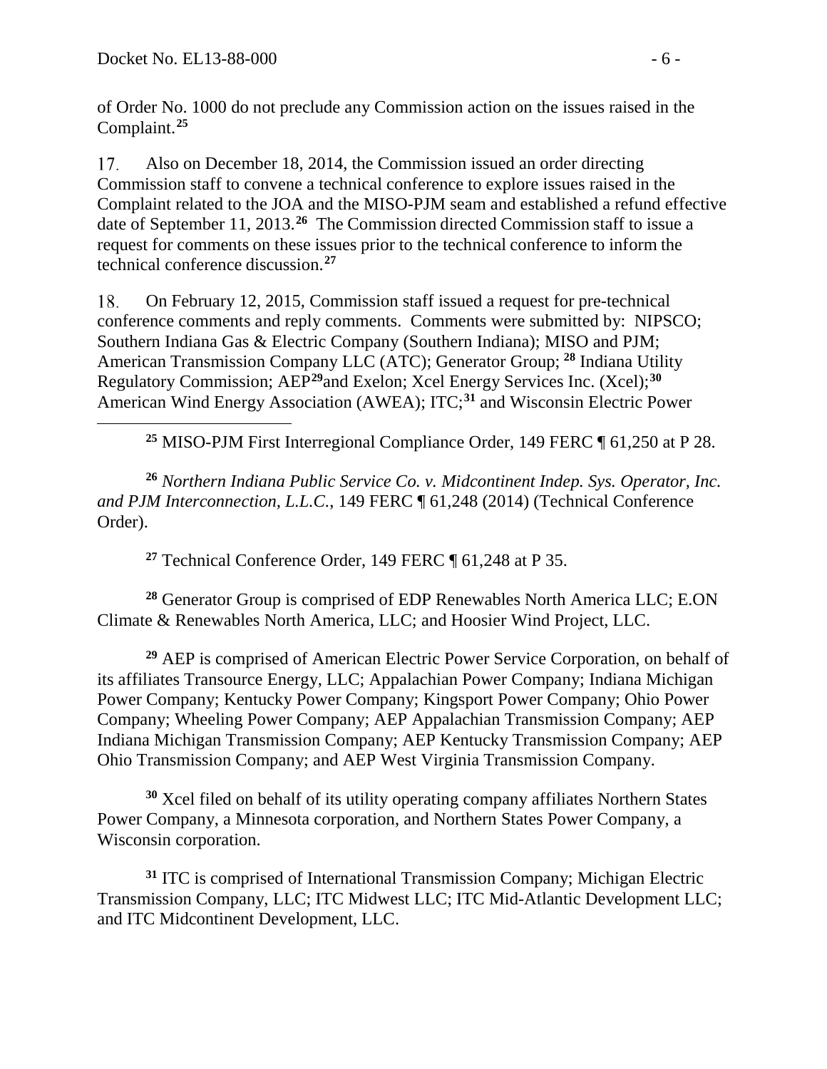of Order No. 1000 do not preclude any Commission action on the issues raised in the Complaint.[25]

17. Also on December 18, 2014, the Commission issued an order directing Commission staff to convene a technical conference to explore issues raised in the Complaint related to the JOA and the MISO-PJM seam and established a refund effective date of September 11, 2013.[26] The Commission directed Commission staff to issue a request for comments on these issues prior to the technical conference to inform the technical conference discussion.[27]

18. On February 12, 2015, Commission staff issued a request for pre-technical conference comments and reply comments. Comments were submitted by: NIPSCO; Southern Indiana Gas & Electric Company (Southern Indiana); MISO and PJM; American Transmission Company LLC (ATC); Generator Group; [28] Indiana Utility Regulatory Commission; AEP[29] and Exelon; Xcel Energy Services Inc. (Xcel);[30] American Wind Energy Association (AWEA); ITC;[31] and Wisconsin Electric Power

---

[25] MISO-PJM First Interregional Compliance Order, 149 FERC ¶ 61,250 at P 28.

[26] *Northern Indiana Public Service Co. v. Midcontinent Indep. Sys. Operator, Inc. and PJM Interconnection, L.L.C.*, 149 FERC ¶ 61,248 (2014) (Technical Conference Order).

[27] Technical Conference Order, 149 FERC ¶ 61,248 at P 35.

[28] Generator Group is comprised of EDP Renewables North America LLC; E.ON Climate & Renewables North America, LLC; and Hoosier Wind Project, LLC.

[29] AEP is comprised of American Electric Power Service Corporation, on behalf of its affiliates Transource Energy, LLC; Appalachian Power Company; Indiana Michigan Power Company; Kentucky Power Company; Kingsport Power Company; Ohio Power Company; Wheeling Power Company; AEP Appalachian Transmission Company; AEP Indiana Michigan Transmission Company; AEP Kentucky Transmission Company; AEP Ohio Transmission Company; and AEP West Virginia Transmission Company.

[30] Xcel filed on behalf of its utility operating company affiliates Northern States Power Company, a Minnesota corporation, and Northern States Power Company, a Wisconsin corporation.

[31] ITC is comprised of International Transmission Company; Michigan Electric Transmission Company, LLC; ITC Midwest LLC; ITC Mid-Atlantic Development LLC; and ITC Midcontinent Development, LLC.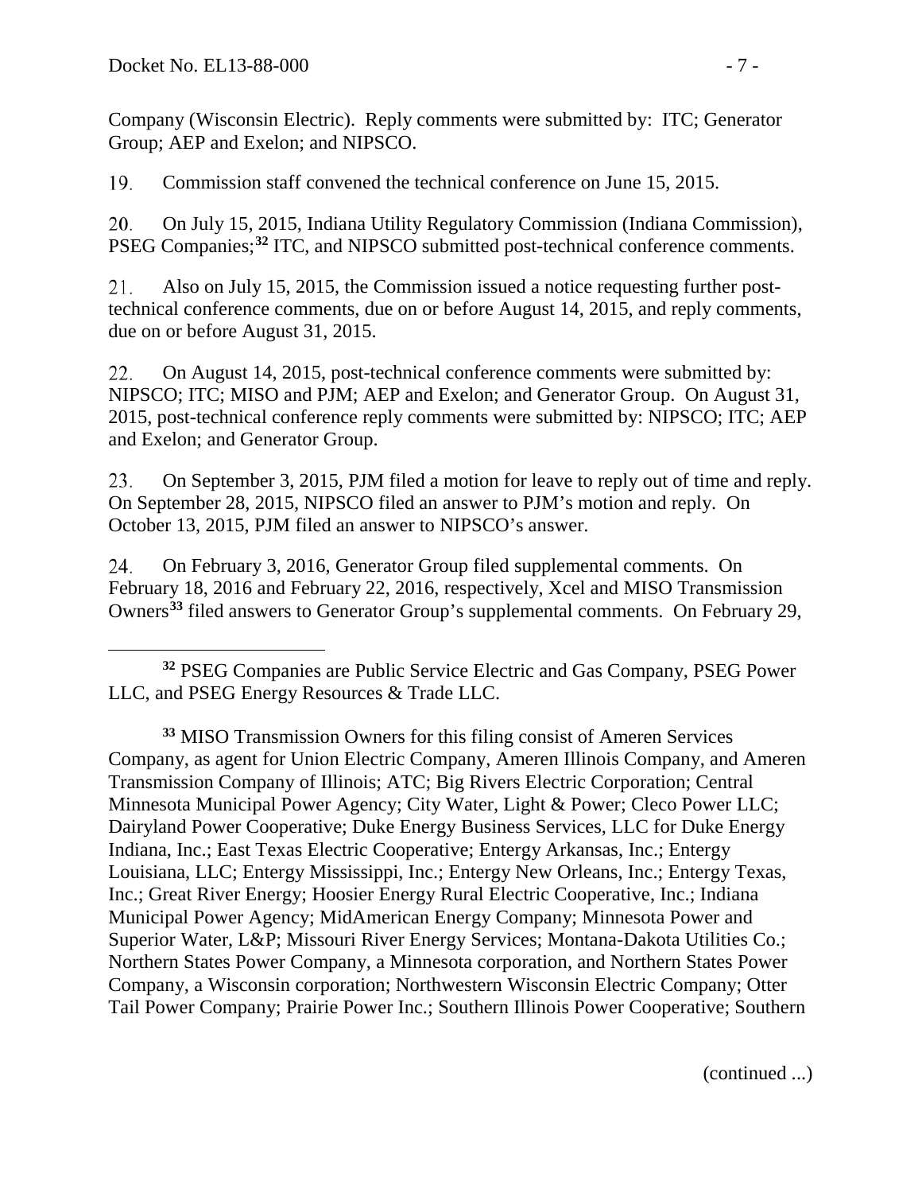Company (Wisconsin Electric). Reply comments were submitted by: ITC; Generator Group; AEP and Exelon; and NIPSCO.

19. Commission staff convened the technical conference on June 15, 2015.

20. On July 15, 2015, Indiana Utility Regulatory Commission (Indiana Commission), PSEG Companies;[32] ITC, and NIPSCO submitted post-technical conference comments.

21. Also on July 15, 2015, the Commission issued a notice requesting further post-technical conference comments, due on or before August 14, 2015, and reply comments, due on or before August 31, 2015.

22. On August 14, 2015, post-technical conference comments were submitted by: NIPSCO; ITC; MISO and PJM; AEP and Exelon; and Generator Group. On August 31, 2015, post-technical conference reply comments were submitted by: NIPSCO; ITC; AEP and Exelon; and Generator Group.

23. On September 3, 2015, PJM filed a motion for leave to reply out of time and reply. On September 28, 2015, NIPSCO filed an answer to PJM's motion and reply. On October 13, 2015, PJM filed an answer to NIPSCO's answer.

24. On February 3, 2016, Generator Group filed supplemental comments. On February 18, 2016 and February 22, 2016, respectively, Xcel and MISO Transmission Owners[33] filed answers to Generator Group's supplemental comments. On February 29,

---

[32] PSEG Companies are Public Service Electric and Gas Company, PSEG Power LLC, and PSEG Energy Resources & Trade LLC.

[33] MISO Transmission Owners for this filing consist of Ameren Services Company, as agent for Union Electric Company, Ameren Illinois Company, and Ameren Transmission Company of Illinois; ATC; Big Rivers Electric Corporation; Central Minnesota Municipal Power Agency; City Water, Light & Power; Cleco Power LLC; Dairyland Power Cooperative; Duke Energy Business Services, LLC for Duke Energy Indiana, Inc.; East Texas Electric Cooperative; Entergy Arkansas, Inc.; Entergy Louisiana, LLC; Entergy Mississippi, Inc.; Entergy New Orleans, Inc.; Entergy Texas, Inc.; Great River Energy; Hoosier Energy Rural Electric Cooperative, Inc.; Indiana Municipal Power Agency; MidAmerican Energy Company; Minnesota Power and Superior Water, L&P; Missouri River Energy Services; Montana-Dakota Utilities Co.; Northern States Power Company, a Minnesota corporation, and Northern States Power Company, a Wisconsin corporation; Northwestern Wisconsin Electric Company; Otter Tail Power Company; Prairie Power Inc.; Southern Illinois Power Cooperative; Southern

(continued ...)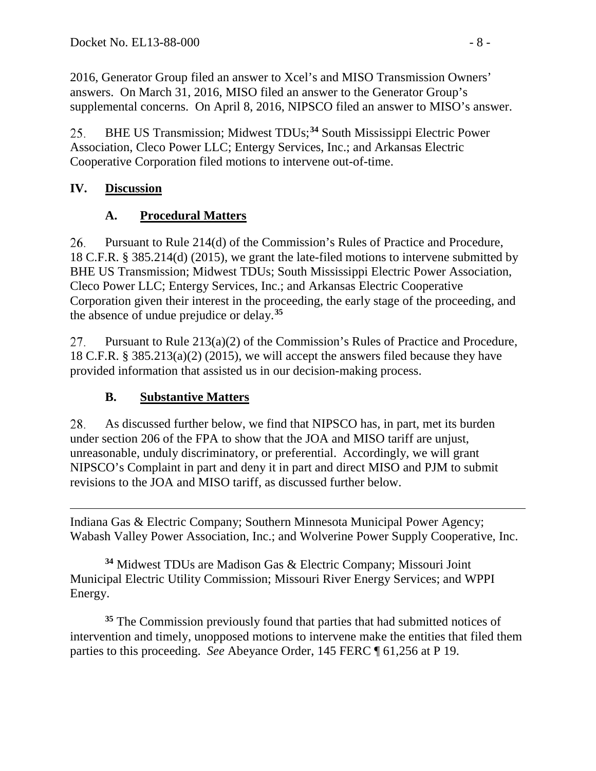2016, Generator Group filed an answer to Xcel's and MISO Transmission Owners' answers. On March 31, 2016, MISO filed an answer to the Generator Group's supplemental concerns. On April 8, 2016, NIPSCO filed an answer to MISO's answer.

25. BHE US Transmission; Midwest TDUs;[34] South Mississippi Electric Power Association, Cleco Power LLC; Entergy Services, Inc.; and Arkansas Electric Cooperative Corporation filed motions to intervene out-of-time.

## IV. Discussion

### A. Procedural Matters

26. Pursuant to Rule 214(d) of the Commission's Rules of Practice and Procedure, 18 C.F.R. § 385.214(d) (2015), we grant the late-filed motions to intervene submitted by BHE US Transmission; Midwest TDUs; South Mississippi Electric Power Association, Cleco Power LLC; Entergy Services, Inc.; and Arkansas Electric Cooperative Corporation given their interest in the proceeding, the early stage of the proceeding, and the absence of undue prejudice or delay.[35]

27. Pursuant to Rule 213(a)(2) of the Commission's Rules of Practice and Procedure, 18 C.F.R. § 385.213(a)(2) (2015), we will accept the answers filed because they have provided information that assisted us in our decision-making process.

### B. Substantive Matters

28. As discussed further below, we find that NIPSCO has, in part, met its burden under section 206 of the FPA to show that the JOA and MISO tariff are unjust, unreasonable, unduly discriminatory, or preferential. Accordingly, we will grant NIPSCO's Complaint in part and deny it in part and direct MISO and PJM to submit revisions to the JOA and MISO tariff, as discussed further below.

---

Indiana Gas & Electric Company; Southern Minnesota Municipal Power Agency; Wabash Valley Power Association, Inc.; and Wolverine Power Supply Cooperative, Inc.

[34] Midwest TDUs are Madison Gas & Electric Company; Missouri Joint Municipal Electric Utility Commission; Missouri River Energy Services; and WPPI Energy.

[35] The Commission previously found that parties that had submitted notices of intervention and timely, unopposed motions to intervene make the entities that filed them parties to this proceeding. *See* Abeyance Order, 145 FERC ¶ 61,256 at P 19.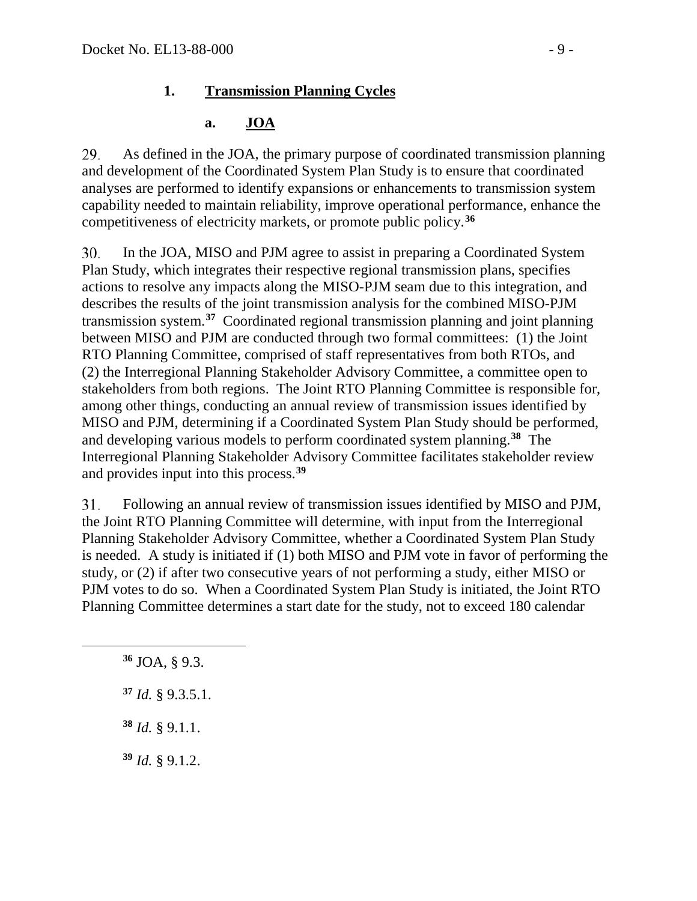### 1. **Transmission Planning Cycles**

#### a. **JOA**

29. As defined in the JOA, the primary purpose of coordinated transmission planning and development of the Coordinated System Plan Study is to ensure that coordinated analyses are performed to identify expansions or enhancements to transmission system capability needed to maintain reliability, improve operational performance, enhance the competitiveness of electricity markets, or promote public policy.[36]

30. In the JOA, MISO and PJM agree to assist in preparing a Coordinated System Plan Study, which integrates their respective regional transmission plans, specifies actions to resolve any impacts along the MISO-PJM seam due to this integration, and describes the results of the joint transmission analysis for the combined MISO-PJM transmission system.[37] Coordinated regional transmission planning and joint planning between MISO and PJM are conducted through two formal committees: (1) the Joint RTO Planning Committee, comprised of staff representatives from both RTOs, and (2) the Interregional Planning Stakeholder Advisory Committee, a committee open to stakeholders from both regions. The Joint RTO Planning Committee is responsible for, among other things, conducting an annual review of transmission issues identified by MISO and PJM, determining if a Coordinated System Plan Study should be performed, and developing various models to perform coordinated system planning.[38] The Interregional Planning Stakeholder Advisory Committee facilitates stakeholder review and provides input into this process.[39]

31. Following an annual review of transmission issues identified by MISO and PJM, the Joint RTO Planning Committee will determine, with input from the Interregional Planning Stakeholder Advisory Committee, whether a Coordinated System Plan Study is needed. A study is initiated if (1) both MISO and PJM vote in favor of performing the study, or (2) if after two consecutive years of not performing a study, either MISO or PJM votes to do so. When a Coordinated System Plan Study is initiated, the Joint RTO Planning Committee determines a start date for the study, not to exceed 180 calendar

---

[36] JOA, § 9.3.

[37] *Id.* § 9.3.5.1.

[38] *Id.* § 9.1.1.

[39] *Id.* § 9.1.2.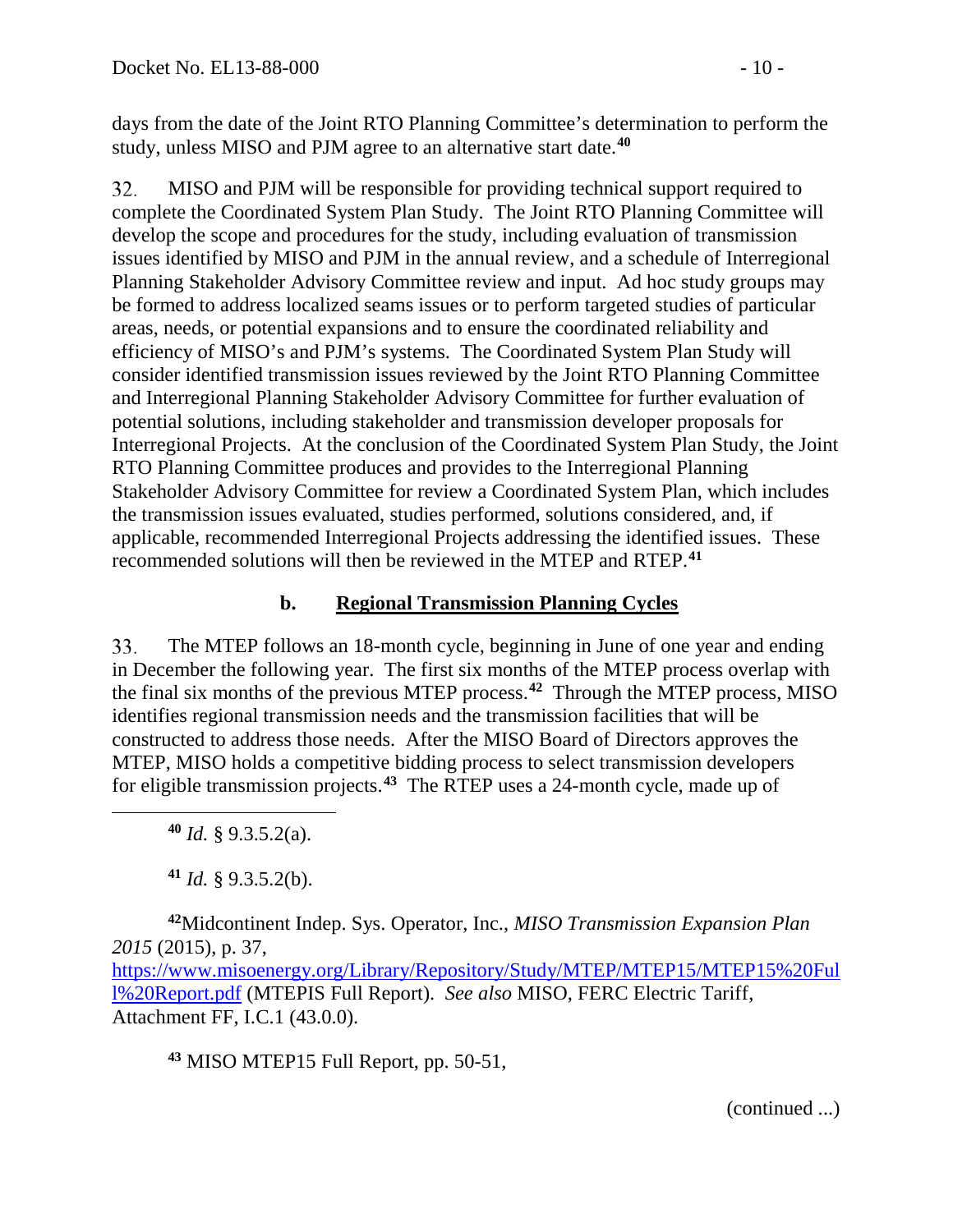days from the date of the Joint RTO Planning Committee's determination to perform the study, unless MISO and PJM agree to an alternative start date.[40]

32. MISO and PJM will be responsible for providing technical support required to complete the Coordinated System Plan Study. The Joint RTO Planning Committee will develop the scope and procedures for the study, including evaluation of transmission issues identified by MISO and PJM in the annual review, and a schedule of Interregional Planning Stakeholder Advisory Committee review and input. Ad hoc study groups may be formed to address localized seams issues or to perform targeted studies of particular areas, needs, or potential expansions and to ensure the coordinated reliability and efficiency of MISO's and PJM's systems. The Coordinated System Plan Study will consider identified transmission issues reviewed by the Joint RTO Planning Committee and Interregional Planning Stakeholder Advisory Committee for further evaluation of potential solutions, including stakeholder and transmission developer proposals for Interregional Projects. At the conclusion of the Coordinated System Plan Study, the Joint RTO Planning Committee produces and provides to the Interregional Planning Stakeholder Advisory Committee for review a Coordinated System Plan, which includes the transmission issues evaluated, studies performed, solutions considered, and, if applicable, recommended Interregional Projects addressing the identified issues. These recommended solutions will then be reviewed in the MTEP and RTEP.[41]

### b. Regional Transmission Planning Cycles

33. The MTEP follows an 18-month cycle, beginning in June of one year and ending in December the following year. The first six months of the MTEP process overlap with the final six months of the previous MTEP process.[42] Through the MTEP process, MISO identifies regional transmission needs and the transmission facilities that will be constructed to address those needs. After the MISO Board of Directors approves the MTEP, MISO holds a competitive bidding process to select transmission developers for eligible transmission projects.[43] The RTEP uses a 24-month cycle, made up of

---

[40] *Id.* § 9.3.5.2(a).

[41] *Id.* § 9.3.5.2(b).

[42] Midcontinent Indep. Sys. Operator, Inc., *MISO Transmission Expansion Plan 2015* (2015), p. 37, https://www.misoenergy.org/Library/Repository/Study/MTEP/MTEP15/MTEP15%20Full%20Report.pdf (MTEPIS Full Report). *See also* MISO, FERC Electric Tariff, Attachment FF, I.C.1 (43.0.0).

[43] MISO MTEP15 Full Report, pp. 50-51,

(continued ...)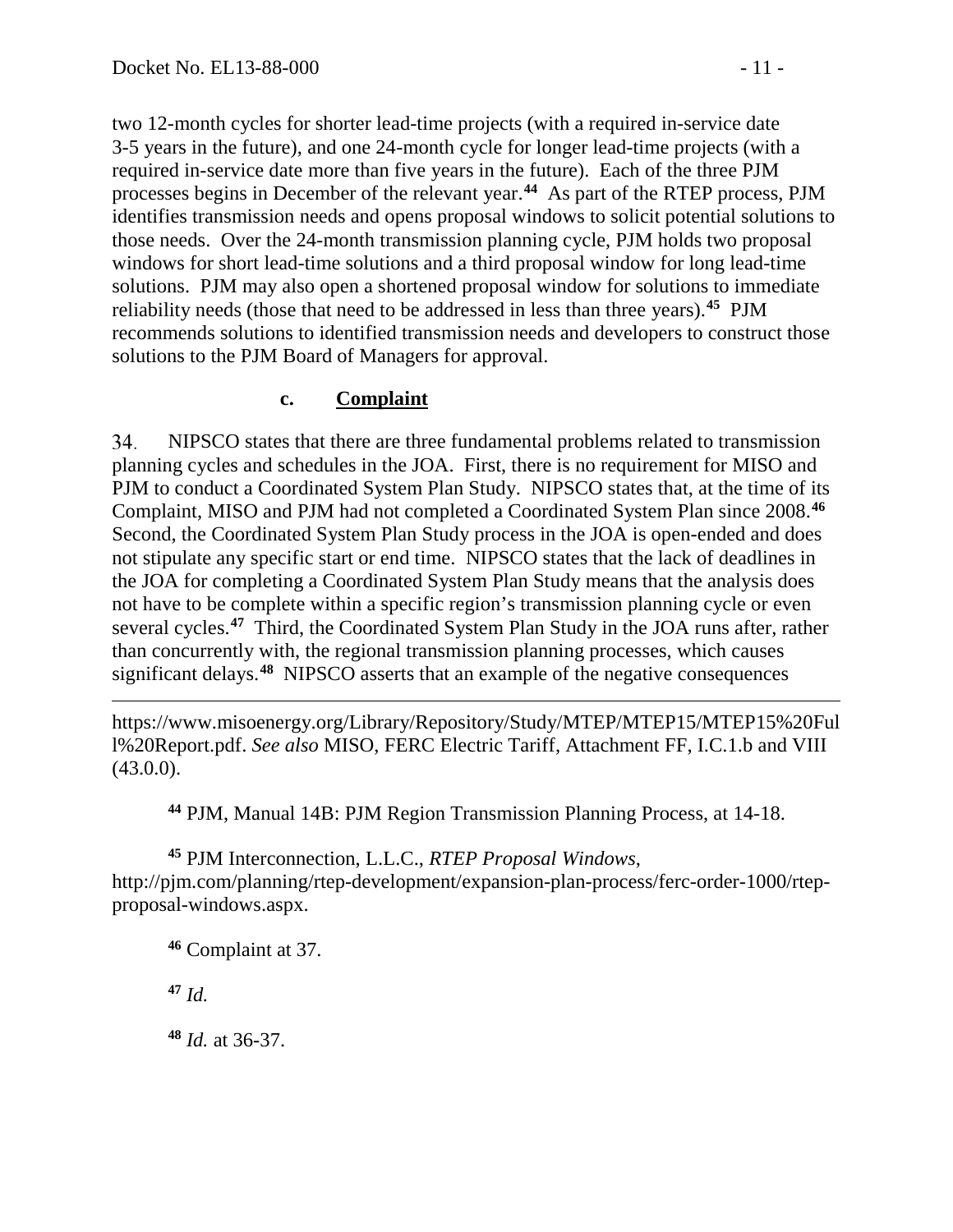two 12-month cycles for shorter lead-time projects (with a required in-service date 3-5 years in the future), and one 24-month cycle for longer lead-time projects (with a required in-service date more than five years in the future). Each of the three PJM processes begins in December of the relevant year.[44] As part of the RTEP process, PJM identifies transmission needs and opens proposal windows to solicit potential solutions to those needs. Over the 24-month transmission planning cycle, PJM holds two proposal windows for short lead-time solutions and a third proposal window for long lead-time solutions. PJM may also open a shortened proposal window for solutions to immediate reliability needs (those that need to be addressed in less than three years).[45] PJM recommends solutions to identified transmission needs and developers to construct those solutions to the PJM Board of Managers for approval.

### c. Complaint

34. NIPSCO states that there are three fundamental problems related to transmission planning cycles and schedules in the JOA. First, there is no requirement for MISO and PJM to conduct a Coordinated System Plan Study. NIPSCO states that, at the time of its Complaint, MISO and PJM had not completed a Coordinated System Plan since 2008.[46] Second, the Coordinated System Plan Study process in the JOA is open-ended and does not stipulate any specific start or end time. NIPSCO states that the lack of deadlines in the JOA for completing a Coordinated System Plan Study means that the analysis does not have to be complete within a specific region's transmission planning cycle or even several cycles.[47] Third, the Coordinated System Plan Study in the JOA runs after, rather than concurrently with, the regional transmission planning processes, which causes significant delays.[48] NIPSCO asserts that an example of the negative consequences

---

https://www.misoenergy.org/Library/Repository/Study/MTEP/MTEP15/MTEP15%20Full%20Report.pdf. *See also* MISO, FERC Electric Tariff, Attachment FF, I.C.1.b and VIII (43.0.0).

[44] PJM, Manual 14B: PJM Region Transmission Planning Process, at 14-18.

[45] PJM Interconnection, L.L.C., *RTEP Proposal Windows*, http://pjm.com/planning/rtep-development/expansion-plan-process/ferc-order-1000/rtep-proposal-windows.aspx.

[46] Complaint at 37.

[47] *Id.*

[48] *Id.* at 36-37.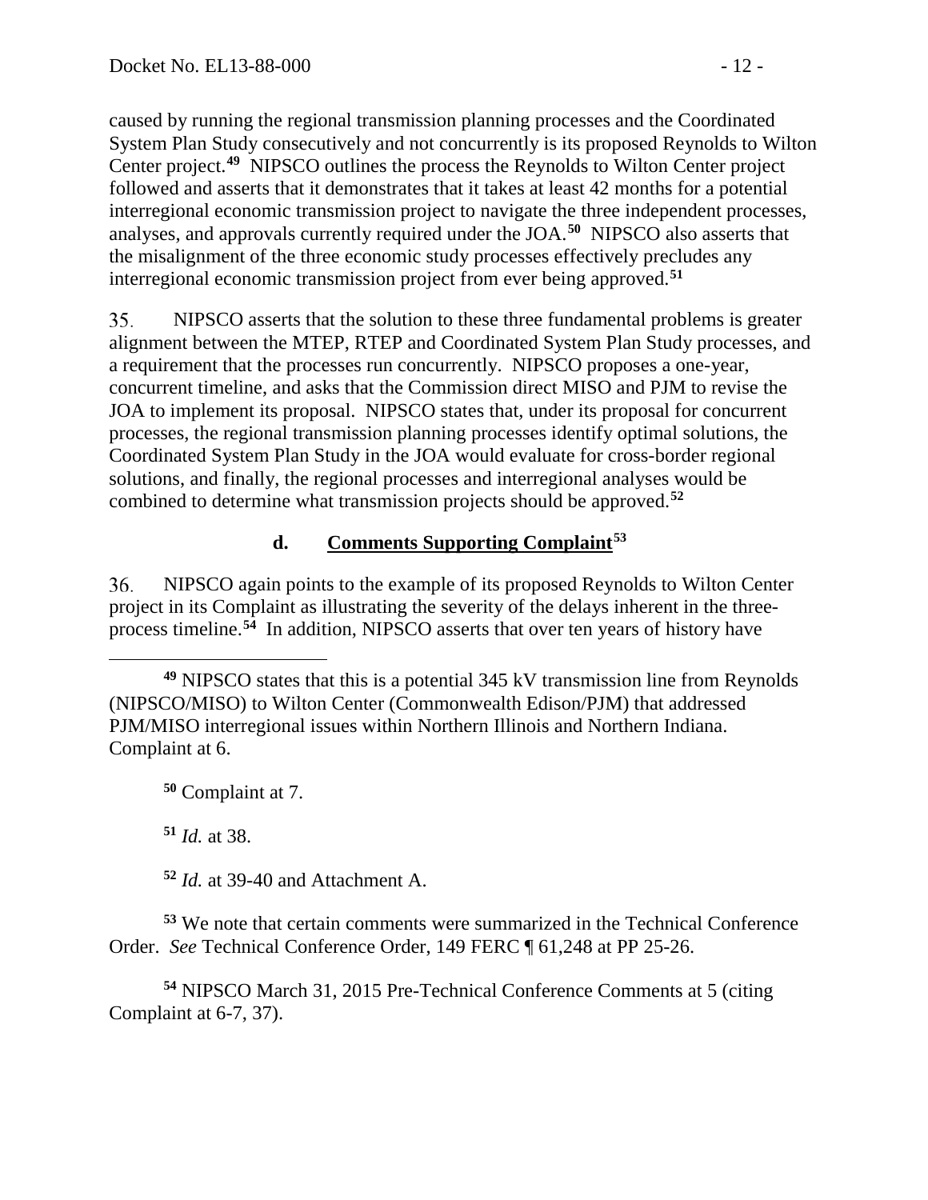caused by running the regional transmission planning processes and the Coordinated System Plan Study consecutively and not concurrently is its proposed Reynolds to Wilton Center project.[49] NIPSCO outlines the process the Reynolds to Wilton Center project followed and asserts that it demonstrates that it takes at least 42 months for a potential interregional economic transmission project to navigate the three independent processes, analyses, and approvals currently required under the JOA.[50] NIPSCO also asserts that the misalignment of the three economic study processes effectively precludes any interregional economic transmission project from ever being approved.[51]

35. NIPSCO asserts that the solution to these three fundamental problems is greater alignment between the MTEP, RTEP and Coordinated System Plan Study processes, and a requirement that the processes run concurrently. NIPSCO proposes a one-year, concurrent timeline, and asks that the Commission direct MISO and PJM to revise the JOA to implement its proposal. NIPSCO states that, under its proposal for concurrent processes, the regional transmission planning processes identify optimal solutions, the Coordinated System Plan Study in the JOA would evaluate for cross-border regional solutions, and finally, the regional processes and interregional analyses would be combined to determine what transmission projects should be approved.[52]

### d. Comments Supporting Complaint[53]

36. NIPSCO again points to the example of its proposed Reynolds to Wilton Center project in its Complaint as illustrating the severity of the delays inherent in the three-process timeline.[54] In addition, NIPSCO asserts that over ten years of history have

---

[49] NIPSCO states that this is a potential 345 kV transmission line from Reynolds (NIPSCO/MISO) to Wilton Center (Commonwealth Edison/PJM) that addressed PJM/MISO interregional issues within Northern Illinois and Northern Indiana. Complaint at 6.

[50] Complaint at 7.

[51] *Id.* at 38.

[52] *Id.* at 39-40 and Attachment A.

[53] We note that certain comments were summarized in the Technical Conference Order. *See* Technical Conference Order, 149 FERC ¶ 61,248 at PP 25-26.

[54] NIPSCO March 31, 2015 Pre-Technical Conference Comments at 5 (citing Complaint at 6-7, 37).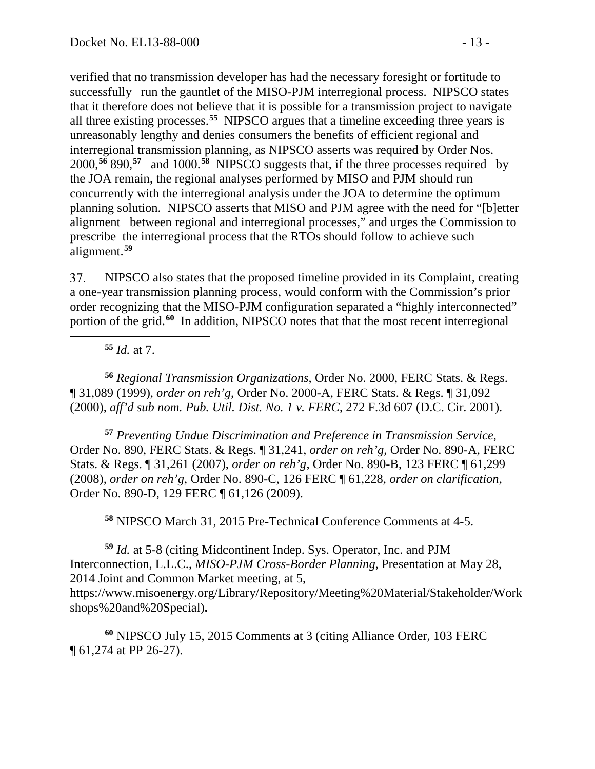verified that no transmission developer has had the necessary foresight or fortitude to successfully run the gauntlet of the MISO-PJM interregional process. NIPSCO states that it therefore does not believe that it is possible for a transmission project to navigate all three existing processes.[55] NIPSCO argues that a timeline exceeding three years is unreasonably lengthy and denies consumers the benefits of efficient regional and interregional transmission planning, as NIPSCO asserts was required by Order Nos. 2000,[56] 890,[57] and 1000.[58] NIPSCO suggests that, if the three processes required by the JOA remain, the regional analyses performed by MISO and PJM should run concurrently with the interregional analysis under the JOA to determine the optimum planning solution. NIPSCO asserts that MISO and PJM agree with the need for "[b]etter alignment between regional and interregional processes," and urges the Commission to prescribe the interregional process that the RTOs should follow to achieve such alignment.[59]

37. NIPSCO also states that the proposed timeline provided in its Complaint, creating a one-year transmission planning process, would conform with the Commission's prior order recognizing that the MISO-PJM configuration separated a "highly interconnected" portion of the grid.[60] In addition, NIPSCO notes that that the most recent interregional

---

[55] *Id.* at 7.

[56] *Regional Transmission Organizations*, Order No. 2000, FERC Stats. & Regs. ¶ 31,089 (1999), *order on reh'g*, Order No. 2000-A, FERC Stats. & Regs. ¶ 31,092 (2000), *aff'd sub nom. Pub. Util. Dist. No. 1 v. FERC*, 272 F.3d 607 (D.C. Cir. 2001).

[57] *Preventing Undue Discrimination and Preference in Transmission Service*, Order No. 890, FERC Stats. & Regs. ¶ 31,241, *order on reh'g*, Order No. 890-A, FERC Stats. & Regs. ¶ 31,261 (2007), *order on reh'g*, Order No. 890-B, 123 FERC ¶ 61,299 (2008), *order on reh'g*, Order No. 890-C, 126 FERC ¶ 61,228, *order on clarification*, Order No. 890-D, 129 FERC ¶ 61,126 (2009).

[58] NIPSCO March 31, 2015 Pre-Technical Conference Comments at 4-5.

[59] *Id.* at 5-8 (citing Midcontinent Indep. Sys. Operator, Inc. and PJM Interconnection, L.L.C., *MISO-PJM Cross-Border Planning*, Presentation at May 28, 2014 Joint and Common Market meeting, at 5, https://www.misoenergy.org/Library/Repository/Meeting%20Material/Stakeholder/Workshops%20and%20Special).

[60] NIPSCO July 15, 2015 Comments at 3 (citing Alliance Order, 103 FERC ¶ 61,274 at PP 26-27).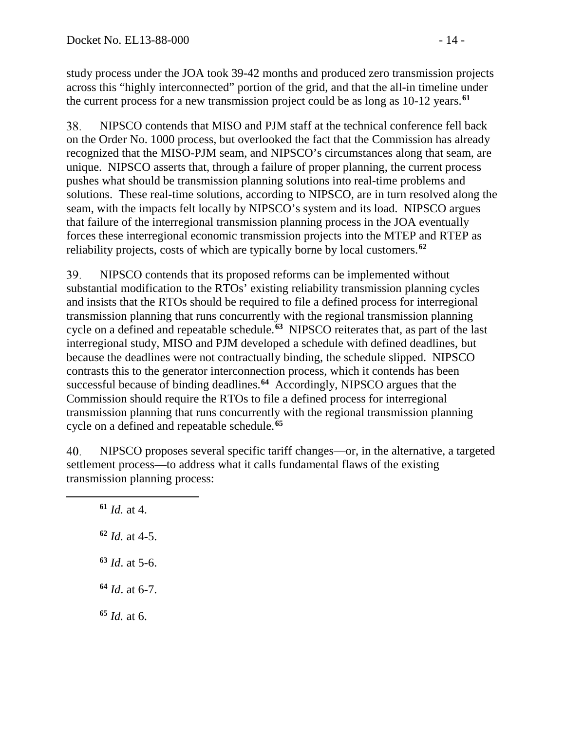study process under the JOA took 39-42 months and produced zero transmission projects across this "highly interconnected" portion of the grid, and that the all-in timeline under the current process for a new transmission project could be as long as 10-12 years.[61]

38. NIPSCO contends that MISO and PJM staff at the technical conference fell back on the Order No. 1000 process, but overlooked the fact that the Commission has already recognized that the MISO-PJM seam, and NIPSCO's circumstances along that seam, are unique. NIPSCO asserts that, through a failure of proper planning, the current process pushes what should be transmission planning solutions into real-time problems and solutions. These real-time solutions, according to NIPSCO, are in turn resolved along the seam, with the impacts felt locally by NIPSCO's system and its load. NIPSCO argues that failure of the interregional transmission planning process in the JOA eventually forces these interregional economic transmission projects into the MTEP and RTEP as reliability projects, costs of which are typically borne by local customers.[62]

39. NIPSCO contends that its proposed reforms can be implemented without substantial modification to the RTOs' existing reliability transmission planning cycles and insists that the RTOs should be required to file a defined process for interregional transmission planning that runs concurrently with the regional transmission planning cycle on a defined and repeatable schedule.[63] NIPSCO reiterates that, as part of the last interregional study, MISO and PJM developed a schedule with defined deadlines, but because the deadlines were not contractually binding, the schedule slipped. NIPSCO contrasts this to the generator interconnection process, which it contends has been successful because of binding deadlines.[64] Accordingly, NIPSCO argues that the Commission should require the RTOs to file a defined process for interregional transmission planning that runs concurrently with the regional transmission planning cycle on a defined and repeatable schedule.[65]

40. NIPSCO proposes several specific tariff changes—or, in the alternative, a targeted settlement process—to address what it calls fundamental flaws of the existing transmission planning process:

---

[61] *Id.* at 4.

[62] *Id.* at 4-5.

[63] *Id*. at 5-6.

[64] *Id*. at 6-7.

[65] *Id.* at 6.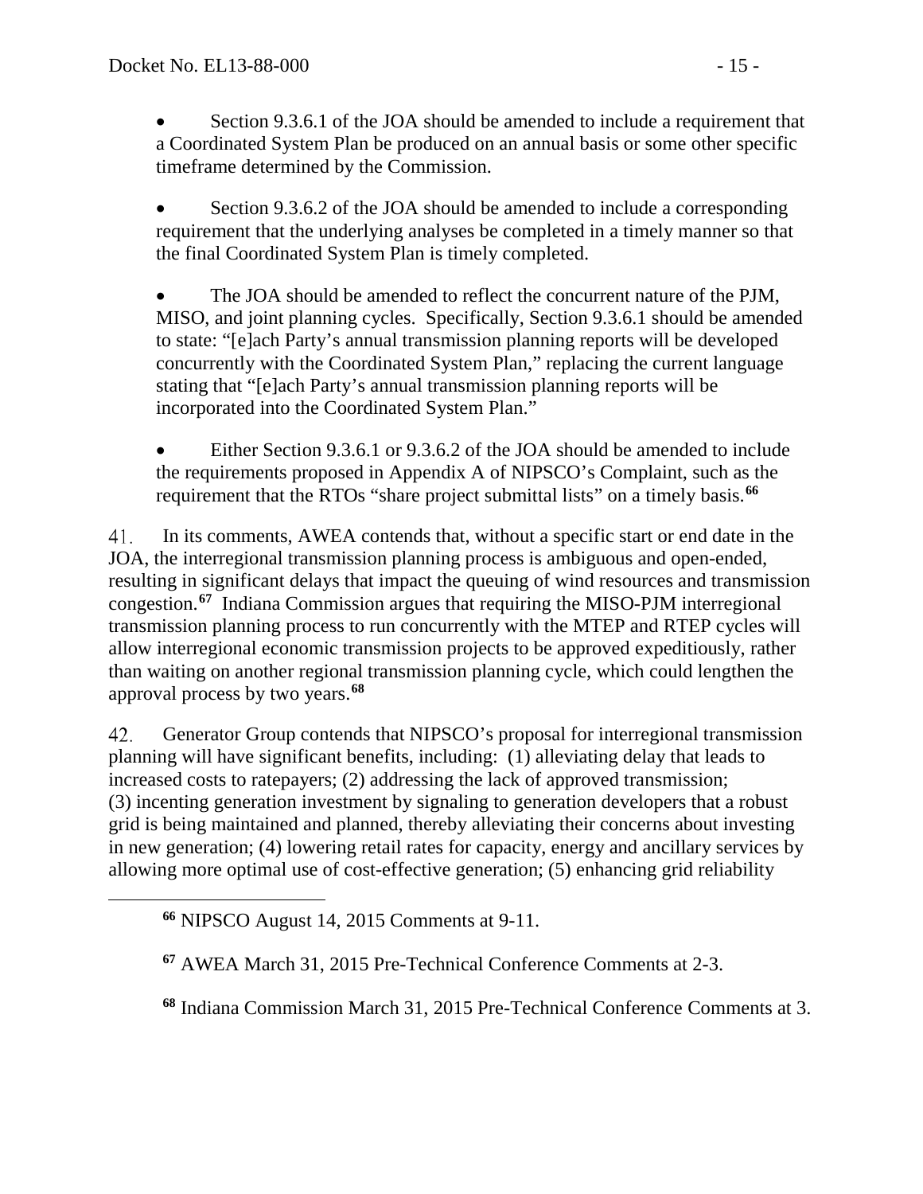- Section 9.3.6.1 of the JOA should be amended to include a requirement that a Coordinated System Plan be produced on an annual basis or some other specific timeframe determined by the Commission.

- Section 9.3.6.2 of the JOA should be amended to include a corresponding requirement that the underlying analyses be completed in a timely manner so that the final Coordinated System Plan is timely completed.

- The JOA should be amended to reflect the concurrent nature of the PJM, MISO, and joint planning cycles. Specifically, Section 9.3.6.1 should be amended to state: "[e]ach Party's annual transmission planning reports will be developed concurrently with the Coordinated System Plan," replacing the current language stating that "[e]ach Party's annual transmission planning reports will be incorporated into the Coordinated System Plan."

- Either Section 9.3.6.1 or 9.3.6.2 of the JOA should be amended to include the requirements proposed in Appendix A of NIPSCO's Complaint, such as the requirement that the RTOs "share project submittal lists" on a timely basis.[66]

41. In its comments, AWEA contends that, without a specific start or end date in the JOA, the interregional transmission planning process is ambiguous and open-ended, resulting in significant delays that impact the queuing of wind resources and transmission congestion.[67] Indiana Commission argues that requiring the MISO-PJM interregional transmission planning process to run concurrently with the MTEP and RTEP cycles will allow interregional economic transmission projects to be approved expeditiously, rather than waiting on another regional transmission planning cycle, which could lengthen the approval process by two years.[68]

42. Generator Group contends that NIPSCO's proposal for interregional transmission planning will have significant benefits, including: (1) alleviating delay that leads to increased costs to ratepayers; (2) addressing the lack of approved transmission; (3) incenting generation investment by signaling to generation developers that a robust grid is being maintained and planned, thereby alleviating their concerns about investing in new generation; (4) lowering retail rates for capacity, energy and ancillary services by allowing more optimal use of cost-effective generation; (5) enhancing grid reliability

---

[66] NIPSCO August 14, 2015 Comments at 9-11.

[67] AWEA March 31, 2015 Pre-Technical Conference Comments at 2-3.

[68] Indiana Commission March 31, 2015 Pre-Technical Conference Comments at 3.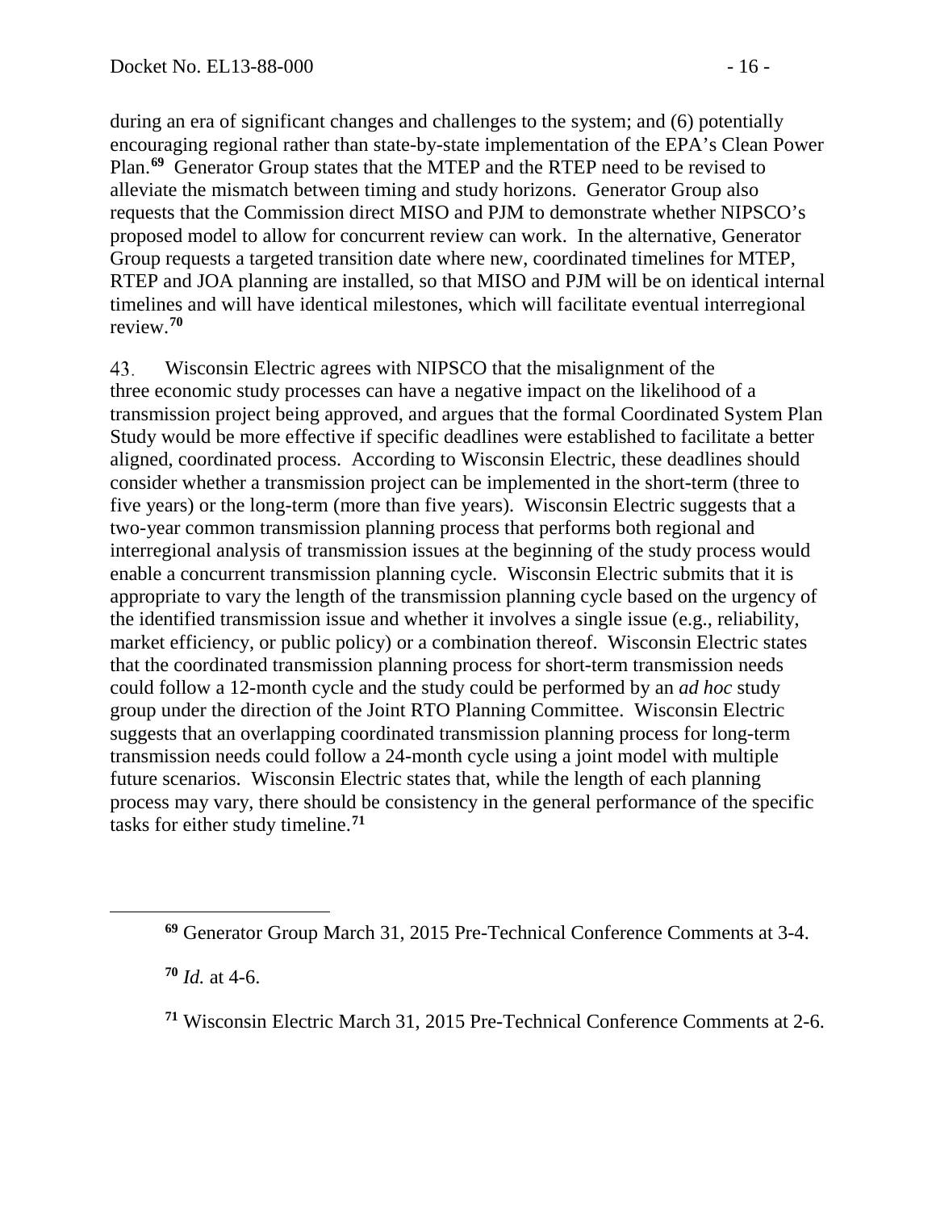during an era of significant changes and challenges to the system; and (6) potentially encouraging regional rather than state-by-state implementation of the EPA's Clean Power Plan.[69] Generator Group states that the MTEP and the RTEP need to be revised to alleviate the mismatch between timing and study horizons. Generator Group also requests that the Commission direct MISO and PJM to demonstrate whether NIPSCO's proposed model to allow for concurrent review can work. In the alternative, Generator Group requests a targeted transition date where new, coordinated timelines for MTEP, RTEP and JOA planning are installed, so that MISO and PJM will be on identical internal timelines and will have identical milestones, which will facilitate eventual interregional review.[70]

43. Wisconsin Electric agrees with NIPSCO that the misalignment of the three economic study processes can have a negative impact on the likelihood of a transmission project being approved, and argues that the formal Coordinated System Plan Study would be more effective if specific deadlines were established to facilitate a better aligned, coordinated process. According to Wisconsin Electric, these deadlines should consider whether a transmission project can be implemented in the short-term (three to five years) or the long-term (more than five years). Wisconsin Electric suggests that a two-year common transmission planning process that performs both regional and interregional analysis of transmission issues at the beginning of the study process would enable a concurrent transmission planning cycle. Wisconsin Electric submits that it is appropriate to vary the length of the transmission planning cycle based on the urgency of the identified transmission issue and whether it involves a single issue (e.g., reliability, market efficiency, or public policy) or a combination thereof. Wisconsin Electric states that the coordinated transmission planning process for short-term transmission needs could follow a 12-month cycle and the study could be performed by an *ad hoc* study group under the direction of the Joint RTO Planning Committee. Wisconsin Electric suggests that an overlapping coordinated transmission planning process for long-term transmission needs could follow a 24-month cycle using a joint model with multiple future scenarios. Wisconsin Electric states that, while the length of each planning process may vary, there should be consistency in the general performance of the specific tasks for either study timeline.[71]

---

[69] Generator Group March 31, 2015 Pre-Technical Conference Comments at 3-4.

[70] *Id.* at 4-6.

[71] Wisconsin Electric March 31, 2015 Pre-Technical Conference Comments at 2-6.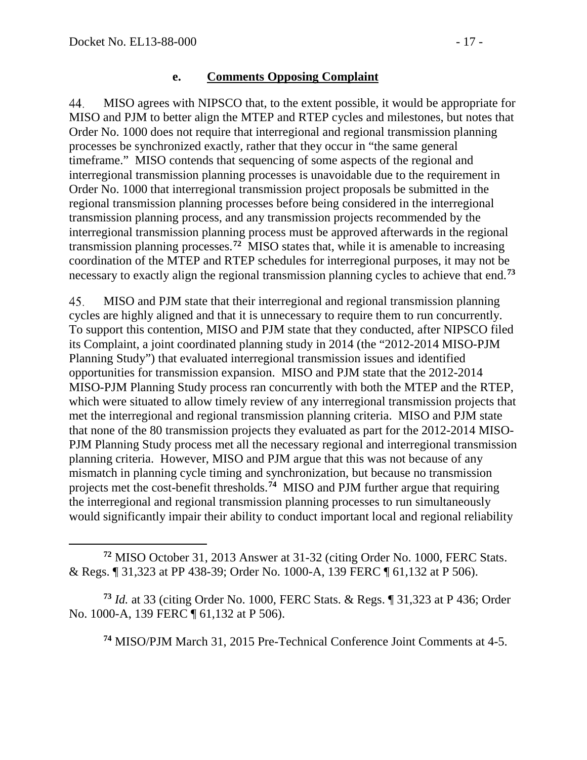#### e. **Comments Opposing Complaint**

44. MISO agrees with NIPSCO that, to the extent possible, it would be appropriate for MISO and PJM to better align the MTEP and RTEP cycles and milestones, but notes that Order No. 1000 does not require that interregional and regional transmission planning processes be synchronized exactly, rather that they occur in "the same general timeframe." MISO contends that sequencing of some aspects of the regional and interregional transmission planning processes is unavoidable due to the requirement in Order No. 1000 that interregional transmission project proposals be submitted in the regional transmission planning processes before being considered in the interregional transmission planning process, and any transmission projects recommended by the interregional transmission planning process must be approved afterwards in the regional transmission planning processes.[72] MISO states that, while it is amenable to increasing coordination of the MTEP and RTEP schedules for interregional purposes, it may not be necessary to exactly align the regional transmission planning cycles to achieve that end.[73]

45. MISO and PJM state that their interregional and regional transmission planning cycles are highly aligned and that it is unnecessary to require them to run concurrently. To support this contention, MISO and PJM state that they conducted, after NIPSCO filed its Complaint, a joint coordinated planning study in 2014 (the "2012-2014 MISO-PJM Planning Study") that evaluated interregional transmission issues and identified opportunities for transmission expansion. MISO and PJM state that the 2012-2014 MISO-PJM Planning Study process ran concurrently with both the MTEP and the RTEP, which were situated to allow timely review of any interregional transmission projects that met the interregional and regional transmission planning criteria. MISO and PJM state that none of the 80 transmission projects they evaluated as part for the 2012-2014 MISO-PJM Planning Study process met all the necessary regional and interregional transmission planning criteria. However, MISO and PJM argue that this was not because of any mismatch in planning cycle timing and synchronization, but because no transmission projects met the cost-benefit thresholds.[74] MISO and PJM further argue that requiring the interregional and regional transmission planning processes to run simultaneously would significantly impair their ability to conduct important local and regional reliability

[72] MISO October 31, 2013 Answer at 31-32 (citing Order No. 1000, FERC Stats. & Regs. ¶ 31,323 at PP 438-39; Order No. 1000-A, 139 FERC ¶ 61,132 at P 506).

[73] *Id.* at 33 (citing Order No. 1000, FERC Stats. & Regs. ¶ 31,323 at P 436; Order No. 1000-A, 139 FERC ¶ 61,132 at P 506).

[74] MISO/PJM March 31, 2015 Pre-Technical Conference Joint Comments at 4-5.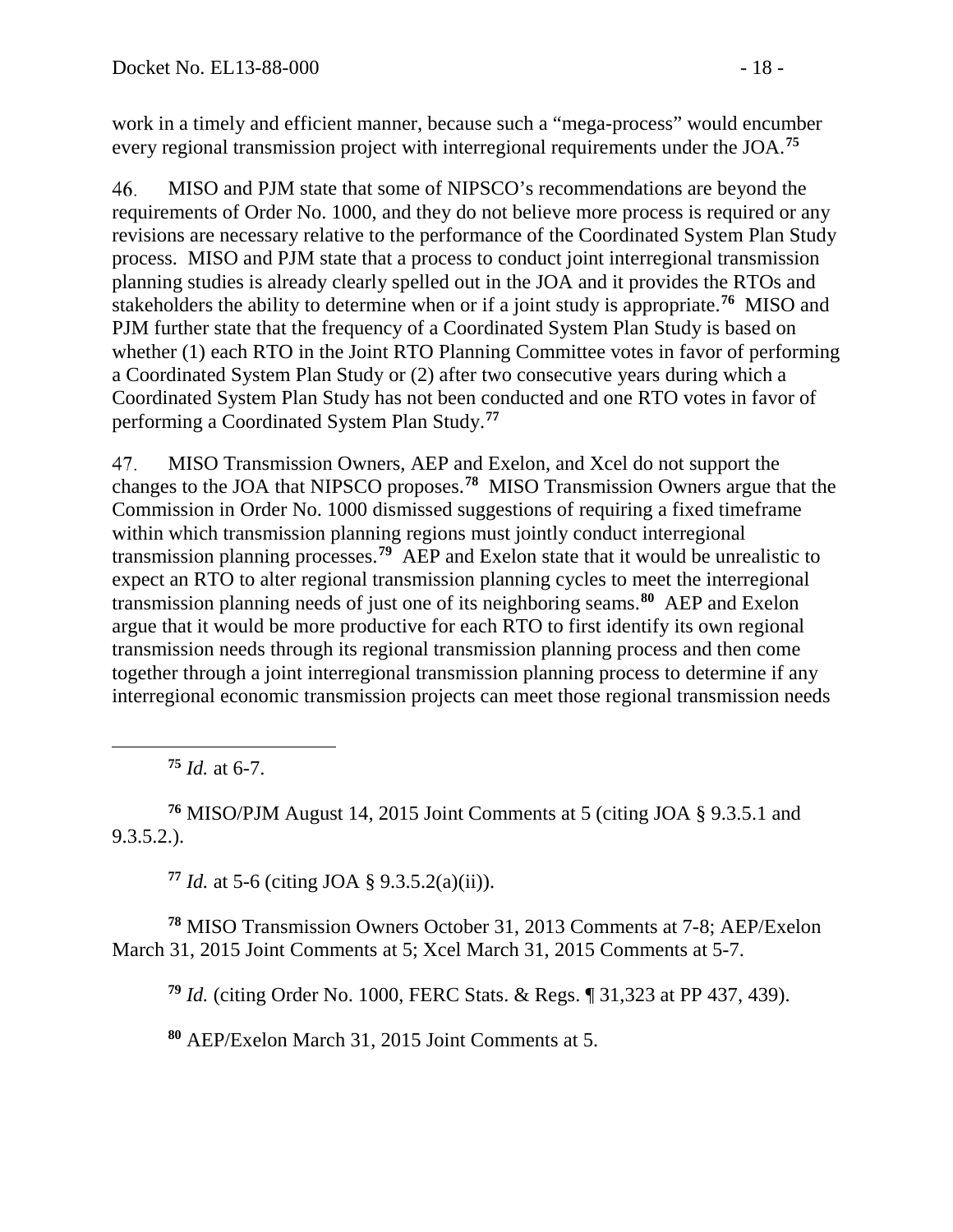work in a timely and efficient manner, because such a "mega-process" would encumber every regional transmission project with interregional requirements under the JOA.[75]

46. MISO and PJM state that some of NIPSCO's recommendations are beyond the requirements of Order No. 1000, and they do not believe more process is required or any revisions are necessary relative to the performance of the Coordinated System Plan Study process. MISO and PJM state that a process to conduct joint interregional transmission planning studies is already clearly spelled out in the JOA and it provides the RTOs and stakeholders the ability to determine when or if a joint study is appropriate.[76] MISO and PJM further state that the frequency of a Coordinated System Plan Study is based on whether (1) each RTO in the Joint RTO Planning Committee votes in favor of performing a Coordinated System Plan Study or (2) after two consecutive years during which a Coordinated System Plan Study has not been conducted and one RTO votes in favor of performing a Coordinated System Plan Study.[77]

47. MISO Transmission Owners, AEP and Exelon, and Xcel do not support the changes to the JOA that NIPSCO proposes.[78] MISO Transmission Owners argue that the Commission in Order No. 1000 dismissed suggestions of requiring a fixed timeframe within which transmission planning regions must jointly conduct interregional transmission planning processes.[79] AEP and Exelon state that it would be unrealistic to expect an RTO to alter regional transmission planning cycles to meet the interregional transmission planning needs of just one of its neighboring seams.[80] AEP and Exelon argue that it would be more productive for each RTO to first identify its own regional transmission needs through its regional transmission planning process and then come together through a joint interregional transmission planning process to determine if any interregional economic transmission projects can meet those regional transmission needs

---

[75] *Id.* at 6-7.

[76] MISO/PJM August 14, 2015 Joint Comments at 5 (citing JOA § 9.3.5.1 and 9.3.5.2.).

[77] *Id.* at 5-6 (citing JOA § 9.3.5.2(a)(ii)).

[78] MISO Transmission Owners October 31, 2013 Comments at 7-8; AEP/Exelon March 31, 2015 Joint Comments at 5; Xcel March 31, 2015 Comments at 5-7.

[79] *Id.* (citing Order No. 1000, FERC Stats. & Regs. ¶ 31,323 at PP 437, 439).

[80] AEP/Exelon March 31, 2015 Joint Comments at 5.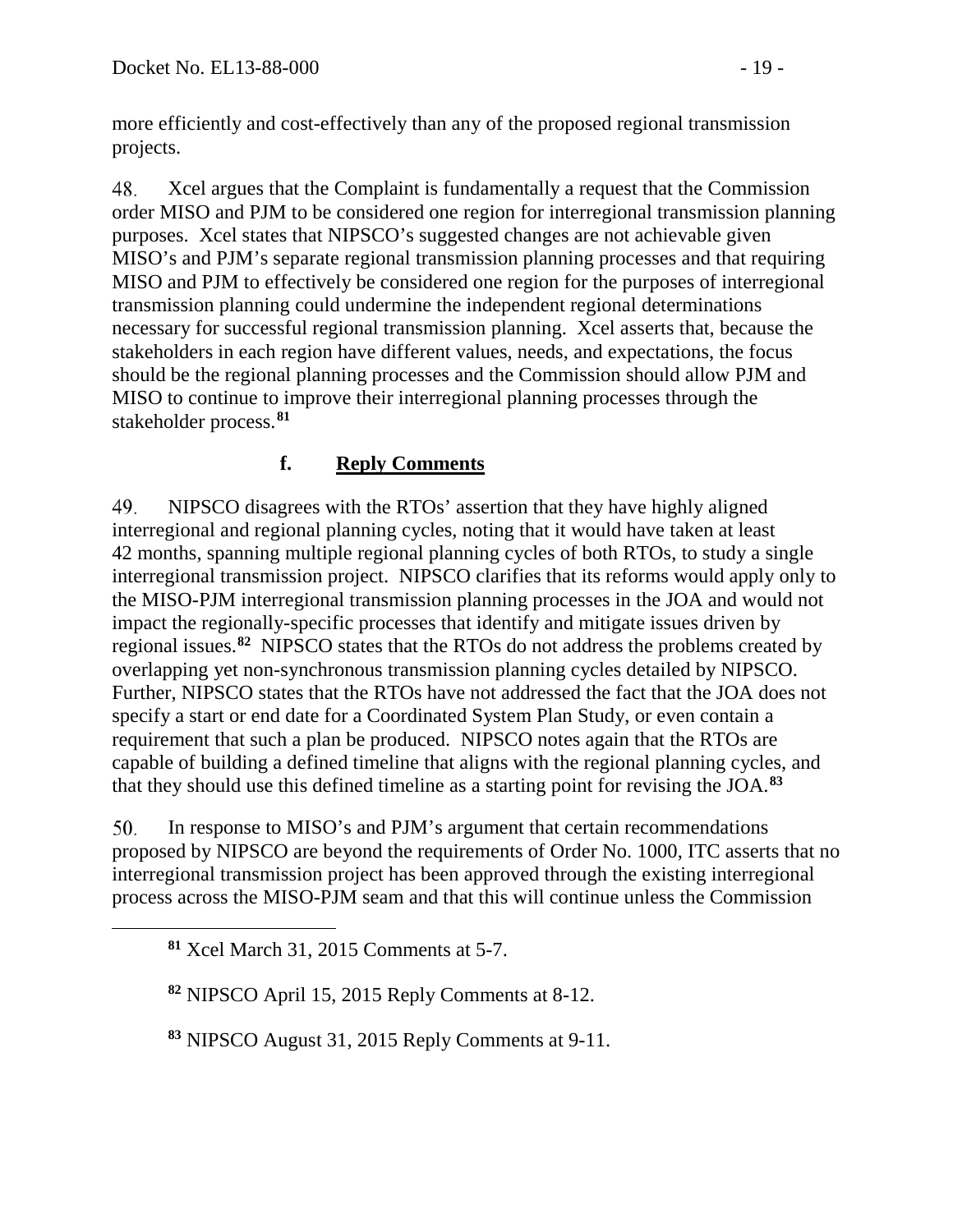more efficiently and cost-effectively than any of the proposed regional transmission projects.

48. Xcel argues that the Complaint is fundamentally a request that the Commission order MISO and PJM to be considered one region for interregional transmission planning purposes. Xcel states that NIPSCO's suggested changes are not achievable given MISO's and PJM's separate regional transmission planning processes and that requiring MISO and PJM to effectively be considered one region for the purposes of interregional transmission planning could undermine the independent regional determinations necessary for successful regional transmission planning. Xcel asserts that, because the stakeholders in each region have different values, needs, and expectations, the focus should be the regional planning processes and the Commission should allow PJM and MISO to continue to improve their interregional planning processes through the stakeholder process.[81]

### f. Reply Comments

49. NIPSCO disagrees with the RTOs' assertion that they have highly aligned interregional and regional planning cycles, noting that it would have taken at least 42 months, spanning multiple regional planning cycles of both RTOs, to study a single interregional transmission project. NIPSCO clarifies that its reforms would apply only to the MISO-PJM interregional transmission planning processes in the JOA and would not impact the regionally-specific processes that identify and mitigate issues driven by regional issues.[82] NIPSCO states that the RTOs do not address the problems created by overlapping yet non-synchronous transmission planning cycles detailed by NIPSCO. Further, NIPSCO states that the RTOs have not addressed the fact that the JOA does not specify a start or end date for a Coordinated System Plan Study, or even contain a requirement that such a plan be produced. NIPSCO notes again that the RTOs are capable of building a defined timeline that aligns with the regional planning cycles, and that they should use this defined timeline as a starting point for revising the JOA.[83]

50. In response to MISO's and PJM's argument that certain recommendations proposed by NIPSCO are beyond the requirements of Order No. 1000, ITC asserts that no interregional transmission project has been approved through the existing interregional process across the MISO-PJM seam and that this will continue unless the Commission

---

[81] Xcel March 31, 2015 Comments at 5-7.

[82] NIPSCO April 15, 2015 Reply Comments at 8-12.

[83] NIPSCO August 31, 2015 Reply Comments at 9-11.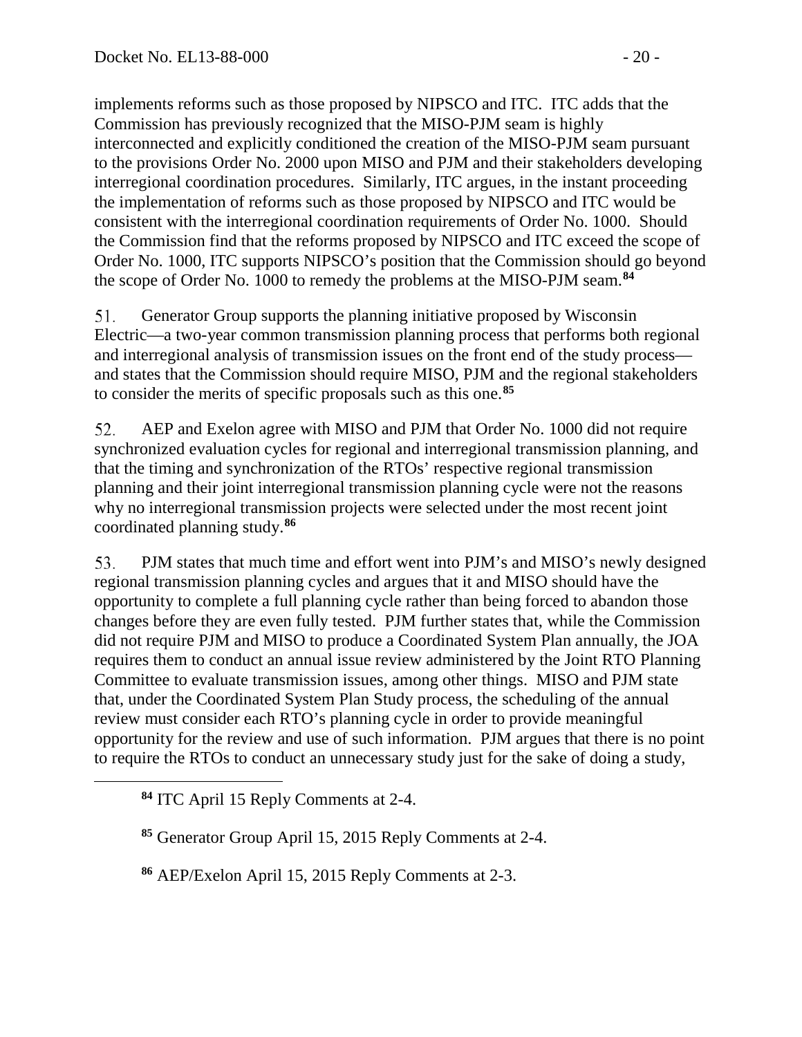implements reforms such as those proposed by NIPSCO and ITC. ITC adds that the Commission has previously recognized that the MISO-PJM seam is highly interconnected and explicitly conditioned the creation of the MISO-PJM seam pursuant to the provisions Order No. 2000 upon MISO and PJM and their stakeholders developing interregional coordination procedures. Similarly, ITC argues, in the instant proceeding the implementation of reforms such as those proposed by NIPSCO and ITC would be consistent with the interregional coordination requirements of Order No. 1000. Should the Commission find that the reforms proposed by NIPSCO and ITC exceed the scope of Order No. 1000, ITC supports NIPSCO's position that the Commission should go beyond the scope of Order No. 1000 to remedy the problems at the MISO-PJM seam.[84]

51. Generator Group supports the planning initiative proposed by Wisconsin Electric—a two-year common transmission planning process that performs both regional and interregional analysis of transmission issues on the front end of the study process—and states that the Commission should require MISO, PJM and the regional stakeholders to consider the merits of specific proposals such as this one.[85]

52. AEP and Exelon agree with MISO and PJM that Order No. 1000 did not require synchronized evaluation cycles for regional and interregional transmission planning, and that the timing and synchronization of the RTOs' respective regional transmission planning and their joint interregional transmission planning cycle were not the reasons why no interregional transmission projects were selected under the most recent joint coordinated planning study.[86]

53. PJM states that much time and effort went into PJM's and MISO's newly designed regional transmission planning cycles and argues that it and MISO should have the opportunity to complete a full planning cycle rather than being forced to abandon those changes before they are even fully tested. PJM further states that, while the Commission did not require PJM and MISO to produce a Coordinated System Plan annually, the JOA requires them to conduct an annual issue review administered by the Joint RTO Planning Committee to evaluate transmission issues, among other things. MISO and PJM state that, under the Coordinated System Plan Study process, the scheduling of the annual review must consider each RTO's planning cycle in order to provide meaningful opportunity for the review and use of such information. PJM argues that there is no point to require the RTOs to conduct an unnecessary study just for the sake of doing a study,

[84] ITC April 15 Reply Comments at 2-4.

[85] Generator Group April 15, 2015 Reply Comments at 2-4.

[86] AEP/Exelon April 15, 2015 Reply Comments at 2-3.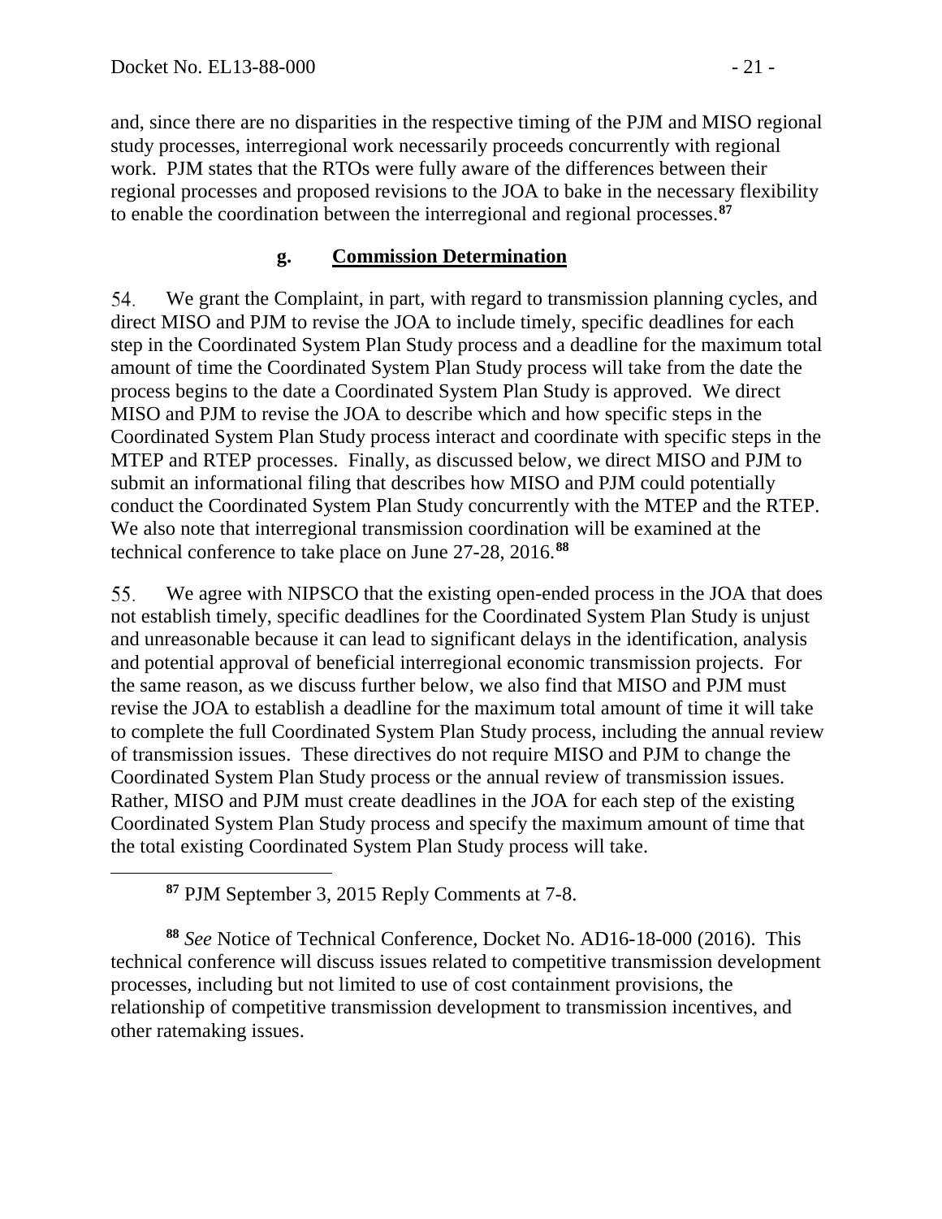and, since there are no disparities in the respective timing of the PJM and MISO regional study processes, interregional work necessarily proceeds concurrently with regional work. PJM states that the RTOs were fully aware of the differences between their regional processes and proposed revisions to the JOA to bake in the necessary flexibility to enable the coordination between the interregional and regional processes.[87]

### g. Commission Determination

54. We grant the Complaint, in part, with regard to transmission planning cycles, and direct MISO and PJM to revise the JOA to include timely, specific deadlines for each step in the Coordinated System Plan Study process and a deadline for the maximum total amount of time the Coordinated System Plan Study process will take from the date the process begins to the date a Coordinated System Plan Study is approved. We direct MISO and PJM to revise the JOA to describe which and how specific steps in the Coordinated System Plan Study process interact and coordinate with specific steps in the MTEP and RTEP processes. Finally, as discussed below, we direct MISO and PJM to submit an informational filing that describes how MISO and PJM could potentially conduct the Coordinated System Plan Study concurrently with the MTEP and the RTEP. We also note that interregional transmission coordination will be examined at the technical conference to take place on June 27-28, 2016.[88]

55. We agree with NIPSCO that the existing open-ended process in the JOA that does not establish timely, specific deadlines for the Coordinated System Plan Study is unjust and unreasonable because it can lead to significant delays in the identification, analysis and potential approval of beneficial interregional economic transmission projects. For the same reason, as we discuss further below, we also find that MISO and PJM must revise the JOA to establish a deadline for the maximum total amount of time it will take to complete the full Coordinated System Plan Study process, including the annual review of transmission issues. These directives do not require MISO and PJM to change the Coordinated System Plan Study process or the annual review of transmission issues. Rather, MISO and PJM must create deadlines in the JOA for each step of the existing Coordinated System Plan Study process and specify the maximum amount of time that the total existing Coordinated System Plan Study process will take.

---

[87] PJM September 3, 2015 Reply Comments at 7-8.

[88] *See* Notice of Technical Conference, Docket No. AD16-18-000 (2016). This technical conference will discuss issues related to competitive transmission development processes, including but not limited to use of cost containment provisions, the relationship of competitive transmission development to transmission incentives, and other ratemaking issues.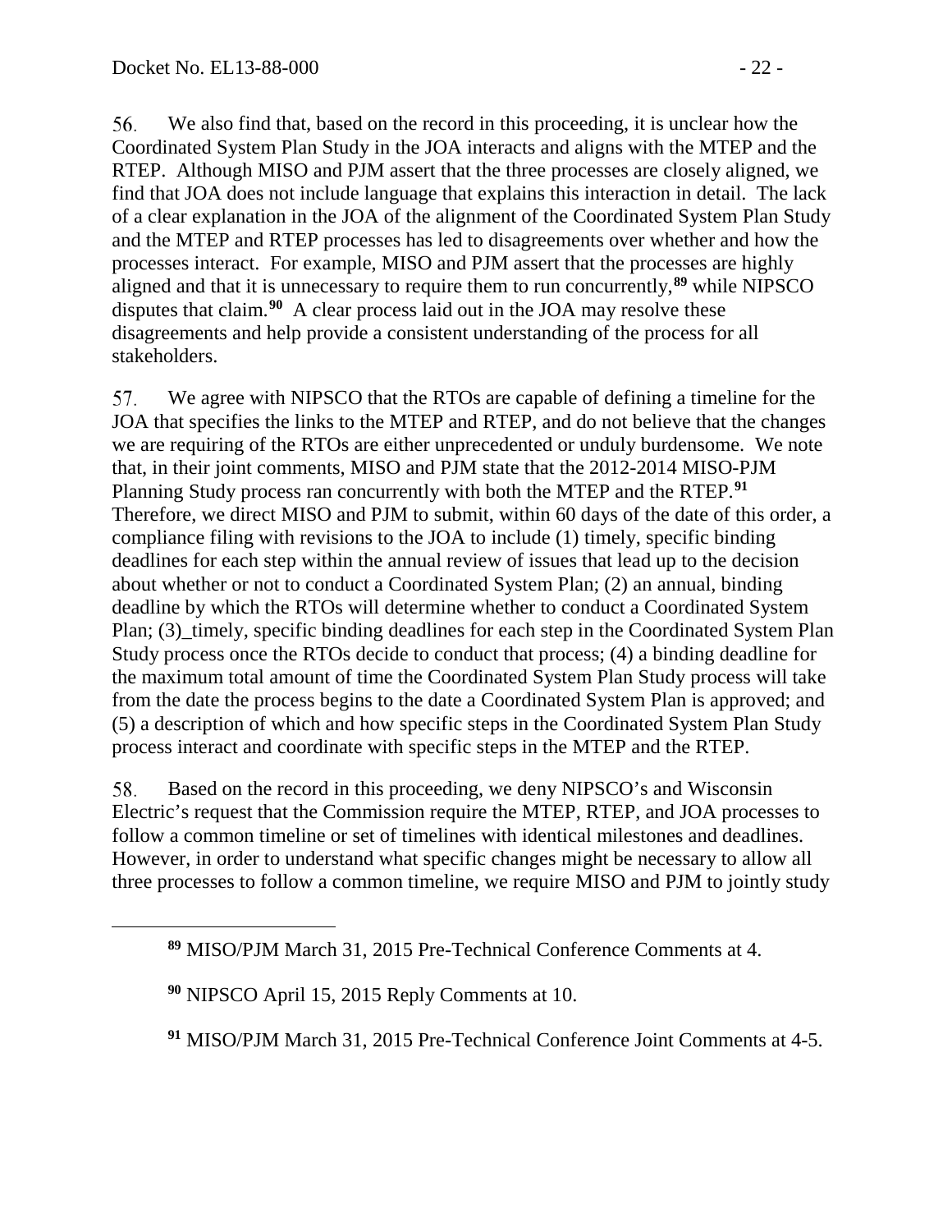56. We also find that, based on the record in this proceeding, it is unclear how the Coordinated System Plan Study in the JOA interacts and aligns with the MTEP and the RTEP. Although MISO and PJM assert that the three processes are closely aligned, we find that JOA does not include language that explains this interaction in detail. The lack of a clear explanation in the JOA of the alignment of the Coordinated System Plan Study and the MTEP and RTEP processes has led to disagreements over whether and how the processes interact. For example, MISO and PJM assert that the processes are highly aligned and that it is unnecessary to require them to run concurrently,[89] while NIPSCO disputes that claim.[90] A clear process laid out in the JOA may resolve these disagreements and help provide a consistent understanding of the process for all stakeholders.

57. We agree with NIPSCO that the RTOs are capable of defining a timeline for the JOA that specifies the links to the MTEP and RTEP, and do not believe that the changes we are requiring of the RTOs are either unprecedented or unduly burdensome. We note that, in their joint comments, MISO and PJM state that the 2012-2014 MISO-PJM Planning Study process ran concurrently with both the MTEP and the RTEP.[91] Therefore, we direct MISO and PJM to submit, within 60 days of the date of this order, a compliance filing with revisions to the JOA to include (1) timely, specific binding deadlines for each step within the annual review of issues that lead up to the decision about whether or not to conduct a Coordinated System Plan; (2) an annual, binding deadline by which the RTOs will determine whether to conduct a Coordinated System Plan; (3)_timely, specific binding deadlines for each step in the Coordinated System Plan Study process once the RTOs decide to conduct that process; (4) a binding deadline for the maximum total amount of time the Coordinated System Plan Study process will take from the date the process begins to the date a Coordinated System Plan is approved; and (5) a description of which and how specific steps in the Coordinated System Plan Study process interact and coordinate with specific steps in the MTEP and the RTEP.

58. Based on the record in this proceeding, we deny NIPSCO's and Wisconsin Electric's request that the Commission require the MTEP, RTEP, and JOA processes to follow a common timeline or set of timelines with identical milestones and deadlines. However, in order to understand what specific changes might be necessary to allow all three processes to follow a common timeline, we require MISO and PJM to jointly study

[89] MISO/PJM March 31, 2015 Pre-Technical Conference Comments at 4.

[90] NIPSCO April 15, 2015 Reply Comments at 10.

[91] MISO/PJM March 31, 2015 Pre-Technical Conference Joint Comments at 4-5.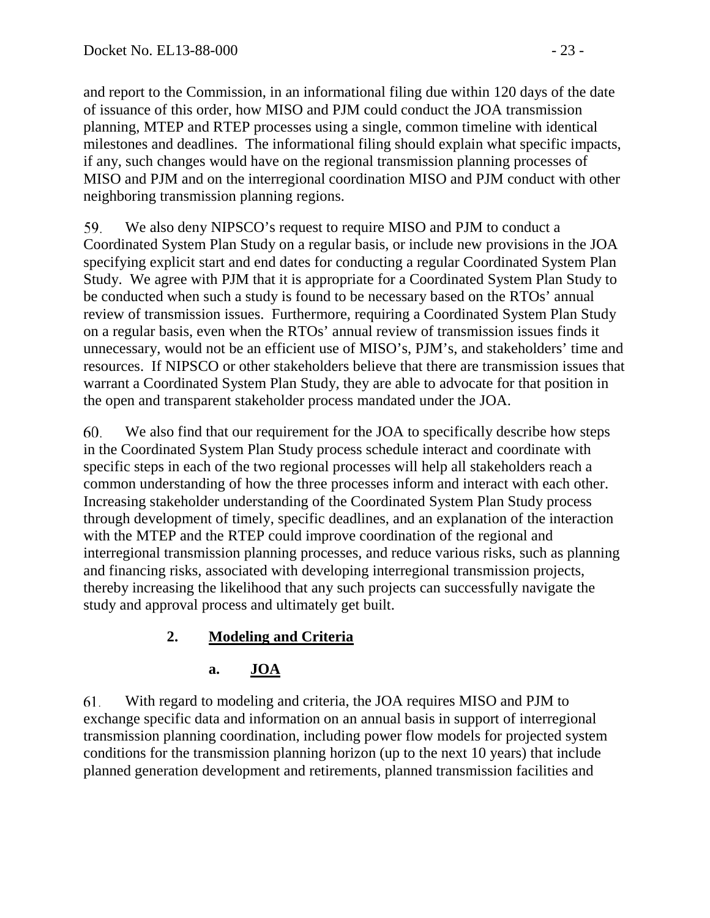and report to the Commission, in an informational filing due within 120 days of the date of issuance of this order, how MISO and PJM could conduct the JOA transmission planning, MTEP and RTEP processes using a single, common timeline with identical milestones and deadlines. The informational filing should explain what specific impacts, if any, such changes would have on the regional transmission planning processes of MISO and PJM and on the interregional coordination MISO and PJM conduct with other neighboring transmission planning regions.

59. We also deny NIPSCO's request to require MISO and PJM to conduct a Coordinated System Plan Study on a regular basis, or include new provisions in the JOA specifying explicit start and end dates for conducting a regular Coordinated System Plan Study. We agree with PJM that it is appropriate for a Coordinated System Plan Study to be conducted when such a study is found to be necessary based on the RTOs' annual review of transmission issues. Furthermore, requiring a Coordinated System Plan Study on a regular basis, even when the RTOs' annual review of transmission issues finds it unnecessary, would not be an efficient use of MISO's, PJM's, and stakeholders' time and resources. If NIPSCO or other stakeholders believe that there are transmission issues that warrant a Coordinated System Plan Study, they are able to advocate for that position in the open and transparent stakeholder process mandated under the JOA.

60. We also find that our requirement for the JOA to specifically describe how steps in the Coordinated System Plan Study process schedule interact and coordinate with specific steps in each of the two regional processes will help all stakeholders reach a common understanding of how the three processes inform and interact with each other. Increasing stakeholder understanding of the Coordinated System Plan Study process through development of timely, specific deadlines, and an explanation of the interaction with the MTEP and the RTEP could improve coordination of the regional and interregional transmission planning processes, and reduce various risks, such as planning and financing risks, associated with developing interregional transmission projects, thereby increasing the likelihood that any such projects can successfully navigate the study and approval process and ultimately get built.

### 2. Modeling and Criteria

#### a. JOA

61. With regard to modeling and criteria, the JOA requires MISO and PJM to exchange specific data and information on an annual basis in support of interregional transmission planning coordination, including power flow models for projected system conditions for the transmission planning horizon (up to the next 10 years) that include planned generation development and retirements, planned transmission facilities and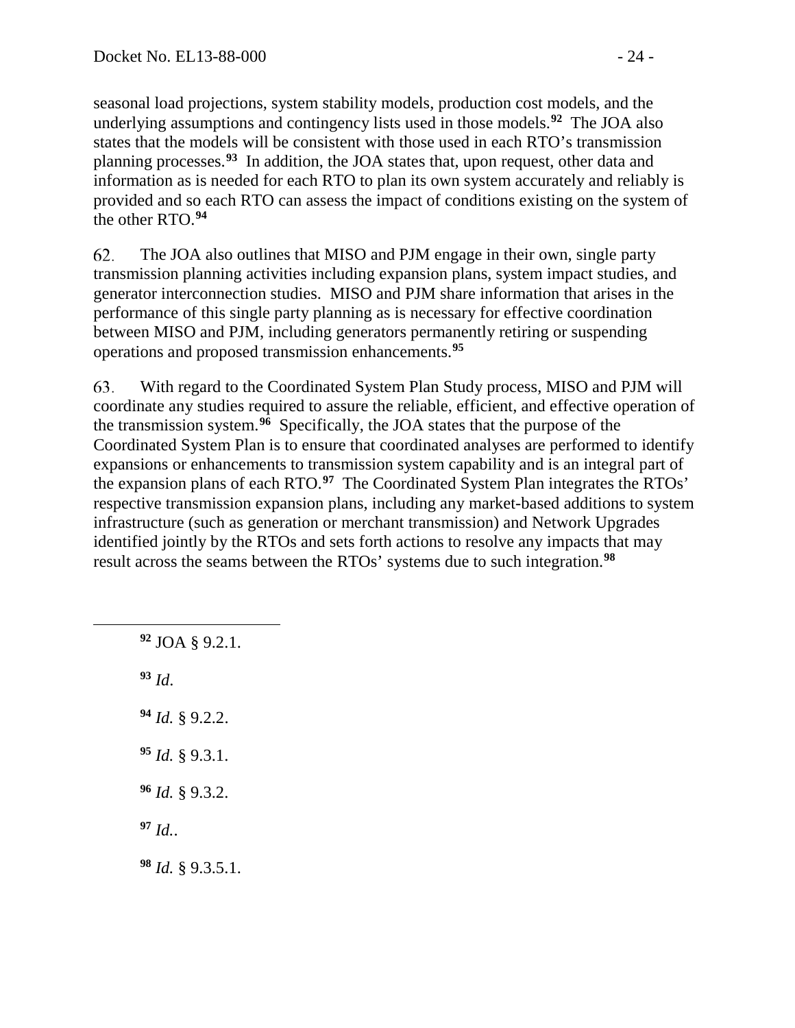seasonal load projections, system stability models, production cost models, and the underlying assumptions and contingency lists used in those models.[92] The JOA also states that the models will be consistent with those used in each RTO's transmission planning processes.[93] In addition, the JOA states that, upon request, other data and information as is needed for each RTO to plan its own system accurately and reliably is provided and so each RTO can assess the impact of conditions existing on the system of the other RTO.[94]

62. The JOA also outlines that MISO and PJM engage in their own, single party transmission planning activities including expansion plans, system impact studies, and generator interconnection studies. MISO and PJM share information that arises in the performance of this single party planning as is necessary for effective coordination between MISO and PJM, including generators permanently retiring or suspending operations and proposed transmission enhancements.[95]

63. With regard to the Coordinated System Plan Study process, MISO and PJM will coordinate any studies required to assure the reliable, efficient, and effective operation of the transmission system.[96] Specifically, the JOA states that the purpose of the Coordinated System Plan is to ensure that coordinated analyses are performed to identify expansions or enhancements to transmission system capability and is an integral part of the expansion plans of each RTO.[97] The Coordinated System Plan integrates the RTOs' respective transmission expansion plans, including any market-based additions to system infrastructure (such as generation or merchant transmission) and Network Upgrades identified jointly by the RTOs and sets forth actions to resolve any impacts that may result across the seams between the RTOs' systems due to such integration.[98]

---

[92] JOA § 9.2.1.

[93] *Id*.

[94] *Id.* § 9.2.2.

[95] *Id.* § 9.3.1.

[96] *Id.* § 9.3.2.

[97] *Id.*.

[98] *Id.* § 9.3.5.1.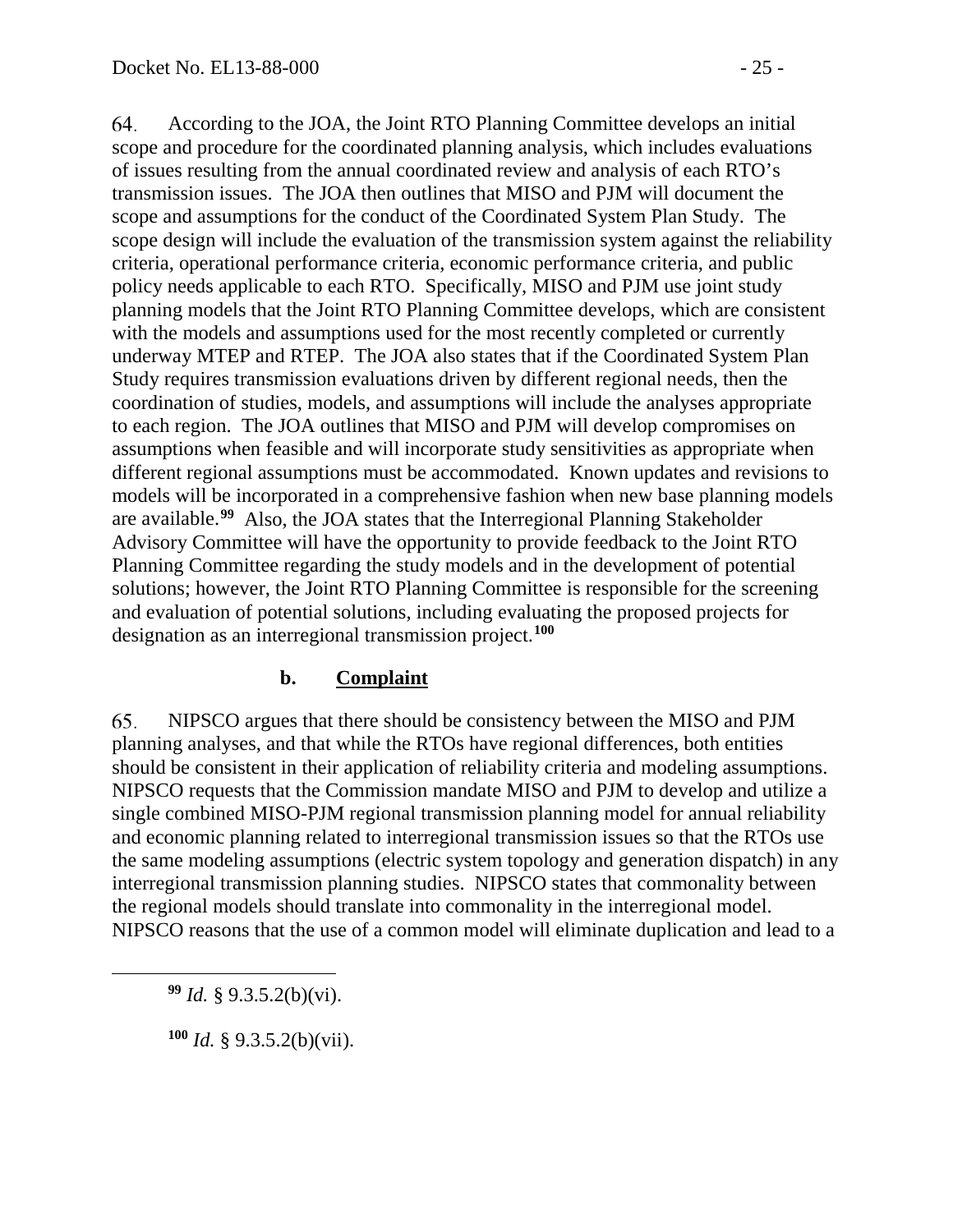64. According to the JOA, the Joint RTO Planning Committee develops an initial scope and procedure for the coordinated planning analysis, which includes evaluations of issues resulting from the annual coordinated review and analysis of each RTO's transmission issues. The JOA then outlines that MISO and PJM will document the scope and assumptions for the conduct of the Coordinated System Plan Study. The scope design will include the evaluation of the transmission system against the reliability criteria, operational performance criteria, economic performance criteria, and public policy needs applicable to each RTO. Specifically, MISO and PJM use joint study planning models that the Joint RTO Planning Committee develops, which are consistent with the models and assumptions used for the most recently completed or currently underway MTEP and RTEP. The JOA also states that if the Coordinated System Plan Study requires transmission evaluations driven by different regional needs, then the coordination of studies, models, and assumptions will include the analyses appropriate to each region. The JOA outlines that MISO and PJM will develop compromises on assumptions when feasible and will incorporate study sensitivities as appropriate when different regional assumptions must be accommodated. Known updates and revisions to models will be incorporated in a comprehensive fashion when new base planning models are available.[99] Also, the JOA states that the Interregional Planning Stakeholder Advisory Committee will have the opportunity to provide feedback to the Joint RTO Planning Committee regarding the study models and in the development of potential solutions; however, the Joint RTO Planning Committee is responsible for the screening and evaluation of potential solutions, including evaluating the proposed projects for designation as an interregional transmission project.[100]

### b. Complaint

65. NIPSCO argues that there should be consistency between the MISO and PJM planning analyses, and that while the RTOs have regional differences, both entities should be consistent in their application of reliability criteria and modeling assumptions. NIPSCO requests that the Commission mandate MISO and PJM to develop and utilize a single combined MISO-PJM regional transmission planning model for annual reliability and economic planning related to interregional transmission issues so that the RTOs use the same modeling assumptions (electric system topology and generation dispatch) in any interregional transmission planning studies. NIPSCO states that commonality between the regional models should translate into commonality in the interregional model. NIPSCO reasons that the use of a common model will eliminate duplication and lead to a

[99] *Id.* § 9.3.5.2(b)(vi).

[100] *Id.* § 9.3.5.2(b)(vii).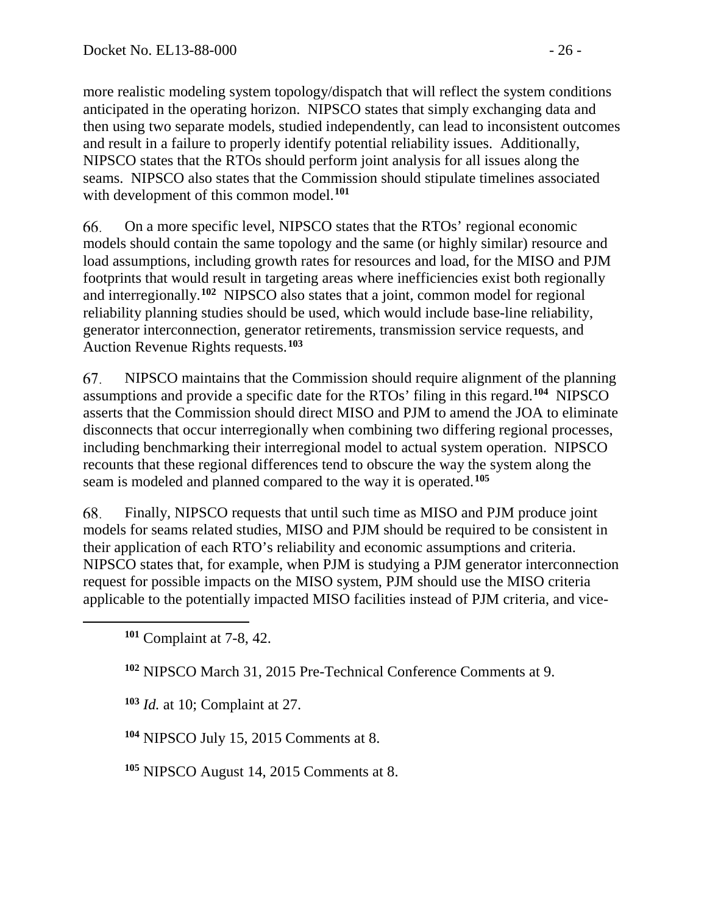more realistic modeling system topology/dispatch that will reflect the system conditions anticipated in the operating horizon. NIPSCO states that simply exchanging data and then using two separate models, studied independently, can lead to inconsistent outcomes and result in a failure to properly identify potential reliability issues. Additionally, NIPSCO states that the RTOs should perform joint analysis for all issues along the seams. NIPSCO also states that the Commission should stipulate timelines associated with development of this common model.[101]

66. On a more specific level, NIPSCO states that the RTOs' regional economic models should contain the same topology and the same (or highly similar) resource and load assumptions, including growth rates for resources and load, for the MISO and PJM footprints that would result in targeting areas where inefficiencies exist both regionally and interregionally.[102] NIPSCO also states that a joint, common model for regional reliability planning studies should be used, which would include base-line reliability, generator interconnection, generator retirements, transmission service requests, and Auction Revenue Rights requests.[103]

67. NIPSCO maintains that the Commission should require alignment of the planning assumptions and provide a specific date for the RTOs' filing in this regard.[104] NIPSCO asserts that the Commission should direct MISO and PJM to amend the JOA to eliminate disconnects that occur interregionally when combining two differing regional processes, including benchmarking their interregional model to actual system operation. NIPSCO recounts that these regional differences tend to obscure the way the system along the seam is modeled and planned compared to the way it is operated.[105]

68. Finally, NIPSCO requests that until such time as MISO and PJM produce joint models for seams related studies, MISO and PJM should be required to be consistent in their application of each RTO's reliability and economic assumptions and criteria. NIPSCO states that, for example, when PJM is studying a PJM generator interconnection request for possible impacts on the MISO system, PJM should use the MISO criteria applicable to the potentially impacted MISO facilities instead of PJM criteria, and vice-

[101] Complaint at 7-8, 42.

[102] NIPSCO March 31, 2015 Pre-Technical Conference Comments at 9.

[103] *Id.* at 10; Complaint at 27.

[104] NIPSCO July 15, 2015 Comments at 8.

[105] NIPSCO August 14, 2015 Comments at 8.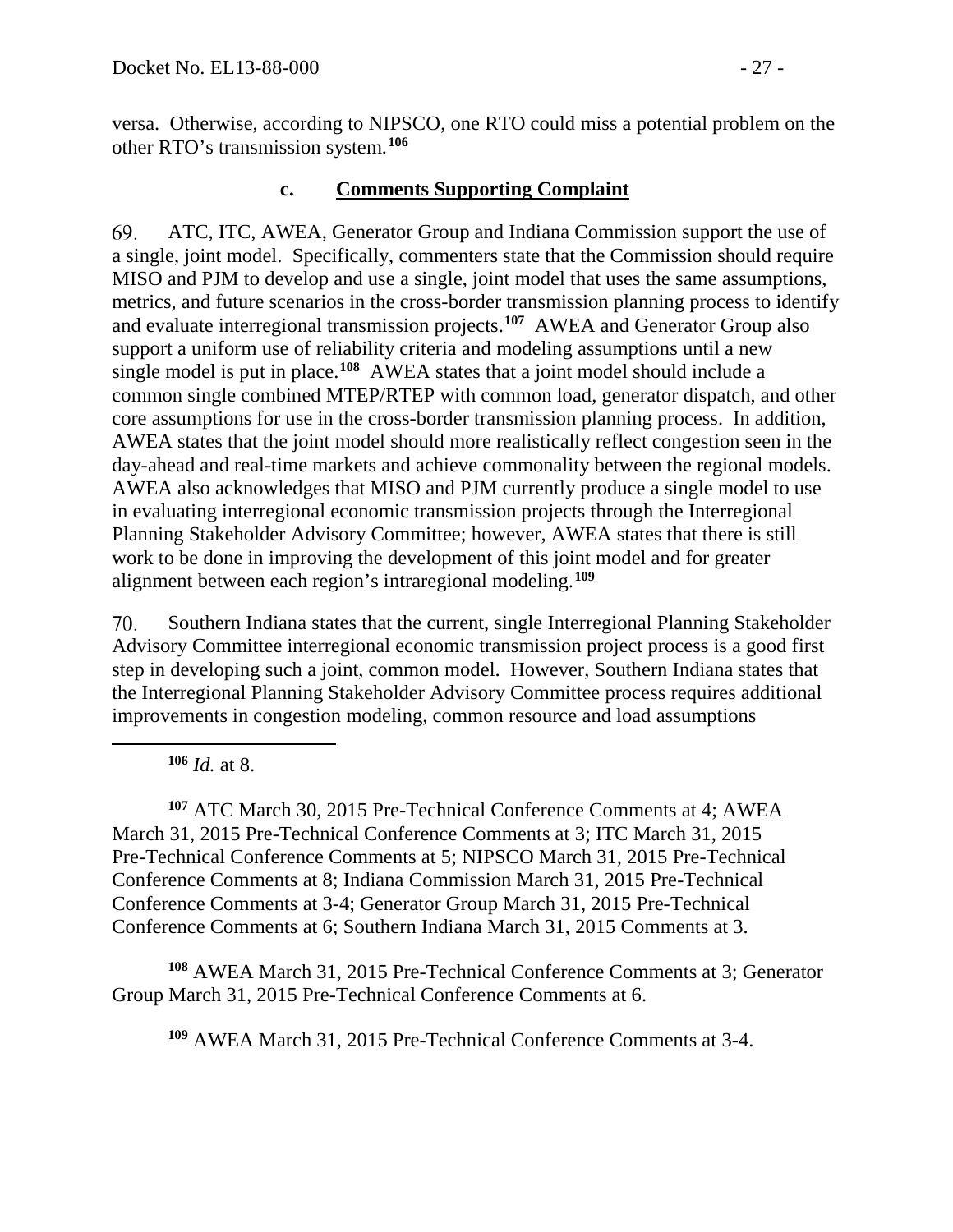versa. Otherwise, according to NIPSCO, one RTO could miss a potential problem on the other RTO's transmission system.[106]

### c. Comments Supporting Complaint

69. ATC, ITC, AWEA, Generator Group and Indiana Commission support the use of a single, joint model. Specifically, commenters state that the Commission should require MISO and PJM to develop and use a single, joint model that uses the same assumptions, metrics, and future scenarios in the cross-border transmission planning process to identify and evaluate interregional transmission projects.[107] AWEA and Generator Group also support a uniform use of reliability criteria and modeling assumptions until a new single model is put in place.[108] AWEA states that a joint model should include a common single combined MTEP/RTEP with common load, generator dispatch, and other core assumptions for use in the cross-border transmission planning process. In addition, AWEA states that the joint model should more realistically reflect congestion seen in the day-ahead and real-time markets and achieve commonality between the regional models. AWEA also acknowledges that MISO and PJM currently produce a single model to use in evaluating interregional economic transmission projects through the Interregional Planning Stakeholder Advisory Committee; however, AWEA states that there is still work to be done in improving the development of this joint model and for greater alignment between each region's intraregional modeling.[109]

70. Southern Indiana states that the current, single Interregional Planning Stakeholder Advisory Committee interregional economic transmission project process is a good first step in developing such a joint, common model. However, Southern Indiana states that the Interregional Planning Stakeholder Advisory Committee process requires additional improvements in congestion modeling, common resource and load assumptions

---

[106] *Id.* at 8.

[107] ATC March 30, 2015 Pre-Technical Conference Comments at 4; AWEA March 31, 2015 Pre-Technical Conference Comments at 3; ITC March 31, 2015 Pre-Technical Conference Comments at 5; NIPSCO March 31, 2015 Pre-Technical Conference Comments at 8; Indiana Commission March 31, 2015 Pre-Technical Conference Comments at 3-4; Generator Group March 31, 2015 Pre-Technical Conference Comments at 6; Southern Indiana March 31, 2015 Comments at 3.

[108] AWEA March 31, 2015 Pre-Technical Conference Comments at 3; Generator Group March 31, 2015 Pre-Technical Conference Comments at 6.

[109] AWEA March 31, 2015 Pre-Technical Conference Comments at 3-4.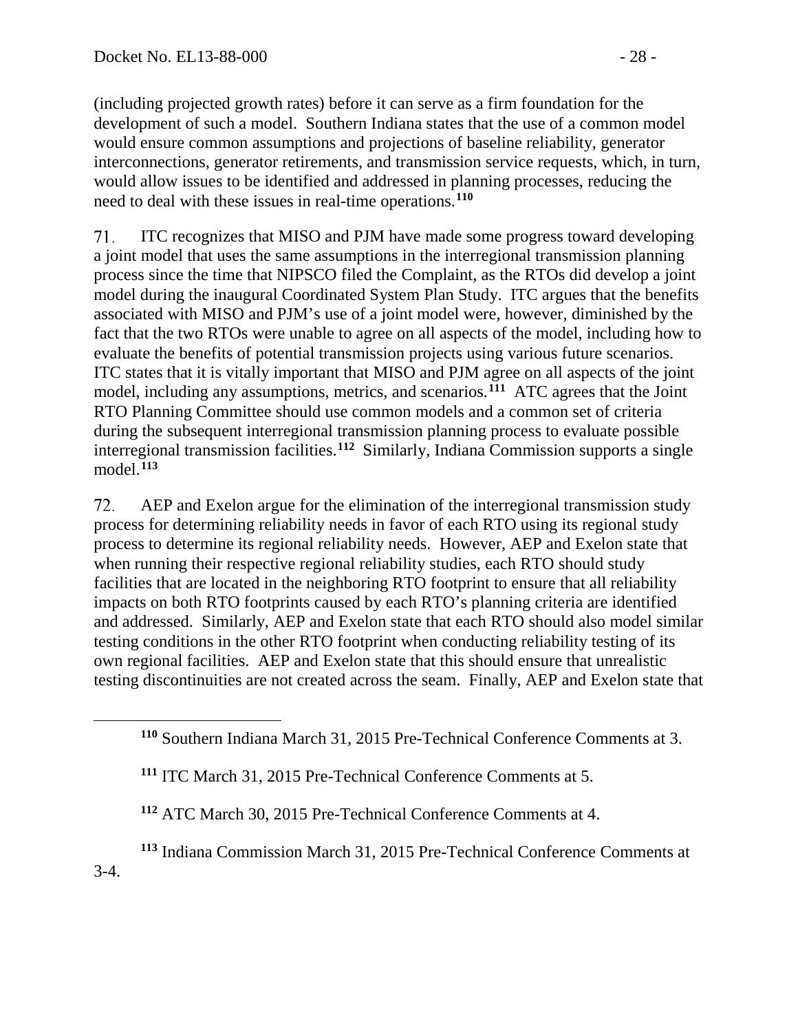(including projected growth rates) before it can serve as a firm foundation for the development of such a model. Southern Indiana states that the use of a common model would ensure common assumptions and projections of baseline reliability, generator interconnections, generator retirements, and transmission service requests, which, in turn, would allow issues to be identified and addressed in planning processes, reducing the need to deal with these issues in real-time operations.[110]

71. ITC recognizes that MISO and PJM have made some progress toward developing a joint model that uses the same assumptions in the interregional transmission planning process since the time that NIPSCO filed the Complaint, as the RTOs did develop a joint model during the inaugural Coordinated System Plan Study. ITC argues that the benefits associated with MISO and PJM's use of a joint model were, however, diminished by the fact that the two RTOs were unable to agree on all aspects of the model, including how to evaluate the benefits of potential transmission projects using various future scenarios. ITC states that it is vitally important that MISO and PJM agree on all aspects of the joint model, including any assumptions, metrics, and scenarios.[111] ATC agrees that the Joint RTO Planning Committee should use common models and a common set of criteria during the subsequent interregional transmission planning process to evaluate possible interregional transmission facilities.[112] Similarly, Indiana Commission supports a single model.[113]

72. AEP and Exelon argue for the elimination of the interregional transmission study process for determining reliability needs in favor of each RTO using its regional study process to determine its regional reliability needs. However, AEP and Exelon state that when running their respective regional reliability studies, each RTO should study facilities that are located in the neighboring RTO footprint to ensure that all reliability impacts on both RTO footprints caused by each RTO's planning criteria are identified and addressed. Similarly, AEP and Exelon state that each RTO should also model similar testing conditions in the other RTO footprint when conducting reliability testing of its own regional facilities. AEP and Exelon state that this should ensure that unrealistic testing discontinuities are not created across the seam. Finally, AEP and Exelon state that

[110] Southern Indiana March 31, 2015 Pre-Technical Conference Comments at 3.

[111] ITC March 31, 2015 Pre-Technical Conference Comments at 5.

[112] ATC March 30, 2015 Pre-Technical Conference Comments at 4.

[113] Indiana Commission March 31, 2015 Pre-Technical Conference Comments at 3-4.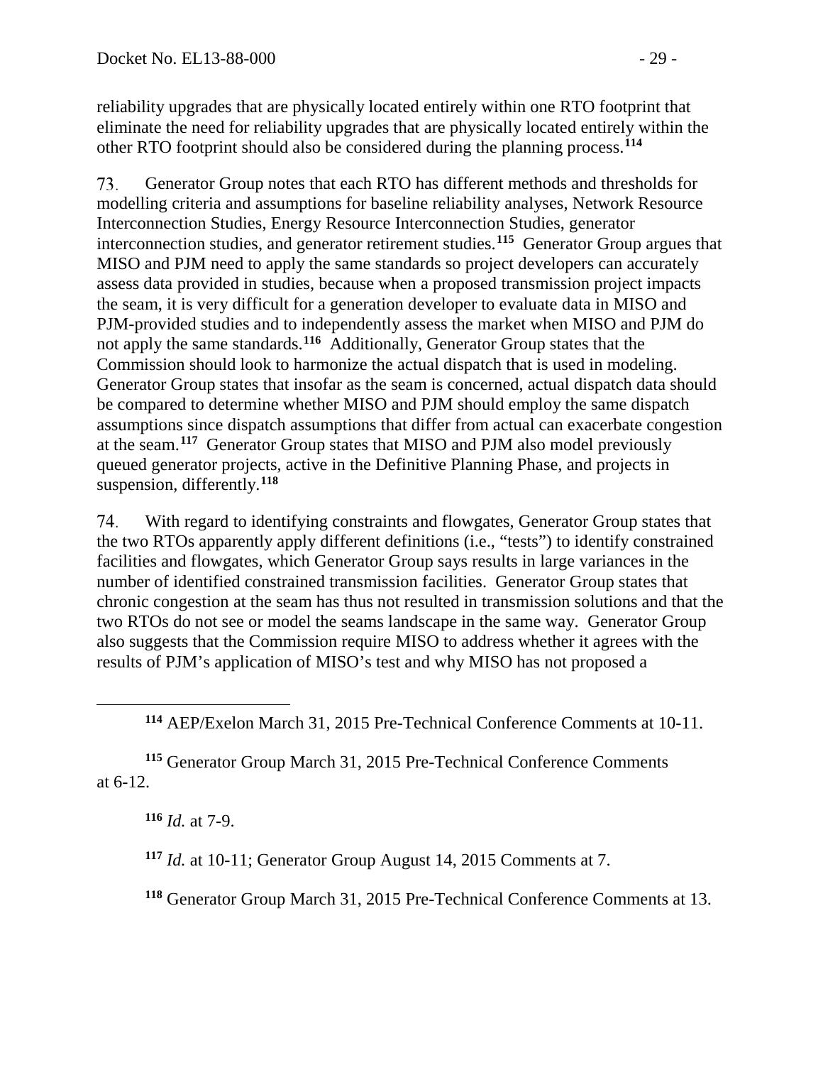reliability upgrades that are physically located entirely within one RTO footprint that eliminate the need for reliability upgrades that are physically located entirely within the other RTO footprint should also be considered during the planning process.[114]

73. Generator Group notes that each RTO has different methods and thresholds for modelling criteria and assumptions for baseline reliability analyses, Network Resource Interconnection Studies, Energy Resource Interconnection Studies, generator interconnection studies, and generator retirement studies.[115] Generator Group argues that MISO and PJM need to apply the same standards so project developers can accurately assess data provided in studies, because when a proposed transmission project impacts the seam, it is very difficult for a generation developer to evaluate data in MISO and PJM-provided studies and to independently assess the market when MISO and PJM do not apply the same standards.[116] Additionally, Generator Group states that the Commission should look to harmonize the actual dispatch that is used in modeling. Generator Group states that insofar as the seam is concerned, actual dispatch data should be compared to determine whether MISO and PJM should employ the same dispatch assumptions since dispatch assumptions that differ from actual can exacerbate congestion at the seam.[117] Generator Group states that MISO and PJM also model previously queued generator projects, active in the Definitive Planning Phase, and projects in suspension, differently.[118]

74. With regard to identifying constraints and flowgates, Generator Group states that the two RTOs apparently apply different definitions (i.e., "tests") to identify constrained facilities and flowgates, which Generator Group says results in large variances in the number of identified constrained transmission facilities. Generator Group states that chronic congestion at the seam has thus not resulted in transmission solutions and that the two RTOs do not see or model the seams landscape in the same way. Generator Group also suggests that the Commission require MISO to address whether it agrees with the results of PJM's application of MISO's test and why MISO has not proposed a

---

[114] AEP/Exelon March 31, 2015 Pre-Technical Conference Comments at 10-11.

[115] Generator Group March 31, 2015 Pre-Technical Conference Comments at 6-12.

[116] *Id.* at 7-9.

[117] *Id.* at 10-11; Generator Group August 14, 2015 Comments at 7.

[118] Generator Group March 31, 2015 Pre-Technical Conference Comments at 13.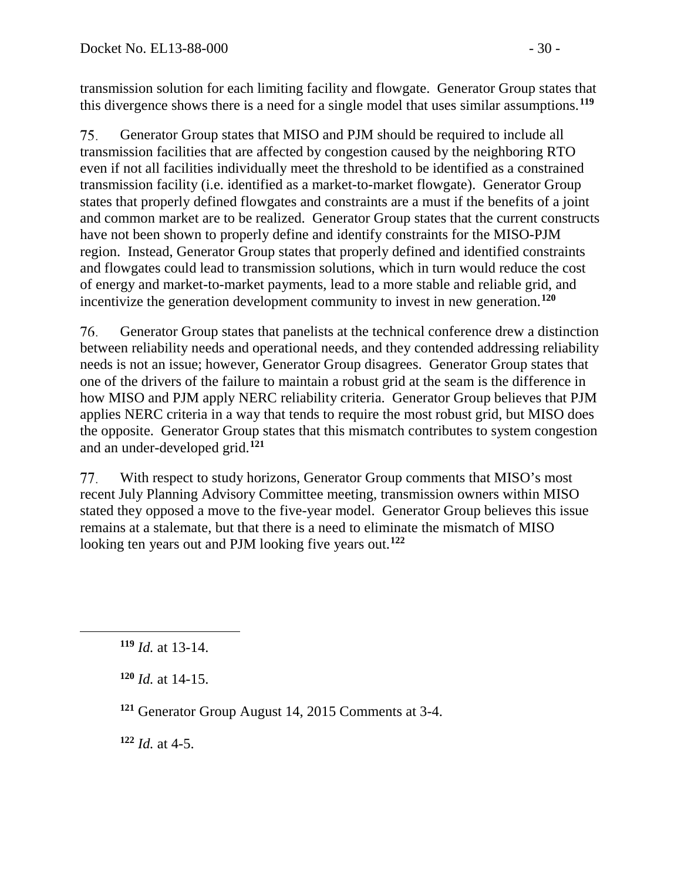transmission solution for each limiting facility and flowgate. Generator Group states that this divergence shows there is a need for a single model that uses similar assumptions.[119]

75. Generator Group states that MISO and PJM should be required to include all transmission facilities that are affected by congestion caused by the neighboring RTO even if not all facilities individually meet the threshold to be identified as a constrained transmission facility (i.e. identified as a market-to-market flowgate). Generator Group states that properly defined flowgates and constraints are a must if the benefits of a joint and common market are to be realized. Generator Group states that the current constructs have not been shown to properly define and identify constraints for the MISO-PJM region. Instead, Generator Group states that properly defined and identified constraints and flowgates could lead to transmission solutions, which in turn would reduce the cost of energy and market-to-market payments, lead to a more stable and reliable grid, and incentivize the generation development community to invest in new generation.[120]

76. Generator Group states that panelists at the technical conference drew a distinction between reliability needs and operational needs, and they contended addressing reliability needs is not an issue; however, Generator Group disagrees. Generator Group states that one of the drivers of the failure to maintain a robust grid at the seam is the difference in how MISO and PJM apply NERC reliability criteria. Generator Group believes that PJM applies NERC criteria in a way that tends to require the most robust grid, but MISO does the opposite. Generator Group states that this mismatch contributes to system congestion and an under-developed grid.[121]

77. With respect to study horizons, Generator Group comments that MISO's most recent July Planning Advisory Committee meeting, transmission owners within MISO stated they opposed a move to the five-year model. Generator Group believes this issue remains at a stalemate, but that there is a need to eliminate the mismatch of MISO looking ten years out and PJM looking five years out.[122]

---

[119] *Id.* at 13-14.

[120] *Id.* at 14-15.

[121] Generator Group August 14, 2015 Comments at 3-4.

[122] *Id.* at 4-5.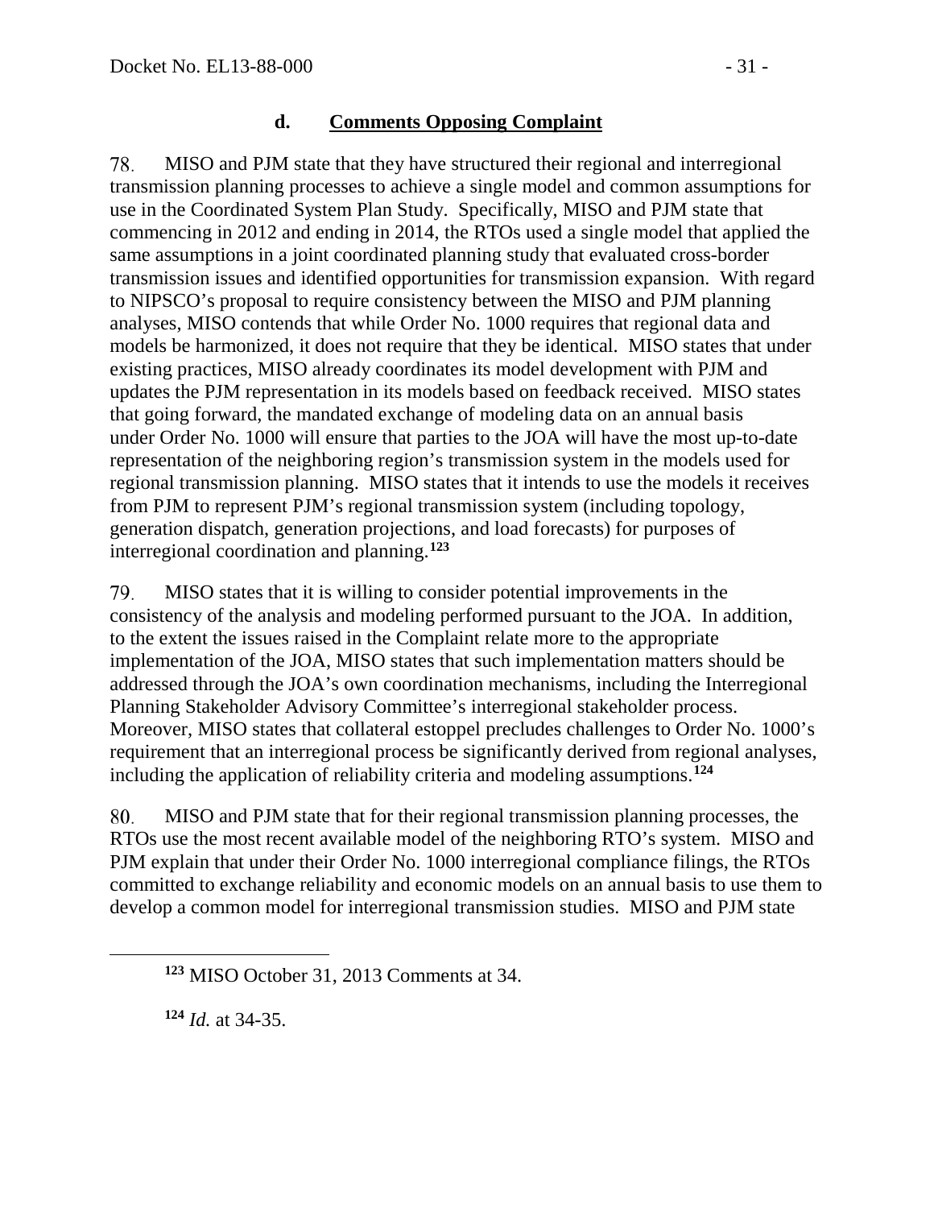### d. **Comments Opposing Complaint**

78. MISO and PJM state that they have structured their regional and interregional transmission planning processes to achieve a single model and common assumptions for use in the Coordinated System Plan Study. Specifically, MISO and PJM state that commencing in 2012 and ending in 2014, the RTOs used a single model that applied the same assumptions in a joint coordinated planning study that evaluated cross-border transmission issues and identified opportunities for transmission expansion. With regard to NIPSCO's proposal to require consistency between the MISO and PJM planning analyses, MISO contends that while Order No. 1000 requires that regional data and models be harmonized, it does not require that they be identical. MISO states that under existing practices, MISO already coordinates its model development with PJM and updates the PJM representation in its models based on feedback received. MISO states that going forward, the mandated exchange of modeling data on an annual basis under Order No. 1000 will ensure that parties to the JOA will have the most up-to-date representation of the neighboring region's transmission system in the models used for regional transmission planning. MISO states that it intends to use the models it receives from PJM to represent PJM's regional transmission system (including topology, generation dispatch, generation projections, and load forecasts) for purposes of interregional coordination and planning.[123]

79. MISO states that it is willing to consider potential improvements in the consistency of the analysis and modeling performed pursuant to the JOA. In addition, to the extent the issues raised in the Complaint relate more to the appropriate implementation of the JOA, MISO states that such implementation matters should be addressed through the JOA's own coordination mechanisms, including the Interregional Planning Stakeholder Advisory Committee's interregional stakeholder process. Moreover, MISO states that collateral estoppel precludes challenges to Order No. 1000's requirement that an interregional process be significantly derived from regional analyses, including the application of reliability criteria and modeling assumptions.[124]

80. MISO and PJM state that for their regional transmission planning processes, the RTOs use the most recent available model of the neighboring RTO's system. MISO and PJM explain that under their Order No. 1000 interregional compliance filings, the RTOs committed to exchange reliability and economic models on an annual basis to use them to develop a common model for interregional transmission studies. MISO and PJM state

[123] MISO October 31, 2013 Comments at 34.

[124] *Id.* at 34-35.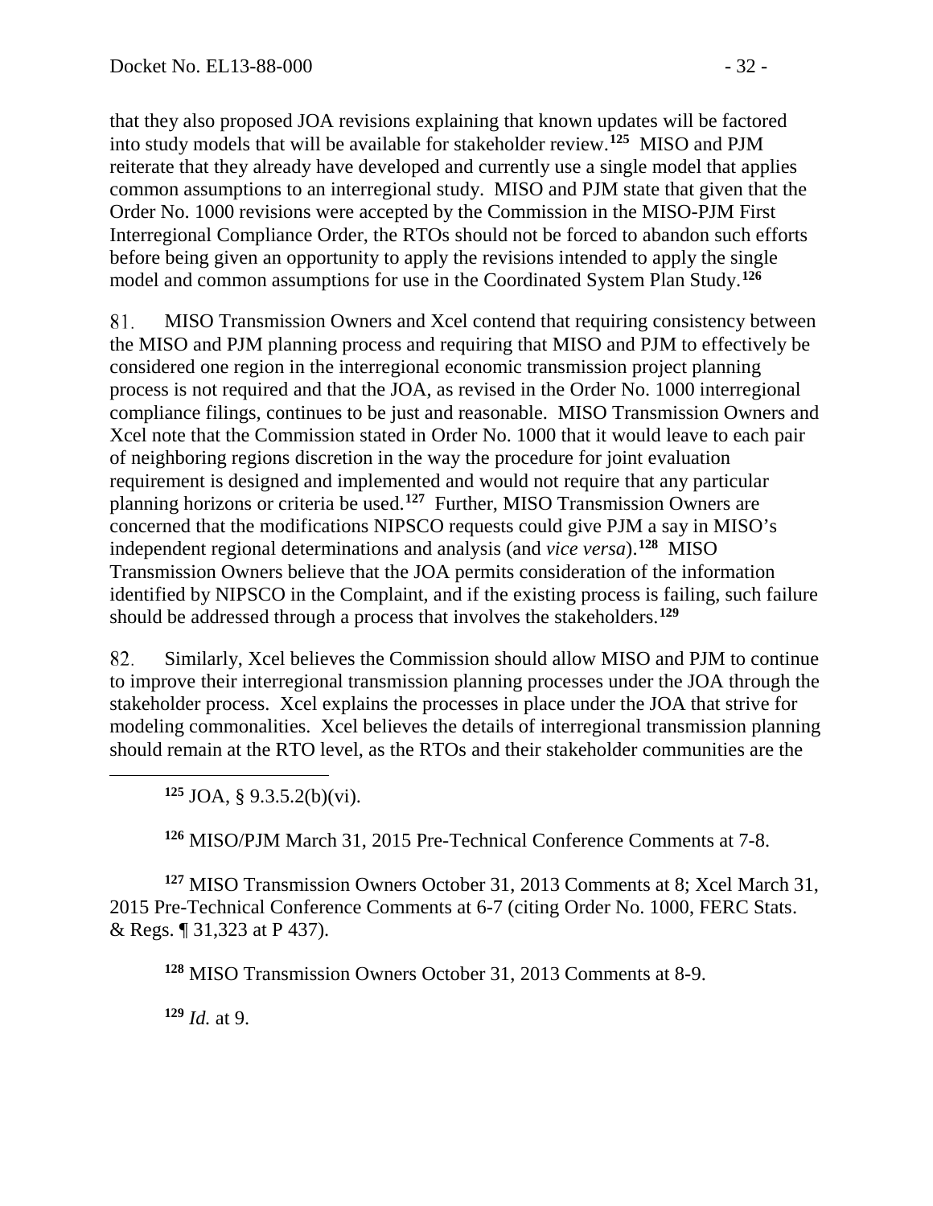that they also proposed JOA revisions explaining that known updates will be factored into study models that will be available for stakeholder review.[125] MISO and PJM reiterate that they already have developed and currently use a single model that applies common assumptions to an interregional study. MISO and PJM state that given that the Order No. 1000 revisions were accepted by the Commission in the MISO-PJM First Interregional Compliance Order, the RTOs should not be forced to abandon such efforts before being given an opportunity to apply the revisions intended to apply the single model and common assumptions for use in the Coordinated System Plan Study.[126]

81. MISO Transmission Owners and Xcel contend that requiring consistency between the MISO and PJM planning process and requiring that MISO and PJM to effectively be considered one region in the interregional economic transmission project planning process is not required and that the JOA, as revised in the Order No. 1000 interregional compliance filings, continues to be just and reasonable. MISO Transmission Owners and Xcel note that the Commission stated in Order No. 1000 that it would leave to each pair of neighboring regions discretion in the way the procedure for joint evaluation requirement is designed and implemented and would not require that any particular planning horizons or criteria be used.[127] Further, MISO Transmission Owners are concerned that the modifications NIPSCO requests could give PJM a say in MISO's independent regional determinations and analysis (and *vice versa*).[128] MISO Transmission Owners believe that the JOA permits consideration of the information identified by NIPSCO in the Complaint, and if the existing process is failing, such failure should be addressed through a process that involves the stakeholders.[129]

82. Similarly, Xcel believes the Commission should allow MISO and PJM to continue to improve their interregional transmission planning processes under the JOA through the stakeholder process. Xcel explains the processes in place under the JOA that strive for modeling commonalities. Xcel believes the details of interregional transmission planning should remain at the RTO level, as the RTOs and their stakeholder communities are the

---

[125] JOA, § 9.3.5.2(b)(vi).

[126] MISO/PJM March 31, 2015 Pre-Technical Conference Comments at 7-8.

[127] MISO Transmission Owners October 31, 2013 Comments at 8; Xcel March 31, 2015 Pre-Technical Conference Comments at 6-7 (citing Order No. 1000, FERC Stats. & Regs. ¶ 31,323 at P 437).

[128] MISO Transmission Owners October 31, 2013 Comments at 8-9.

[129] *Id.* at 9.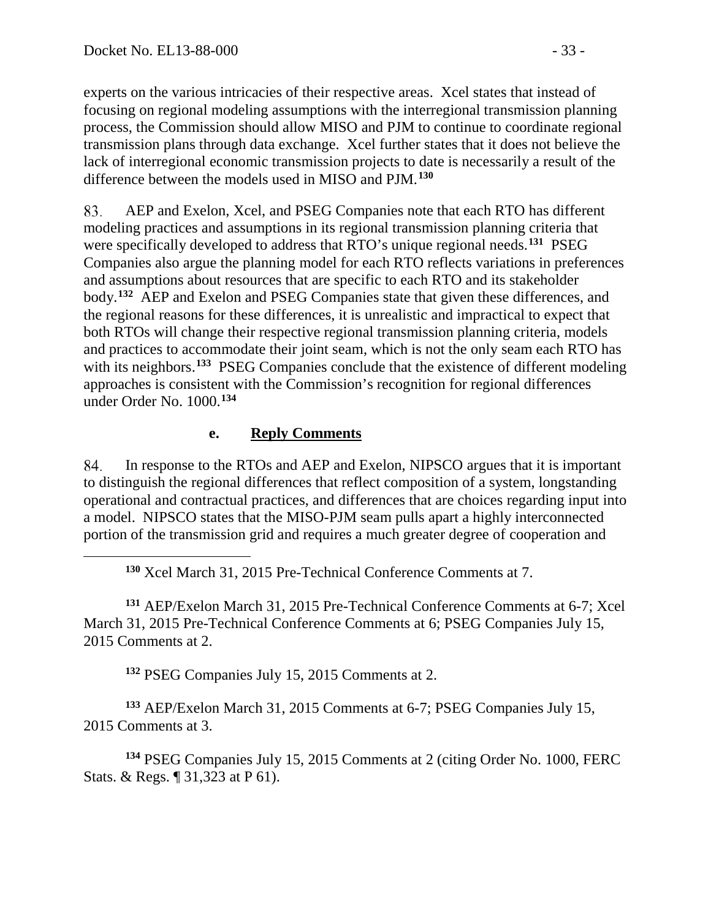experts on the various intricacies of their respective areas. Xcel states that instead of focusing on regional modeling assumptions with the interregional transmission planning process, the Commission should allow MISO and PJM to continue to coordinate regional transmission plans through data exchange. Xcel further states that it does not believe the lack of interregional economic transmission projects to date is necessarily a result of the difference between the models used in MISO and PJM.[130]

83. AEP and Exelon, Xcel, and PSEG Companies note that each RTO has different modeling practices and assumptions in its regional transmission planning criteria that were specifically developed to address that RTO's unique regional needs.[131] PSEG Companies also argue the planning model for each RTO reflects variations in preferences and assumptions about resources that are specific to each RTO and its stakeholder body.[132] AEP and Exelon and PSEG Companies state that given these differences, and the regional reasons for these differences, it is unrealistic and impractical to expect that both RTOs will change their respective regional transmission planning criteria, models and practices to accommodate their joint seam, which is not the only seam each RTO has with its neighbors.[133] PSEG Companies conclude that the existence of different modeling approaches is consistent with the Commission's recognition for regional differences under Order No. 1000.[134]

### e. Reply Comments

84. In response to the RTOs and AEP and Exelon, NIPSCO argues that it is important to distinguish the regional differences that reflect composition of a system, longstanding operational and contractual practices, and differences that are choices regarding input into a model. NIPSCO states that the MISO-PJM seam pulls apart a highly interconnected portion of the transmission grid and requires a much greater degree of cooperation and

---

[130] Xcel March 31, 2015 Pre-Technical Conference Comments at 7.

[131] AEP/Exelon March 31, 2015 Pre-Technical Conference Comments at 6-7; Xcel March 31, 2015 Pre-Technical Conference Comments at 6; PSEG Companies July 15, 2015 Comments at 2.

[132] PSEG Companies July 15, 2015 Comments at 2.

[133] AEP/Exelon March 31, 2015 Comments at 6-7; PSEG Companies July 15, 2015 Comments at 3.

[134] PSEG Companies July 15, 2015 Comments at 2 (citing Order No. 1000, FERC Stats. & Regs. ¶ 31,323 at P 61).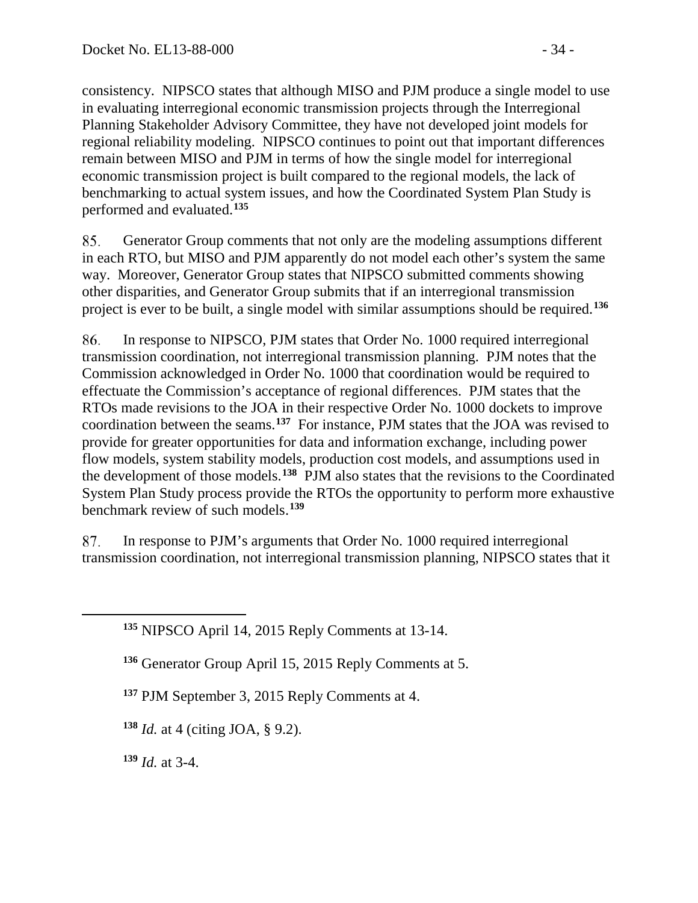consistency. NIPSCO states that although MISO and PJM produce a single model to use in evaluating interregional economic transmission projects through the Interregional Planning Stakeholder Advisory Committee, they have not developed joint models for regional reliability modeling. NIPSCO continues to point out that important differences remain between MISO and PJM in terms of how the single model for interregional economic transmission project is built compared to the regional models, the lack of benchmarking to actual system issues, and how the Coordinated System Plan Study is performed and evaluated.[135]

85. Generator Group comments that not only are the modeling assumptions different in each RTO, but MISO and PJM apparently do not model each other's system the same way. Moreover, Generator Group states that NIPSCO submitted comments showing other disparities, and Generator Group submits that if an interregional transmission project is ever to be built, a single model with similar assumptions should be required.[136]

86. In response to NIPSCO, PJM states that Order No. 1000 required interregional transmission coordination, not interregional transmission planning. PJM notes that the Commission acknowledged in Order No. 1000 that coordination would be required to effectuate the Commission's acceptance of regional differences. PJM states that the RTOs made revisions to the JOA in their respective Order No. 1000 dockets to improve coordination between the seams.[137] For instance, PJM states that the JOA was revised to provide for greater opportunities for data and information exchange, including power flow models, system stability models, production cost models, and assumptions used in the development of those models.[138] PJM also states that the revisions to the Coordinated System Plan Study process provide the RTOs the opportunity to perform more exhaustive benchmark review of such models.[139]

87. In response to PJM's arguments that Order No. 1000 required interregional transmission coordination, not interregional transmission planning, NIPSCO states that it

---

[135] NIPSCO April 14, 2015 Reply Comments at 13-14.

[136] Generator Group April 15, 2015 Reply Comments at 5.

[137] PJM September 3, 2015 Reply Comments at 4.

[138] *Id.* at 4 (citing JOA, § 9.2).

[139] *Id.* at 3-4.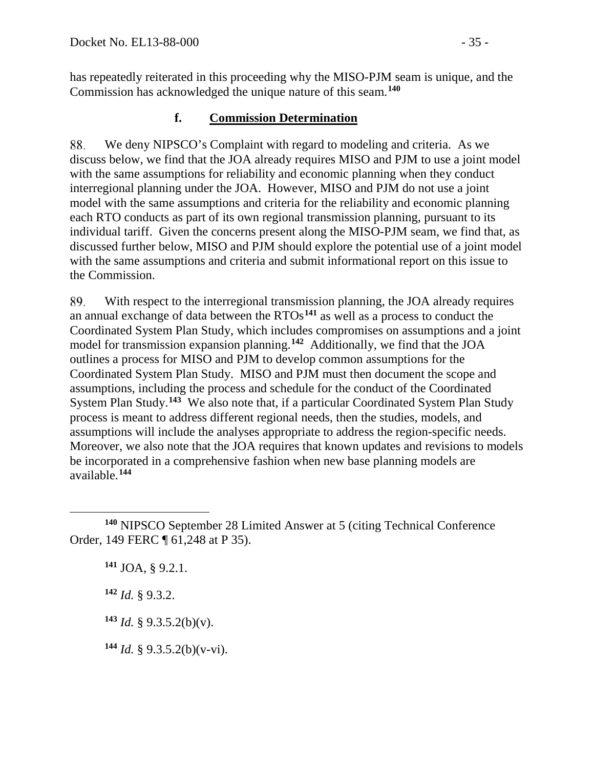has repeatedly reiterated in this proceeding why the MISO-PJM seam is unique, and the Commission has acknowledged the unique nature of this seam.[140]

### f. Commission Determination

88. We deny NIPSCO's Complaint with regard to modeling and criteria. As we discuss below, we find that the JOA already requires MISO and PJM to use a joint model with the same assumptions for reliability and economic planning when they conduct interregional planning under the JOA. However, MISO and PJM do not use a joint model with the same assumptions and criteria for the reliability and economic planning each RTO conducts as part of its own regional transmission planning, pursuant to its individual tariff. Given the concerns present along the MISO-PJM seam, we find that, as discussed further below, MISO and PJM should explore the potential use of a joint model with the same assumptions and criteria and submit informational report on this issue to the Commission.

89. With respect to the interregional transmission planning, the JOA already requires an annual exchange of data between the RTOs[141] as well as a process to conduct the Coordinated System Plan Study, which includes compromises on assumptions and a joint model for transmission expansion planning.[142] Additionally, we find that the JOA outlines a process for MISO and PJM to develop common assumptions for the Coordinated System Plan Study. MISO and PJM must then document the scope and assumptions, including the process and schedule for the conduct of the Coordinated System Plan Study.[143] We also note that, if a particular Coordinated System Plan Study process is meant to address different regional needs, then the studies, models, and assumptions will include the analyses appropriate to address the region-specific needs. Moreover, we also note that the JOA requires that known updates and revisions to models be incorporated in a comprehensive fashion when new base planning models are available.[144]

---

[140] NIPSCO September 28 Limited Answer at 5 (citing Technical Conference Order, 149 FERC ¶ 61,248 at P 35).

[141] JOA, § 9.2.1.

[142] *Id.* § 9.3.2.

[143] *Id.* § 9.3.5.2(b)(v).

[144] *Id.* § 9.3.5.2(b)(v-vi).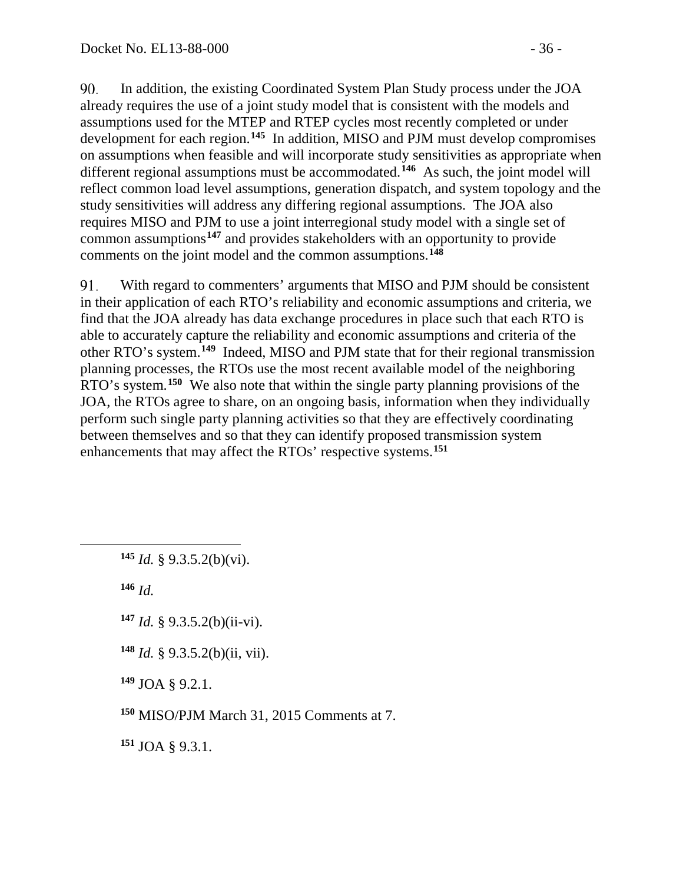90. In addition, the existing Coordinated System Plan Study process under the JOA already requires the use of a joint study model that is consistent with the models and assumptions used for the MTEP and RTEP cycles most recently completed or under development for each region.[145] In addition, MISO and PJM must develop compromises on assumptions when feasible and will incorporate study sensitivities as appropriate when different regional assumptions must be accommodated.[146] As such, the joint model will reflect common load level assumptions, generation dispatch, and system topology and the study sensitivities will address any differing regional assumptions. The JOA also requires MISO and PJM to use a joint interregional study model with a single set of common assumptions[147] and provides stakeholders with an opportunity to provide comments on the joint model and the common assumptions.[148]

91. With regard to commenters' arguments that MISO and PJM should be consistent in their application of each RTO's reliability and economic assumptions and criteria, we find that the JOA already has data exchange procedures in place such that each RTO is able to accurately capture the reliability and economic assumptions and criteria of the other RTO's system.[149] Indeed, MISO and PJM state that for their regional transmission planning processes, the RTOs use the most recent available model of the neighboring RTO's system.[150] We also note that within the single party planning provisions of the JOA, the RTOs agree to share, on an ongoing basis, information when they individually perform such single party planning activities so that they are effectively coordinating between themselves and so that they can identify proposed transmission system enhancements that may affect the RTOs' respective systems.[151]

---

[145] *Id.* § 9.3.5.2(b)(vi).

[146] *Id.*

[147] *Id.* § 9.3.5.2(b)(ii-vi).

[148] *Id.* § 9.3.5.2(b)(ii, vii).

[149] JOA § 9.2.1.

[150] MISO/PJM March 31, 2015 Comments at 7.

[151] JOA § 9.3.1.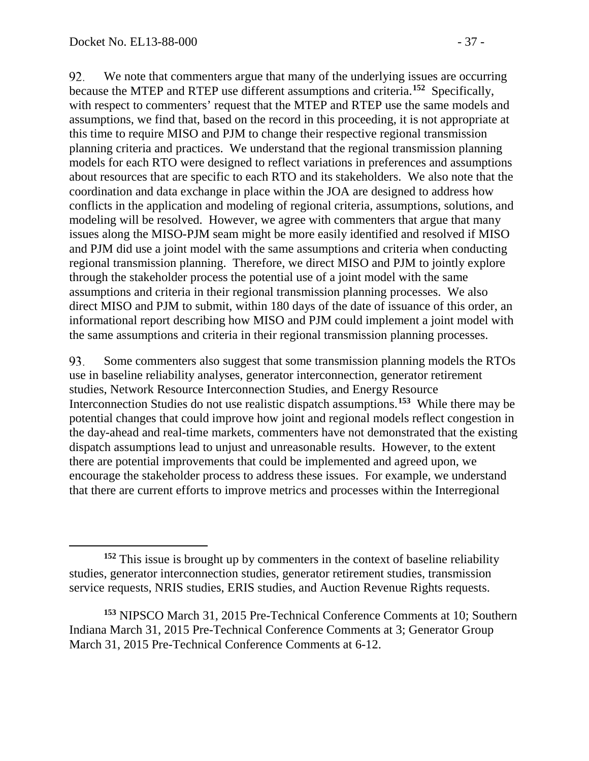92. We note that commenters argue that many of the underlying issues are occurring because the MTEP and RTEP use different assumptions and criteria.[152] Specifically, with respect to commenters' request that the MTEP and RTEP use the same models and assumptions, we find that, based on the record in this proceeding, it is not appropriate at this time to require MISO and PJM to change their respective regional transmission planning criteria and practices. We understand that the regional transmission planning models for each RTO were designed to reflect variations in preferences and assumptions about resources that are specific to each RTO and its stakeholders. We also note that the coordination and data exchange in place within the JOA are designed to address how conflicts in the application and modeling of regional criteria, assumptions, solutions, and modeling will be resolved. However, we agree with commenters that argue that many issues along the MISO-PJM seam might be more easily identified and resolved if MISO and PJM did use a joint model with the same assumptions and criteria when conducting regional transmission planning. Therefore, we direct MISO and PJM to jointly explore through the stakeholder process the potential use of a joint model with the same assumptions and criteria in their regional transmission planning processes. We also direct MISO and PJM to submit, within 180 days of the date of issuance of this order, an informational report describing how MISO and PJM could implement a joint model with the same assumptions and criteria in their regional transmission planning processes.

93. Some commenters also suggest that some transmission planning models the RTOs use in baseline reliability analyses, generator interconnection, generator retirement studies, Network Resource Interconnection Studies, and Energy Resource Interconnection Studies do not use realistic dispatch assumptions.[153] While there may be potential changes that could improve how joint and regional models reflect congestion in the day-ahead and real-time markets, commenters have not demonstrated that the existing dispatch assumptions lead to unjust and unreasonable results. However, to the extent there are potential improvements that could be implemented and agreed upon, we encourage the stakeholder process to address these issues. For example, we understand that there are current efforts to improve metrics and processes within the Interregional

[152] This issue is brought up by commenters in the context of baseline reliability studies, generator interconnection studies, generator retirement studies, transmission service requests, NRIS studies, ERIS studies, and Auction Revenue Rights requests.

[153] NIPSCO March 31, 2015 Pre-Technical Conference Comments at 10; Southern Indiana March 31, 2015 Pre-Technical Conference Comments at 3; Generator Group March 31, 2015 Pre-Technical Conference Comments at 6-12.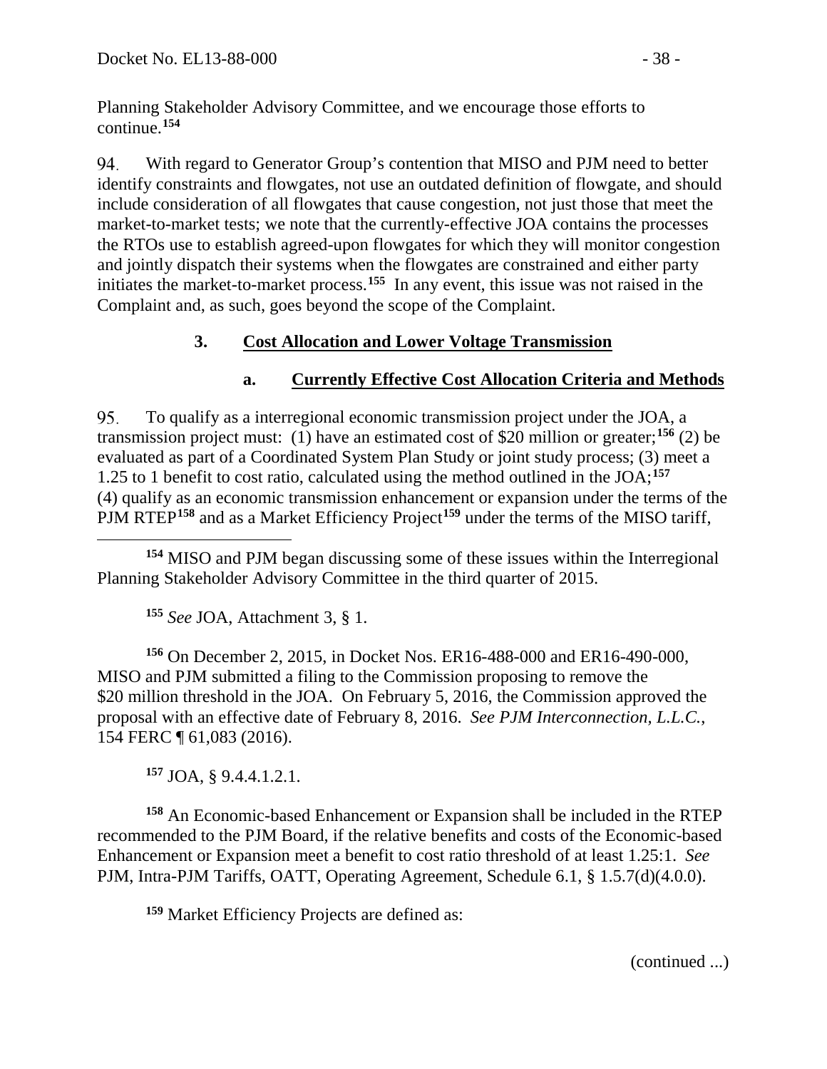Planning Stakeholder Advisory Committee, and we encourage those efforts to continue.[154]

94. With regard to Generator Group's contention that MISO and PJM need to better identify constraints and flowgates, not use an outdated definition of flowgate, and should include consideration of all flowgates that cause congestion, not just those that meet the market-to-market tests; we note that the currently-effective JOA contains the processes the RTOs use to establish agreed-upon flowgates for which they will monitor congestion and jointly dispatch their systems when the flowgates are constrained and either party initiates the market-to-market process.[155] In any event, this issue was not raised in the Complaint and, as such, goes beyond the scope of the Complaint.

### 3. Cost Allocation and Lower Voltage Transmission

#### a. Currently Effective Cost Allocation Criteria and Methods

95. To qualify as a interregional economic transmission project under the JOA, a transmission project must: (1) have an estimated cost of $20 million or greater;[156] (2) be evaluated as part of a Coordinated System Plan Study or joint study process; (3) meet a 1.25 to 1 benefit to cost ratio, calculated using the method outlined in the JOA;[157] (4) qualify as an economic transmission enhancement or expansion under the terms of the PJM RTEP[158] and as a Market Efficiency Project[159] under the terms of the MISO tariff,

[154] MISO and PJM began discussing some of these issues within the Interregional Planning Stakeholder Advisory Committee in the third quarter of 2015.

[155] *See* JOA, Attachment 3, § 1.

[156] On December 2, 2015, in Docket Nos. ER16-488-000 and ER16-490-000, MISO and PJM submitted a filing to the Commission proposing to remove the $20 million threshold in the JOA. On February 5, 2016, the Commission approved the proposal with an effective date of February 8, 2016. *See PJM Interconnection, L.L.C.*, 154 FERC ¶ 61,083 (2016).

[157] JOA, § 9.4.4.1.2.1.

[158] An Economic-based Enhancement or Expansion shall be included in the RTEP recommended to the PJM Board, if the relative benefits and costs of the Economic-based Enhancement or Expansion meet a benefit to cost ratio threshold of at least 1.25:1. *See* PJM, Intra-PJM Tariffs, OATT, Operating Agreement, Schedule 6.1, § 1.5.7(d)(4.0.0).

[159] Market Efficiency Projects are defined as:

(continued ...)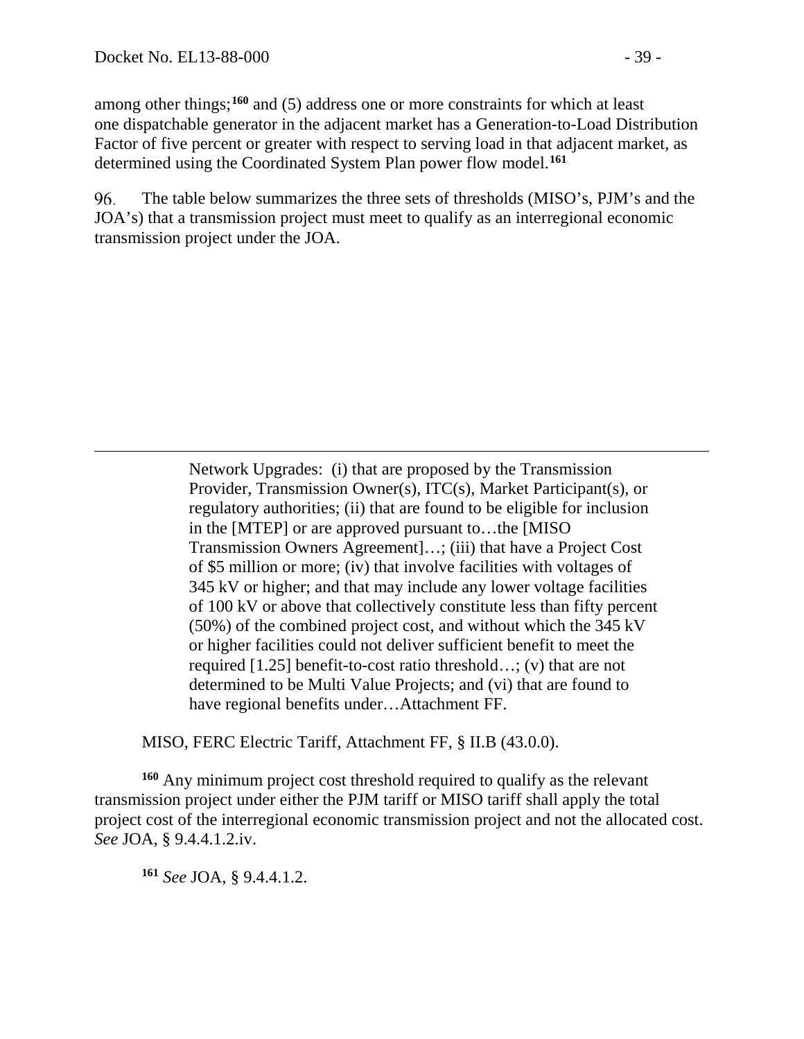among other things;[160] and (5) address one or more constraints for which at least one dispatchable generator in the adjacent market has a Generation-to-Load Distribution Factor of five percent or greater with respect to serving load in that adjacent market, as determined using the Coordinated System Plan power flow model.[161]

96. The table below summarizes the three sets of thresholds (MISO's, PJM's and the JOA's) that a transmission project must meet to qualify as an interregional economic transmission project under the JOA.

---

> Network Upgrades: (i) that are proposed by the Transmission Provider, Transmission Owner(s), ITC(s), Market Participant(s), or regulatory authorities; (ii) that are found to be eligible for inclusion in the [MTEP] or are approved pursuant to…the [MISO Transmission Owners Agreement]…; (iii) that have a Project Cost of $5 million or more; (iv) that involve facilities with voltages of 345 kV or higher; and that may include any lower voltage facilities of 100 kV or above that collectively constitute less than fifty percent (50%) of the combined project cost, and without which the 345 kV or higher facilities could not deliver sufficient benefit to meet the required [1.25] benefit-to-cost ratio threshold…; (v) that are not determined to be Multi Value Projects; and (vi) that are found to have regional benefits under…Attachment FF.

MISO, FERC Electric Tariff, Attachment FF, § II.B (43.0.0).

[160] Any minimum project cost threshold required to qualify as the relevant transmission project under either the PJM tariff or MISO tariff shall apply the total project cost of the interregional economic transmission project and not the allocated cost. *See* JOA, § 9.4.4.1.2.iv.

[161] *See* JOA, § 9.4.4.1.2.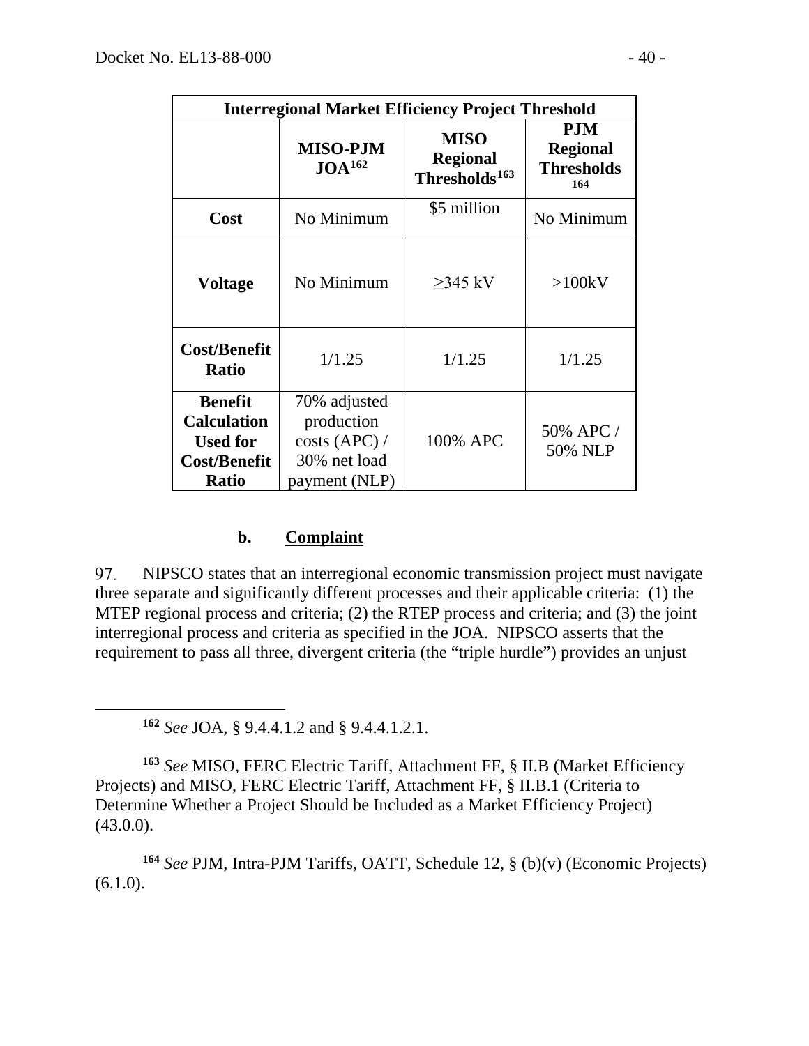| Interregional Market Efficiency Project Threshold | | | |
|---|---|---|---|
| | **MISO-PJM JOA**[162] | **MISO Regional Thresholds**[163] | **PJM Regional Thresholds**[164] |
| **Cost** | No Minimum | \$5 million | No Minimum |
| **Voltage** | No Minimum | ≥345 kV | >100kV |
| **Cost/Benefit Ratio** | 1/1.25 | 1/1.25 | 1/1.25 |
| **Benefit Calculation Used for Cost/Benefit Ratio** | 70% adjusted production costs (APC) / 30% net load payment (NLP) | 100% APC | 50% APC / 50% NLP |

### b. Complaint

97. NIPSCO states that an interregional economic transmission project must navigate three separate and significantly different processes and their applicable criteria: (1) the MTEP regional process and criteria; (2) the RTEP process and criteria; and (3) the joint interregional process and criteria as specified in the JOA. NIPSCO asserts that the requirement to pass all three, divergent criteria (the "triple hurdle") provides an unjust

---

[162] *See* JOA, § 9.4.4.1.2 and § 9.4.4.1.2.1.

[163] *See* MISO, FERC Electric Tariff, Attachment FF, § II.B (Market Efficiency Projects) and MISO, FERC Electric Tariff, Attachment FF, § II.B.1 (Criteria to Determine Whether a Project Should be Included as a Market Efficiency Project) (43.0.0).

[164] *See* PJM, Intra-PJM Tariffs, OATT, Schedule 12, § (b)(v) (Economic Projects) (6.1.0).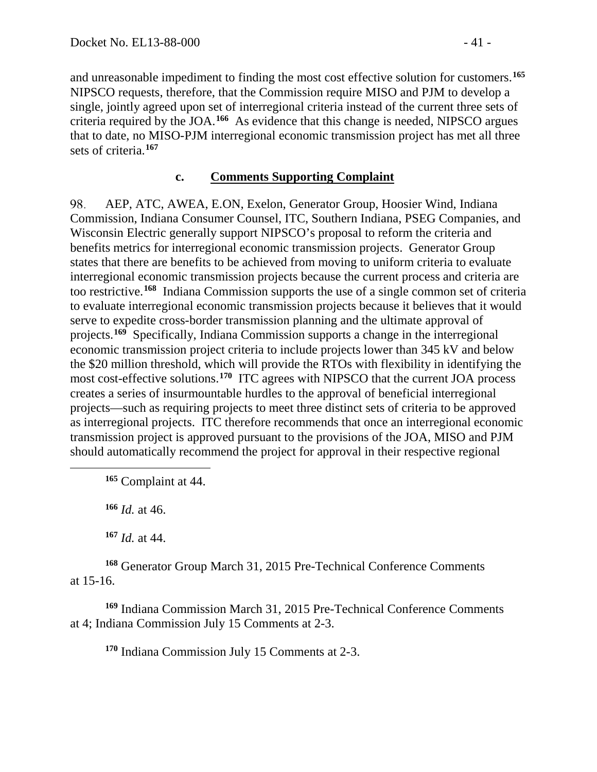and unreasonable impediment to finding the most cost effective solution for customers.[165] NIPSCO requests, therefore, that the Commission require MISO and PJM to develop a single, jointly agreed upon set of interregional criteria instead of the current three sets of criteria required by the JOA.[166] As evidence that this change is needed, NIPSCO argues that to date, no MISO-PJM interregional economic transmission project has met all three sets of criteria.[167]

### c. Comments Supporting Complaint

98. AEP, ATC, AWEA, E.ON, Exelon, Generator Group, Hoosier Wind, Indiana Commission, Indiana Consumer Counsel, ITC, Southern Indiana, PSEG Companies, and Wisconsin Electric generally support NIPSCO's proposal to reform the criteria and benefits metrics for interregional economic transmission projects. Generator Group states that there are benefits to be achieved from moving to uniform criteria to evaluate interregional economic transmission projects because the current process and criteria are too restrictive.[168] Indiana Commission supports the use of a single common set of criteria to evaluate interregional economic transmission projects because it believes that it would serve to expedite cross-border transmission planning and the ultimate approval of projects.[169] Specifically, Indiana Commission supports a change in the interregional economic transmission project criteria to include projects lower than 345 kV and below the $20 million threshold, which will provide the RTOs with flexibility in identifying the most cost-effective solutions.[170] ITC agrees with NIPSCO that the current JOA process creates a series of insurmountable hurdles to the approval of beneficial interregional projects—such as requiring projects to meet three distinct sets of criteria to be approved as interregional projects. ITC therefore recommends that once an interregional economic transmission project is approved pursuant to the provisions of the JOA, MISO and PJM should automatically recommend the project for approval in their respective regional

[165] Complaint at 44.

[166] *Id.* at 46.

[167] *Id.* at 44.

[168] Generator Group March 31, 2015 Pre-Technical Conference Comments at 15-16.

[169] Indiana Commission March 31, 2015 Pre-Technical Conference Comments at 4; Indiana Commission July 15 Comments at 2-3.

[170] Indiana Commission July 15 Comments at 2-3.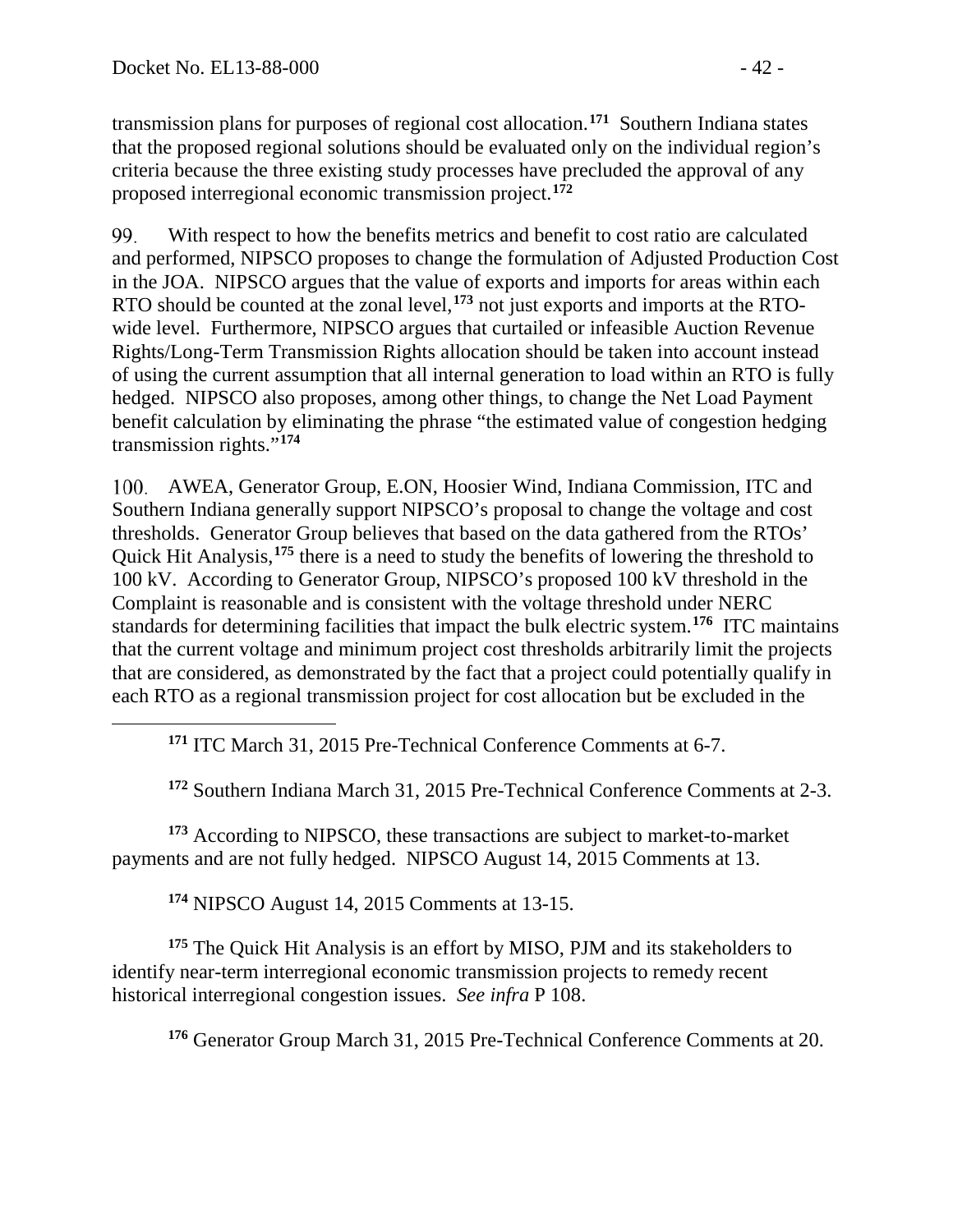transmission plans for purposes of regional cost allocation.[171] Southern Indiana states that the proposed regional solutions should be evaluated only on the individual region's criteria because the three existing study processes have precluded the approval of any proposed interregional economic transmission project.[172]

99. With respect to how the benefits metrics and benefit to cost ratio are calculated and performed, NIPSCO proposes to change the formulation of Adjusted Production Cost in the JOA. NIPSCO argues that the value of exports and imports for areas within each RTO should be counted at the zonal level,[173] not just exports and imports at the RTO-wide level. Furthermore, NIPSCO argues that curtailed or infeasible Auction Revenue Rights/Long-Term Transmission Rights allocation should be taken into account instead of using the current assumption that all internal generation to load within an RTO is fully hedged. NIPSCO also proposes, among other things, to change the Net Load Payment benefit calculation by eliminating the phrase "the estimated value of congestion hedging transmission rights."[174]

100. AWEA, Generator Group, E.ON, Hoosier Wind, Indiana Commission, ITC and Southern Indiana generally support NIPSCO's proposal to change the voltage and cost thresholds. Generator Group believes that based on the data gathered from the RTOs' Quick Hit Analysis,[175] there is a need to study the benefits of lowering the threshold to 100 kV. According to Generator Group, NIPSCO's proposed 100 kV threshold in the Complaint is reasonable and is consistent with the voltage threshold under NERC standards for determining facilities that impact the bulk electric system.[176] ITC maintains that the current voltage and minimum project cost thresholds arbitrarily limit the projects that are considered, as demonstrated by the fact that a project could potentially qualify in each RTO as a regional transmission project for cost allocation but be excluded in the

---

[171] ITC March 31, 2015 Pre-Technical Conference Comments at 6-7.

[172] Southern Indiana March 31, 2015 Pre-Technical Conference Comments at 2-3.

[173] According to NIPSCO, these transactions are subject to market-to-market payments and are not fully hedged. NIPSCO August 14, 2015 Comments at 13.

[174] NIPSCO August 14, 2015 Comments at 13-15.

[175] The Quick Hit Analysis is an effort by MISO, PJM and its stakeholders to identify near-term interregional economic transmission projects to remedy recent historical interregional congestion issues. *See infra* P 108.

[176] Generator Group March 31, 2015 Pre-Technical Conference Comments at 20.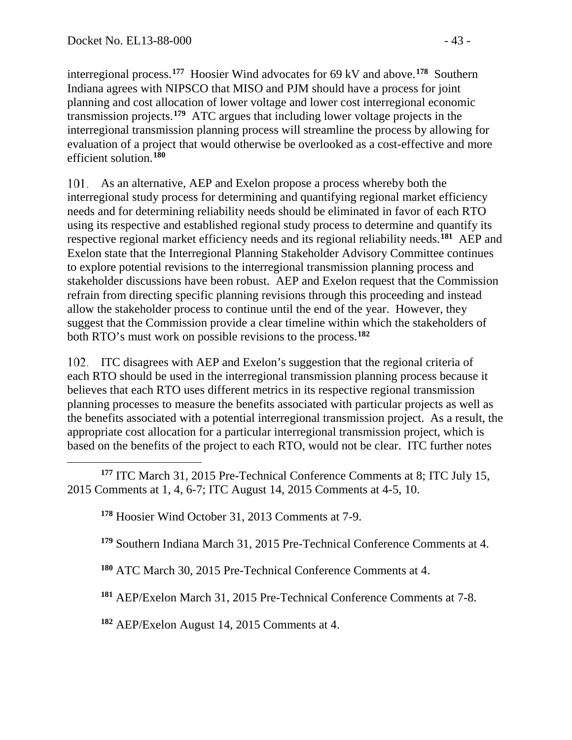interregional process.[177] Hoosier Wind advocates for 69 kV and above.[178] Southern Indiana agrees with NIPSCO that MISO and PJM should have a process for joint planning and cost allocation of lower voltage and lower cost interregional economic transmission projects.[179] ATC argues that including lower voltage projects in the interregional transmission planning process will streamline the process by allowing for evaluation of a project that would otherwise be overlooked as a cost-effective and more efficient solution.[180]

101. As an alternative, AEP and Exelon propose a process whereby both the interregional study process for determining and quantifying regional market efficiency needs and for determining reliability needs should be eliminated in favor of each RTO using its respective and established regional study process to determine and quantify its respective regional market efficiency needs and its regional reliability needs.[181] AEP and Exelon state that the Interregional Planning Stakeholder Advisory Committee continues to explore potential revisions to the interregional transmission planning process and stakeholder discussions have been robust. AEP and Exelon request that the Commission refrain from directing specific planning revisions through this proceeding and instead allow the stakeholder process to continue until the end of the year. However, they suggest that the Commission provide a clear timeline within which the stakeholders of both RTO's must work on possible revisions to the process.[182]

102. ITC disagrees with AEP and Exelon's suggestion that the regional criteria of each RTO should be used in the interregional transmission planning process because it believes that each RTO uses different metrics in its respective regional transmission planning processes to measure the benefits associated with particular projects as well as the benefits associated with a potential interregional transmission project. As a result, the appropriate cost allocation for a particular interregional transmission project, which is based on the benefits of the project to each RTO, would not be clear. ITC further notes

---

[177] ITC March 31, 2015 Pre-Technical Conference Comments at 8; ITC July 15, 2015 Comments at 1, 4, 6-7; ITC August 14, 2015 Comments at 4-5, 10.

[178] Hoosier Wind October 31, 2013 Comments at 7-9.

[179] Southern Indiana March 31, 2015 Pre-Technical Conference Comments at 4.

[180] ATC March 30, 2015 Pre-Technical Conference Comments at 4.

[181] AEP/Exelon March 31, 2015 Pre-Technical Conference Comments at 7-8.

[182] AEP/Exelon August 14, 2015 Comments at 4.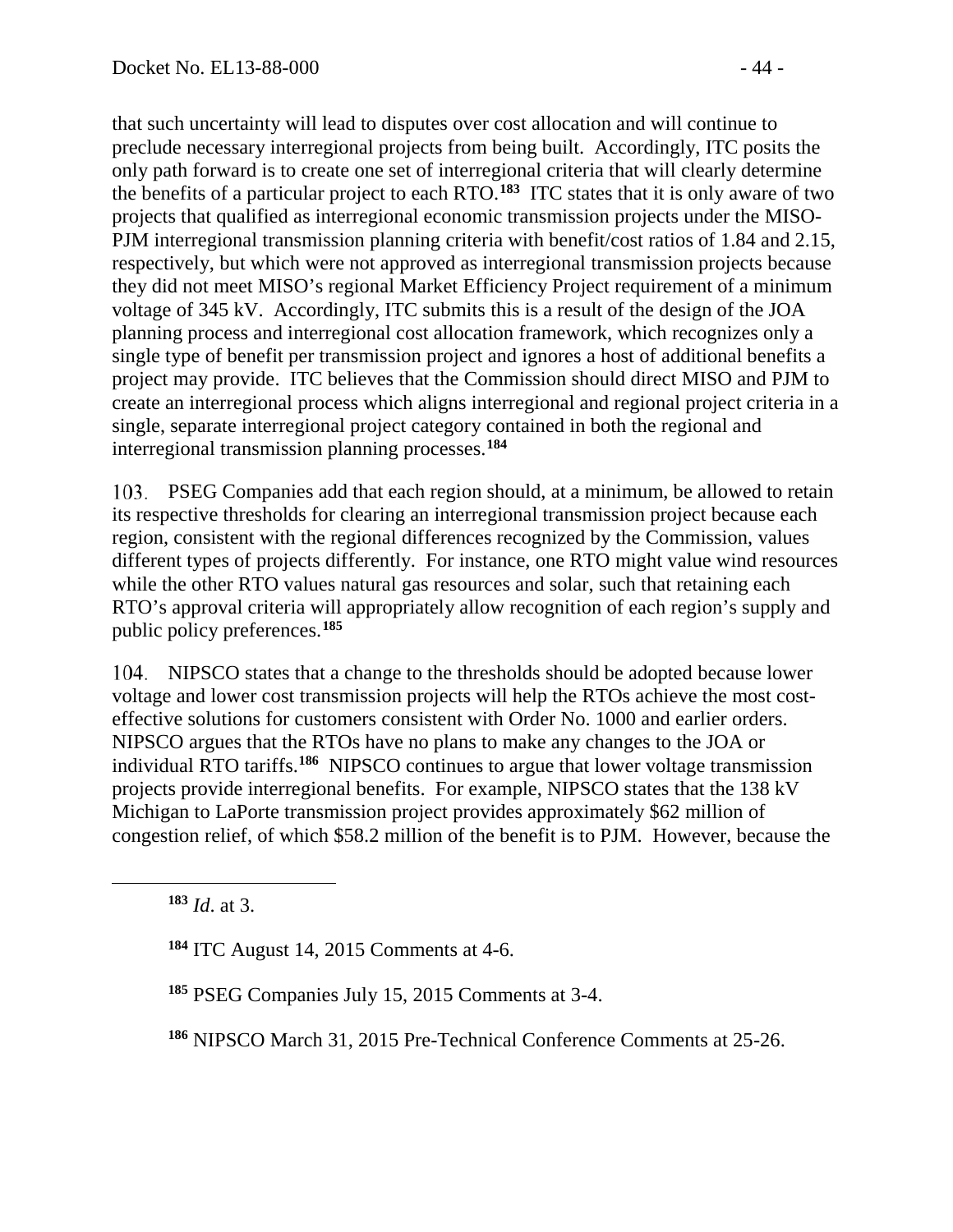that such uncertainty will lead to disputes over cost allocation and will continue to preclude necessary interregional projects from being built. Accordingly, ITC posits the only path forward is to create one set of interregional criteria that will clearly determine the benefits of a particular project to each RTO.[183] ITC states that it is only aware of two projects that qualified as interregional economic transmission projects under the MISO-PJM interregional transmission planning criteria with benefit/cost ratios of 1.84 and 2.15, respectively, but which were not approved as interregional transmission projects because they did not meet MISO's regional Market Efficiency Project requirement of a minimum voltage of 345 kV. Accordingly, ITC submits this is a result of the design of the JOA planning process and interregional cost allocation framework, which recognizes only a single type of benefit per transmission project and ignores a host of additional benefits a project may provide. ITC believes that the Commission should direct MISO and PJM to create an interregional process which aligns interregional and regional project criteria in a single, separate interregional project category contained in both the regional and interregional transmission planning processes.[184]

103. PSEG Companies add that each region should, at a minimum, be allowed to retain its respective thresholds for clearing an interregional transmission project because each region, consistent with the regional differences recognized by the Commission, values different types of projects differently. For instance, one RTO might value wind resources while the other RTO values natural gas resources and solar, such that retaining each RTO's approval criteria will appropriately allow recognition of each region's supply and public policy preferences.[185]

104. NIPSCO states that a change to the thresholds should be adopted because lower voltage and lower cost transmission projects will help the RTOs achieve the most cost-effective solutions for customers consistent with Order No. 1000 and earlier orders. NIPSCO argues that the RTOs have no plans to make any changes to the JOA or individual RTO tariffs.[186] NIPSCO continues to argue that lower voltage transmission projects provide interregional benefits. For example, NIPSCO states that the 138 kV Michigan to LaPorte transmission project provides approximately $62 million of congestion relief, of which $58.2 million of the benefit is to PJM. However, because the

[183] *Id*. at 3.

[184] ITC August 14, 2015 Comments at 4-6.

[185] PSEG Companies July 15, 2015 Comments at 3-4.

[186] NIPSCO March 31, 2015 Pre-Technical Conference Comments at 25-26.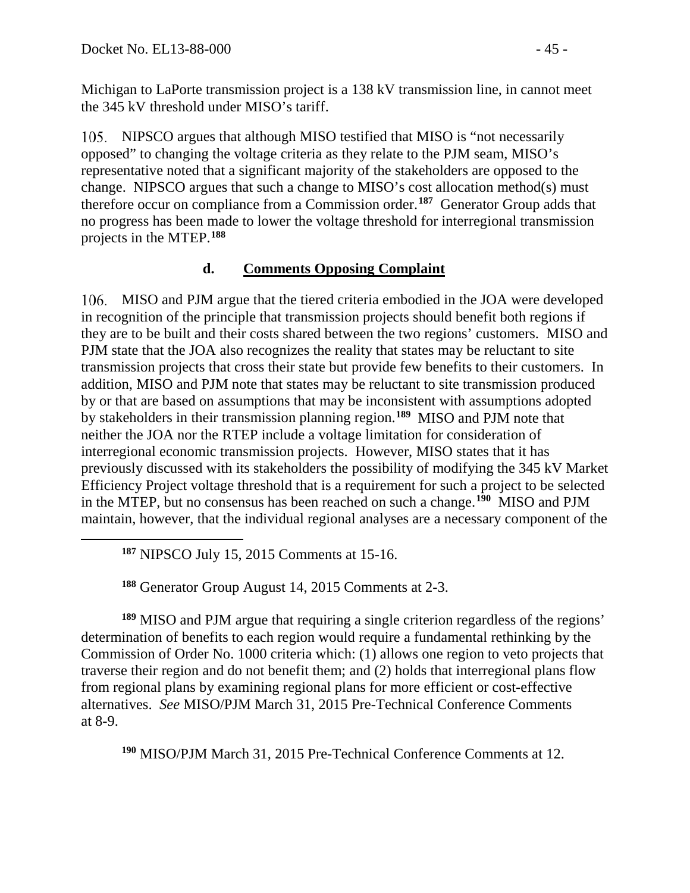Michigan to LaPorte transmission project is a 138 kV transmission line, in cannot meet the 345 kV threshold under MISO's tariff.

105. NIPSCO argues that although MISO testified that MISO is "not necessarily opposed" to changing the voltage criteria as they relate to the PJM seam, MISO's representative noted that a significant majority of the stakeholders are opposed to the change. NIPSCO argues that such a change to MISO's cost allocation method(s) must therefore occur on compliance from a Commission order.[187] Generator Group adds that no progress has been made to lower the voltage threshold for interregional transmission projects in the MTEP.[188]

### d. Comments Opposing Complaint

106. MISO and PJM argue that the tiered criteria embodied in the JOA were developed in recognition of the principle that transmission projects should benefit both regions if they are to be built and their costs shared between the two regions' customers. MISO and PJM state that the JOA also recognizes the reality that states may be reluctant to site transmission projects that cross their state but provide few benefits to their customers. In addition, MISO and PJM note that states may be reluctant to site transmission produced by or that are based on assumptions that may be inconsistent with assumptions adopted by stakeholders in their transmission planning region.[189] MISO and PJM note that neither the JOA nor the RTEP include a voltage limitation for consideration of interregional economic transmission projects. However, MISO states that it has previously discussed with its stakeholders the possibility of modifying the 345 kV Market Efficiency Project voltage threshold that is a requirement for such a project to be selected in the MTEP, but no consensus has been reached on such a change.[190] MISO and PJM maintain, however, that the individual regional analyses are a necessary component of the

---

[187] NIPSCO July 15, 2015 Comments at 15-16.

[188] Generator Group August 14, 2015 Comments at 2-3.

[189] MISO and PJM argue that requiring a single criterion regardless of the regions' determination of benefits to each region would require a fundamental rethinking by the Commission of Order No. 1000 criteria which: (1) allows one region to veto projects that traverse their region and do not benefit them; and (2) holds that interregional plans flow from regional plans by examining regional plans for more efficient or cost-effective alternatives. *See* MISO/PJM March 31, 2015 Pre-Technical Conference Comments at 8-9.

[190] MISO/PJM March 31, 2015 Pre-Technical Conference Comments at 12.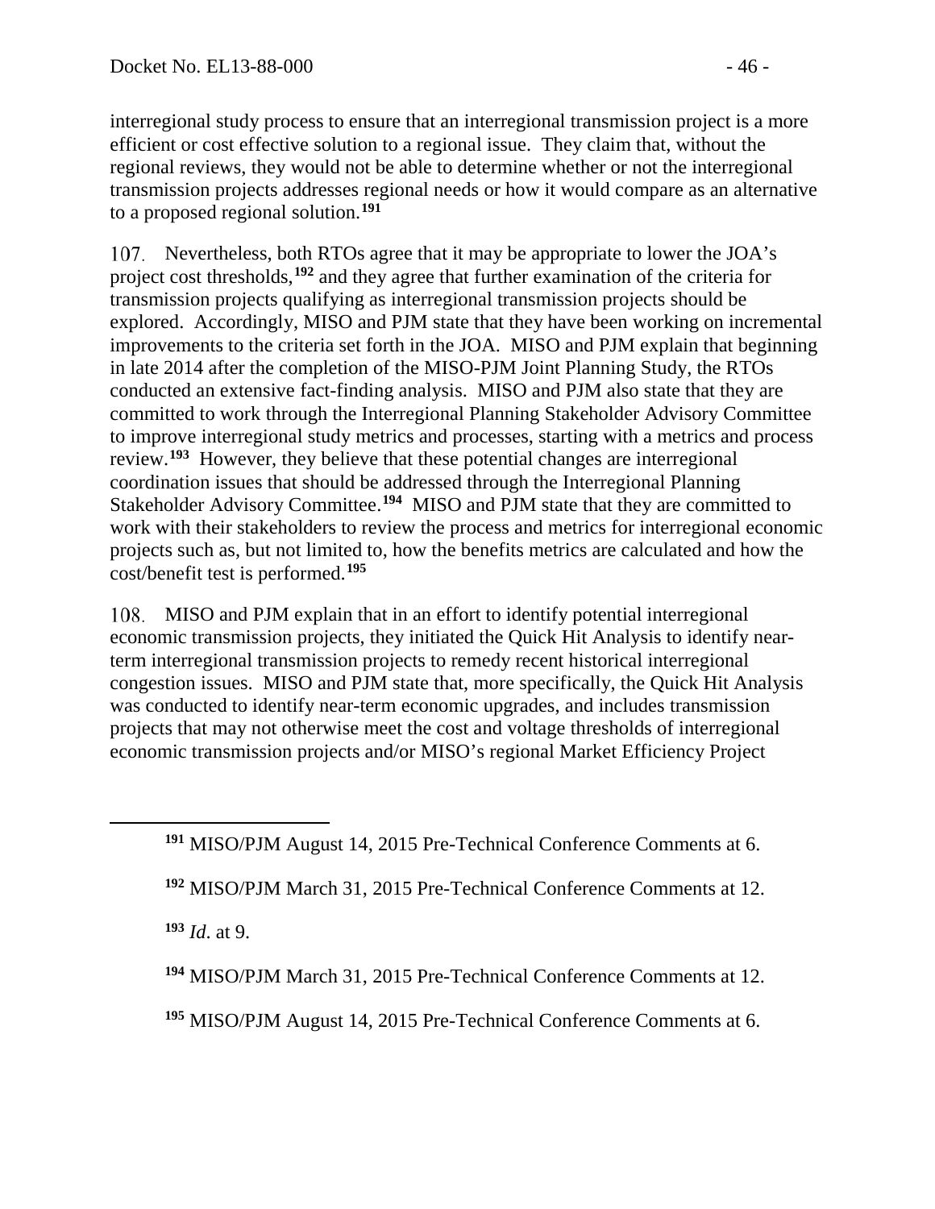interregional study process to ensure that an interregional transmission project is a more efficient or cost effective solution to a regional issue. They claim that, without the regional reviews, they would not be able to determine whether or not the interregional transmission projects addresses regional needs or how it would compare as an alternative to a proposed regional solution.[191]

107. Nevertheless, both RTOs agree that it may be appropriate to lower the JOA's project cost thresholds,[192] and they agree that further examination of the criteria for transmission projects qualifying as interregional transmission projects should be explored. Accordingly, MISO and PJM state that they have been working on incremental improvements to the criteria set forth in the JOA. MISO and PJM explain that beginning in late 2014 after the completion of the MISO-PJM Joint Planning Study, the RTOs conducted an extensive fact-finding analysis. MISO and PJM also state that they are committed to work through the Interregional Planning Stakeholder Advisory Committee to improve interregional study metrics and processes, starting with a metrics and process review.[193] However, they believe that these potential changes are interregional coordination issues that should be addressed through the Interregional Planning Stakeholder Advisory Committee.[194] MISO and PJM state that they are committed to work with their stakeholders to review the process and metrics for interregional economic projects such as, but not limited to, how the benefits metrics are calculated and how the cost/benefit test is performed.[195]

108. MISO and PJM explain that in an effort to identify potential interregional economic transmission projects, they initiated the Quick Hit Analysis to identify near-term interregional transmission projects to remedy recent historical interregional congestion issues. MISO and PJM state that, more specifically, the Quick Hit Analysis was conducted to identify near-term economic upgrades, and includes transmission projects that may not otherwise meet the cost and voltage thresholds of interregional economic transmission projects and/or MISO's regional Market Efficiency Project

---

[191] MISO/PJM August 14, 2015 Pre-Technical Conference Comments at 6.

[192] MISO/PJM March 31, 2015 Pre-Technical Conference Comments at 12.

[193] *Id.* at 9.

[194] MISO/PJM March 31, 2015 Pre-Technical Conference Comments at 12.

[195] MISO/PJM August 14, 2015 Pre-Technical Conference Comments at 6.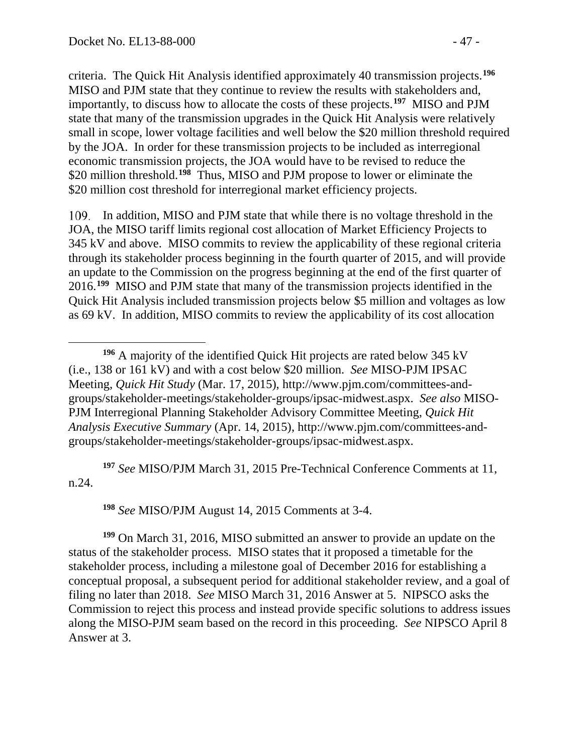criteria. The Quick Hit Analysis identified approximately 40 transmission projects.[196] MISO and PJM state that they continue to review the results with stakeholders and, importantly, to discuss how to allocate the costs of these projects.[197] MISO and PJM state that many of the transmission upgrades in the Quick Hit Analysis were relatively small in scope, lower voltage facilities and well below the $20 million threshold required by the JOA. In order for these transmission projects to be included as interregional economic transmission projects, the JOA would have to be revised to reduce the $20 million threshold.[198] Thus, MISO and PJM propose to lower or eliminate the $20 million cost threshold for interregional market efficiency projects.

109. In addition, MISO and PJM state that while there is no voltage threshold in the JOA, the MISO tariff limits regional cost allocation of Market Efficiency Projects to 345 kV and above. MISO commits to review the applicability of these regional criteria through its stakeholder process beginning in the fourth quarter of 2015, and will provide an update to the Commission on the progress beginning at the end of the first quarter of 2016.[199] MISO and PJM state that many of the transmission projects identified in the Quick Hit Analysis included transmission projects below $5 million and voltages as low as 69 kV. In addition, MISO commits to review the applicability of its cost allocation

---

[196] A majority of the identified Quick Hit projects are rated below 345 kV (i.e., 138 or 161 kV) and with a cost below $20 million. *See* MISO-PJM IPSAC Meeting, *Quick Hit Study* (Mar. 17, 2015), http://www.pjm.com/committees-and-groups/stakeholder-meetings/stakeholder-groups/ipsac-midwest.aspx. *See also* MISO-PJM Interregional Planning Stakeholder Advisory Committee Meeting, *Quick Hit Analysis Executive Summary* (Apr. 14, 2015), http://www.pjm.com/committees-and-groups/stakeholder-meetings/stakeholder-groups/ipsac-midwest.aspx.

[197] *See* MISO/PJM March 31, 2015 Pre-Technical Conference Comments at 11, n.24.

[198] *See* MISO/PJM August 14, 2015 Comments at 3-4.

[199] On March 31, 2016, MISO submitted an answer to provide an update on the status of the stakeholder process. MISO states that it proposed a timetable for the stakeholder process, including a milestone goal of December 2016 for establishing a conceptual proposal, a subsequent period for additional stakeholder review, and a goal of filing no later than 2018. *See* MISO March 31, 2016 Answer at 5. NIPSCO asks the Commission to reject this process and instead provide specific solutions to address issues along the MISO-PJM seam based on the record in this proceeding. *See* NIPSCO April 8 Answer at 3.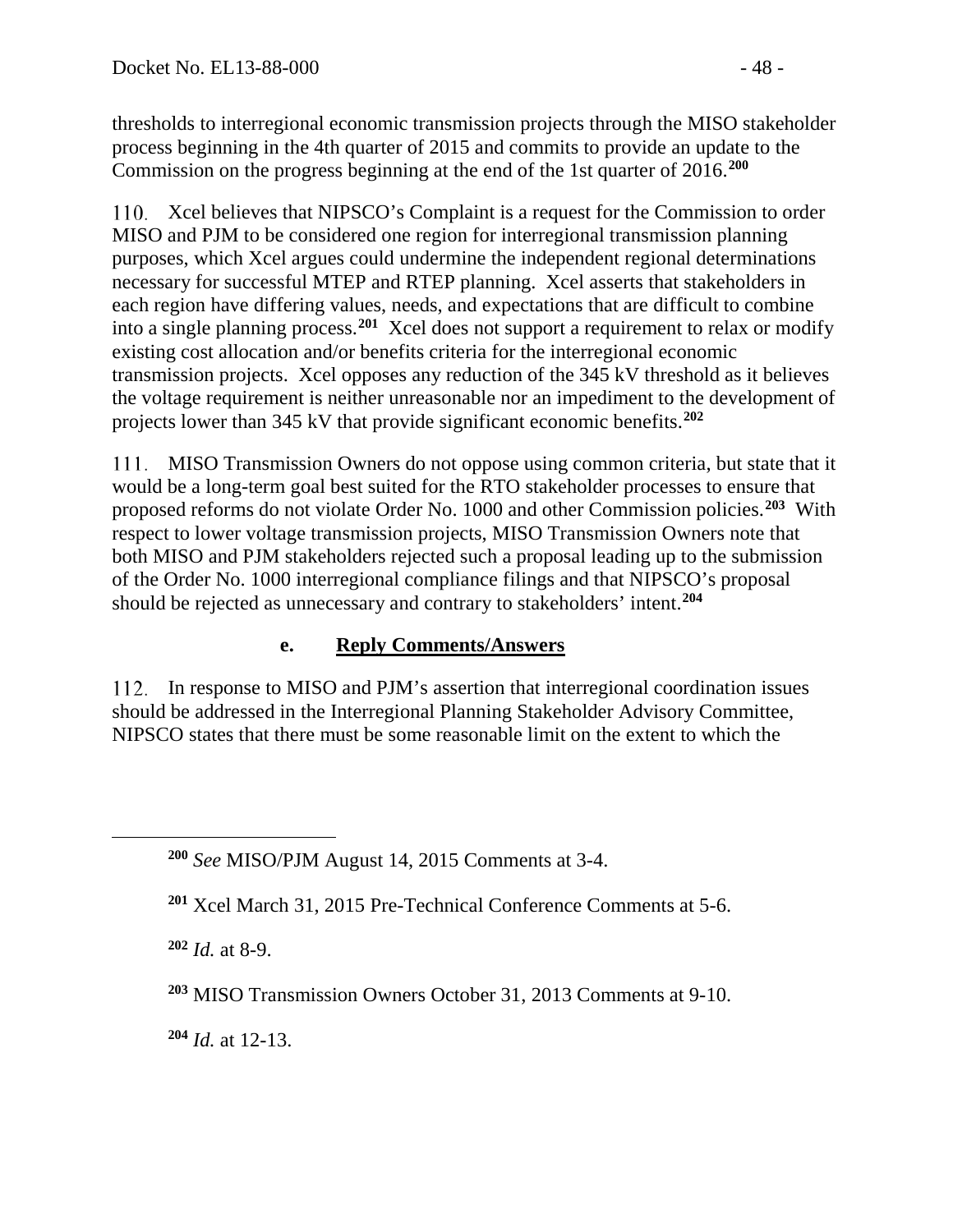thresholds to interregional economic transmission projects through the MISO stakeholder process beginning in the 4th quarter of 2015 and commits to provide an update to the Commission on the progress beginning at the end of the 1st quarter of 2016.[200]

110. Xcel believes that NIPSCO's Complaint is a request for the Commission to order MISO and PJM to be considered one region for interregional transmission planning purposes, which Xcel argues could undermine the independent regional determinations necessary for successful MTEP and RTEP planning. Xcel asserts that stakeholders in each region have differing values, needs, and expectations that are difficult to combine into a single planning process.[201] Xcel does not support a requirement to relax or modify existing cost allocation and/or benefits criteria for the interregional economic transmission projects. Xcel opposes any reduction of the 345 kV threshold as it believes the voltage requirement is neither unreasonable nor an impediment to the development of projects lower than 345 kV that provide significant economic benefits.[202]

111. MISO Transmission Owners do not oppose using common criteria, but state that it would be a long-term goal best suited for the RTO stakeholder processes to ensure that proposed reforms do not violate Order No. 1000 and other Commission policies.[203] With respect to lower voltage transmission projects, MISO Transmission Owners note that both MISO and PJM stakeholders rejected such a proposal leading up to the submission of the Order No. 1000 interregional compliance filings and that NIPSCO's proposal should be rejected as unnecessary and contrary to stakeholders' intent.[204]

### e. Reply Comments/Answers

112. In response to MISO and PJM's assertion that interregional coordination issues should be addressed in the Interregional Planning Stakeholder Advisory Committee, NIPSCO states that there must be some reasonable limit on the extent to which the

---

[200] *See* MISO/PJM August 14, 2015 Comments at 3-4.

[201] Xcel March 31, 2015 Pre-Technical Conference Comments at 5-6.

[202] *Id.* at 8-9.

[203] MISO Transmission Owners October 31, 2013 Comments at 9-10.

[204] *Id.* at 12-13.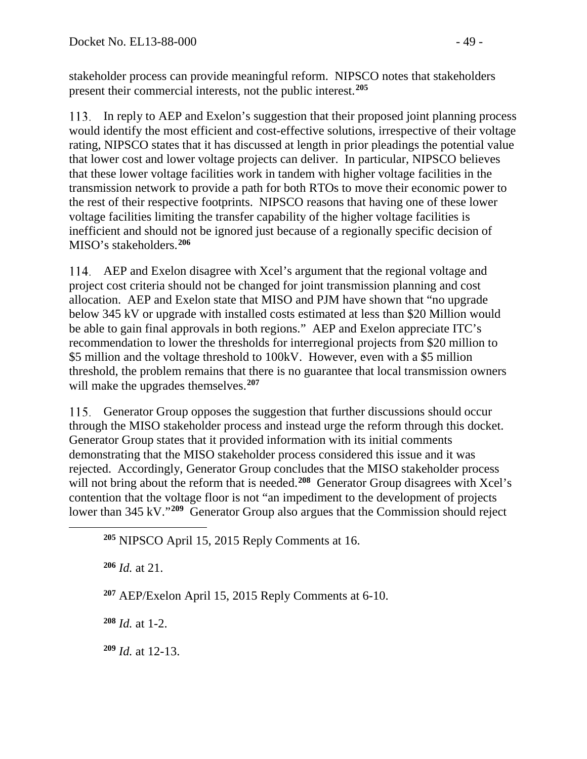stakeholder process can provide meaningful reform. NIPSCO notes that stakeholders present their commercial interests, not the public interest.[205]

113. In reply to AEP and Exelon's suggestion that their proposed joint planning process would identify the most efficient and cost-effective solutions, irrespective of their voltage rating, NIPSCO states that it has discussed at length in prior pleadings the potential value that lower cost and lower voltage projects can deliver. In particular, NIPSCO believes that these lower voltage facilities work in tandem with higher voltage facilities in the transmission network to provide a path for both RTOs to move their economic power to the rest of their respective footprints. NIPSCO reasons that having one of these lower voltage facilities limiting the transfer capability of the higher voltage facilities is inefficient and should not be ignored just because of a regionally specific decision of MISO's stakeholders.[206]

114. AEP and Exelon disagree with Xcel's argument that the regional voltage and project cost criteria should not be changed for joint transmission planning and cost allocation. AEP and Exelon state that MISO and PJM have shown that "no upgrade below 345 kV or upgrade with installed costs estimated at less than $20 Million would be able to gain final approvals in both regions." AEP and Exelon appreciate ITC's recommendation to lower the thresholds for interregional projects from $20 million to $5 million and the voltage threshold to 100kV. However, even with a $5 million threshold, the problem remains that there is no guarantee that local transmission owners will make the upgrades themselves.[207]

115. Generator Group opposes the suggestion that further discussions should occur through the MISO stakeholder process and instead urge the reform through this docket. Generator Group states that it provided information with its initial comments demonstrating that the MISO stakeholder process considered this issue and it was rejected. Accordingly, Generator Group concludes that the MISO stakeholder process will not bring about the reform that is needed.[208] Generator Group disagrees with Xcel's contention that the voltage floor is not "an impediment to the development of projects lower than 345 kV."[209] Generator Group also argues that the Commission should reject

---

[205] NIPSCO April 15, 2015 Reply Comments at 16.

[206] *Id.* at 21.

[207] AEP/Exelon April 15, 2015 Reply Comments at 6-10.

[208] *Id.* at 1-2.

[209] *Id.* at 12-13.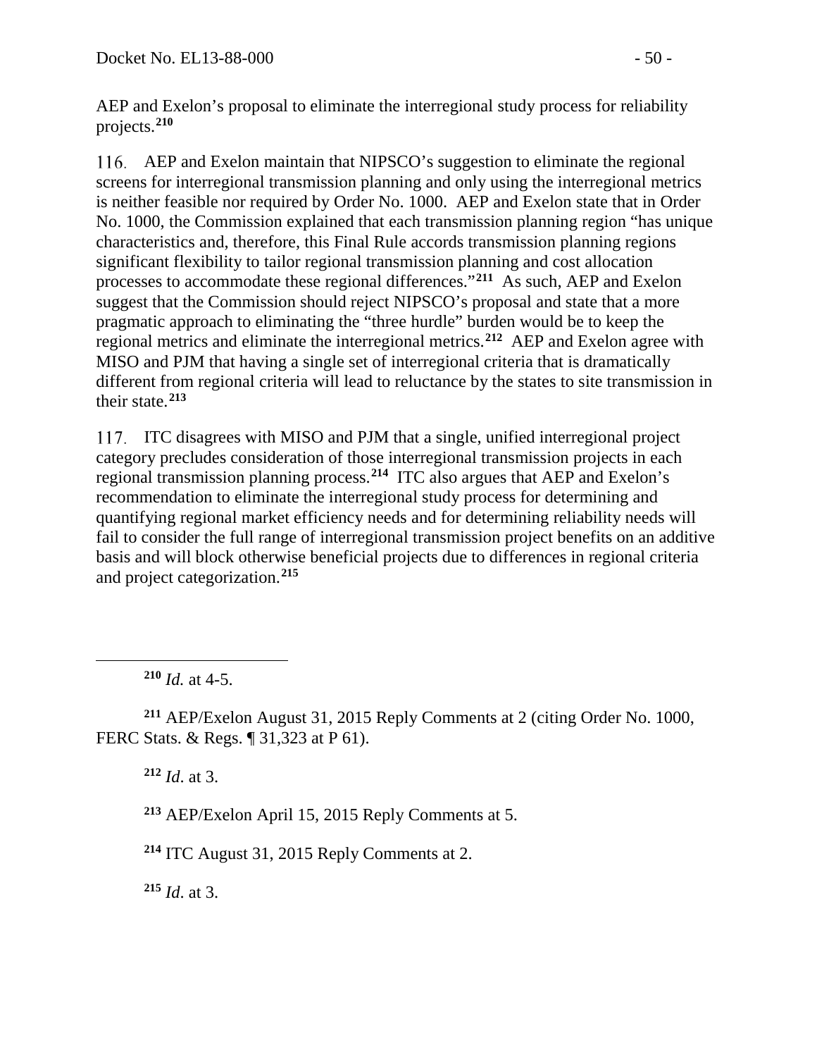AEP and Exelon's proposal to eliminate the interregional study process for reliability projects.[210]

116. AEP and Exelon maintain that NIPSCO's suggestion to eliminate the regional screens for interregional transmission planning and only using the interregional metrics is neither feasible nor required by Order No. 1000. AEP and Exelon state that in Order No. 1000, the Commission explained that each transmission planning region "has unique characteristics and, therefore, this Final Rule accords transmission planning regions significant flexibility to tailor regional transmission planning and cost allocation processes to accommodate these regional differences."[211] As such, AEP and Exelon suggest that the Commission should reject NIPSCO's proposal and state that a more pragmatic approach to eliminating the "three hurdle" burden would be to keep the regional metrics and eliminate the interregional metrics.[212] AEP and Exelon agree with MISO and PJM that having a single set of interregional criteria that is dramatically different from regional criteria will lead to reluctance by the states to site transmission in their state.[213]

117. ITC disagrees with MISO and PJM that a single, unified interregional project category precludes consideration of those interregional transmission projects in each regional transmission planning process.[214] ITC also argues that AEP and Exelon's recommendation to eliminate the interregional study process for determining and quantifying regional market efficiency needs and for determining reliability needs will fail to consider the full range of interregional transmission project benefits on an additive basis and will block otherwise beneficial projects due to differences in regional criteria and project categorization.[215]

---

[210] *Id.* at 4-5.

[211] AEP/Exelon August 31, 2015 Reply Comments at 2 (citing Order No. 1000, FERC Stats. & Regs. ¶ 31,323 at P 61).

[212] *Id*. at 3.

[213] AEP/Exelon April 15, 2015 Reply Comments at 5.

[214] ITC August 31, 2015 Reply Comments at 2.

[215] *Id*. at 3.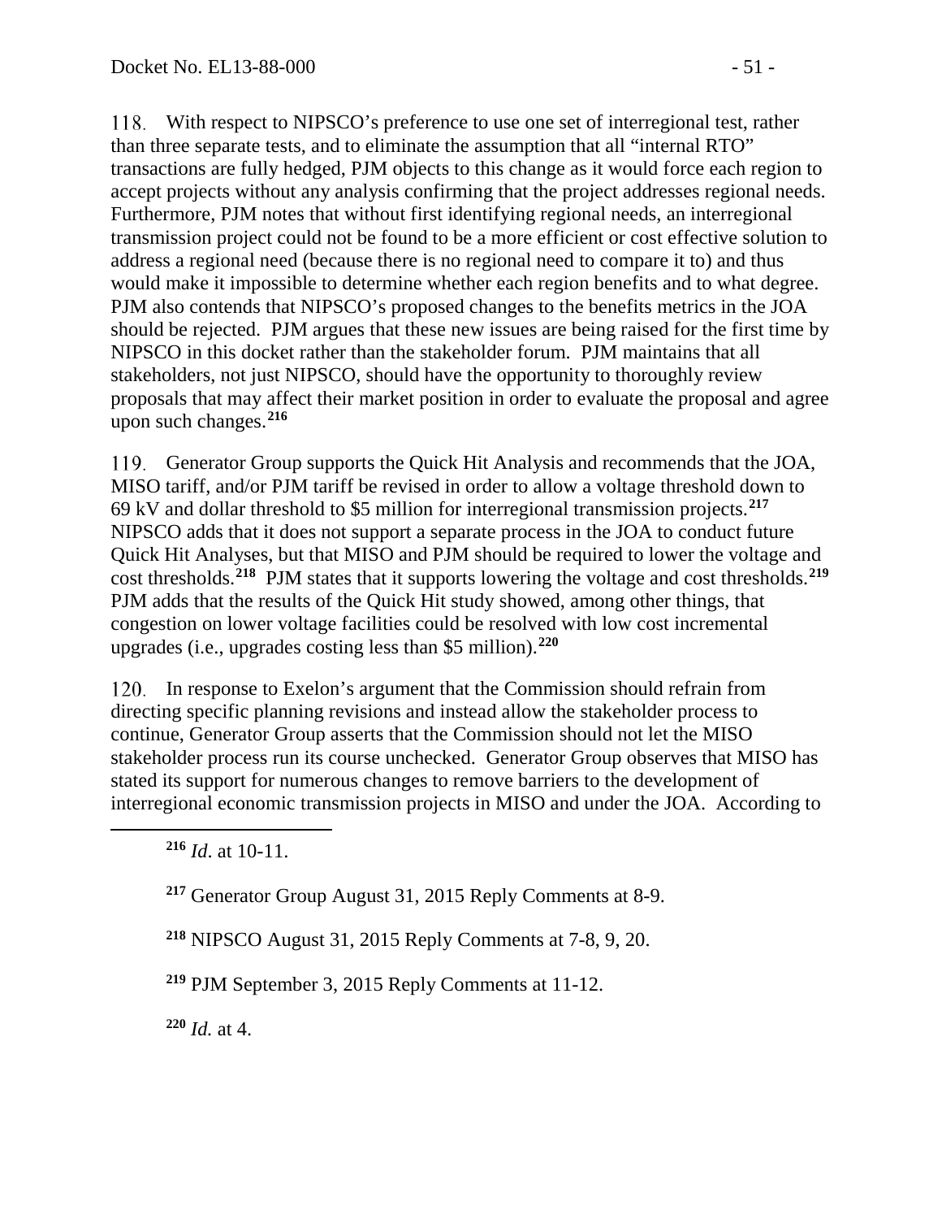118. With respect to NIPSCO's preference to use one set of interregional test, rather than three separate tests, and to eliminate the assumption that all "internal RTO" transactions are fully hedged, PJM objects to this change as it would force each region to accept projects without any analysis confirming that the project addresses regional needs. Furthermore, PJM notes that without first identifying regional needs, an interregional transmission project could not be found to be a more efficient or cost effective solution to address a regional need (because there is no regional need to compare it to) and thus would make it impossible to determine whether each region benefits and to what degree. PJM also contends that NIPSCO's proposed changes to the benefits metrics in the JOA should be rejected. PJM argues that these new issues are being raised for the first time by NIPSCO in this docket rather than the stakeholder forum. PJM maintains that all stakeholders, not just NIPSCO, should have the opportunity to thoroughly review proposals that may affect their market position in order to evaluate the proposal and agree upon such changes.[216]

119. Generator Group supports the Quick Hit Analysis and recommends that the JOA, MISO tariff, and/or PJM tariff be revised in order to allow a voltage threshold down to 69 kV and dollar threshold to $5 million for interregional transmission projects.[217] NIPSCO adds that it does not support a separate process in the JOA to conduct future Quick Hit Analyses, but that MISO and PJM should be required to lower the voltage and cost thresholds.[218] PJM states that it supports lowering the voltage and cost thresholds.[219] PJM adds that the results of the Quick Hit study showed, among other things, that congestion on lower voltage facilities could be resolved with low cost incremental upgrades (i.e., upgrades costing less than $5 million).[220]

120. In response to Exelon's argument that the Commission should refrain from directing specific planning revisions and instead allow the stakeholder process to continue, Generator Group asserts that the Commission should not let the MISO stakeholder process run its course unchecked. Generator Group observes that MISO has stated its support for numerous changes to remove barriers to the development of interregional economic transmission projects in MISO and under the JOA. According to

[216] *Id*. at 10-11.

[217] Generator Group August 31, 2015 Reply Comments at 8-9.

[218] NIPSCO August 31, 2015 Reply Comments at 7-8, 9, 20.

[219] PJM September 3, 2015 Reply Comments at 11-12.

[220] *Id.* at 4.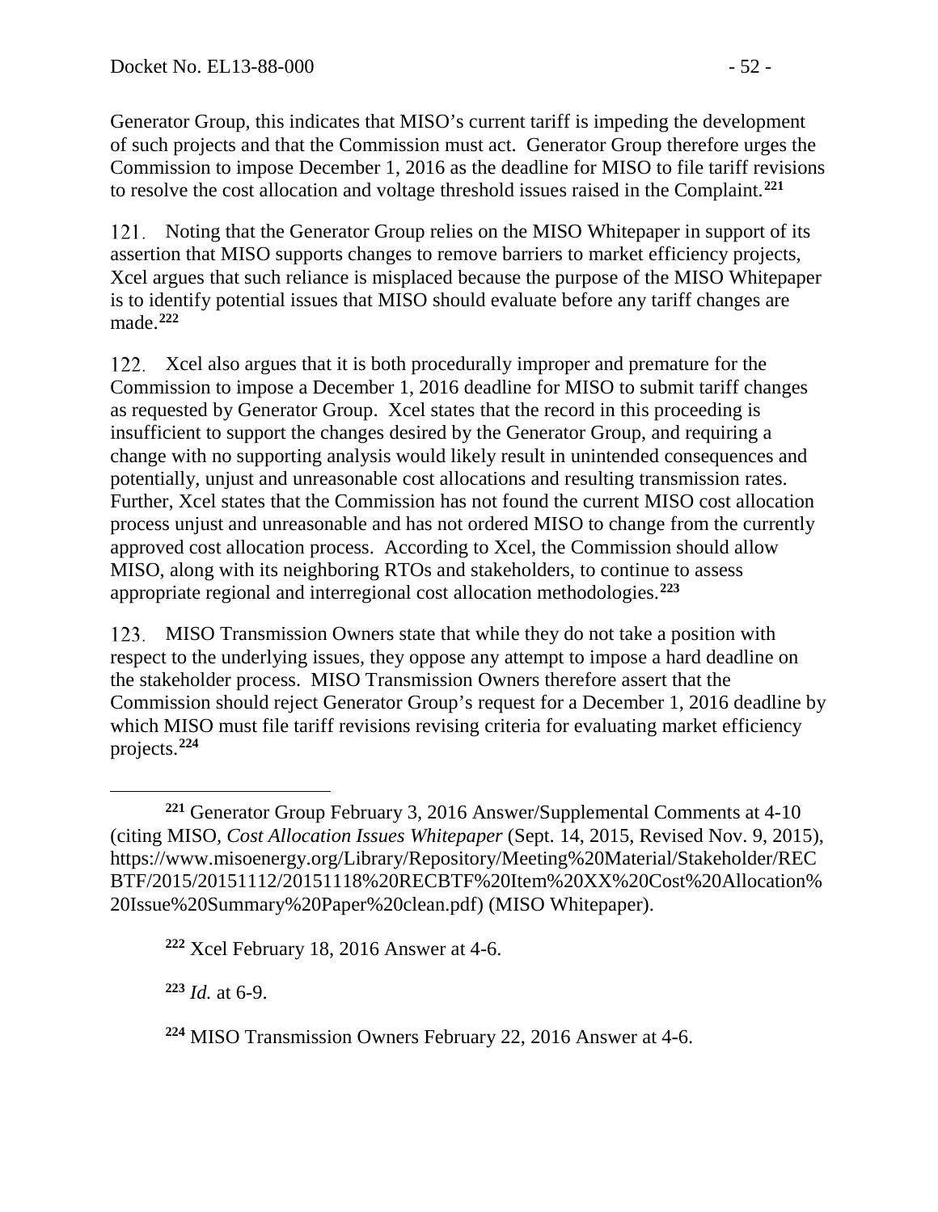Generator Group, this indicates that MISO's current tariff is impeding the development of such projects and that the Commission must act. Generator Group therefore urges the Commission to impose December 1, 2016 as the deadline for MISO to file tariff revisions to resolve the cost allocation and voltage threshold issues raised in the Complaint.[221]

121. Noting that the Generator Group relies on the MISO Whitepaper in support of its assertion that MISO supports changes to remove barriers to market efficiency projects, Xcel argues that such reliance is misplaced because the purpose of the MISO Whitepaper is to identify potential issues that MISO should evaluate before any tariff changes are made.[222]

122. Xcel also argues that it is both procedurally improper and premature for the Commission to impose a December 1, 2016 deadline for MISO to submit tariff changes as requested by Generator Group. Xcel states that the record in this proceeding is insufficient to support the changes desired by the Generator Group, and requiring a change with no supporting analysis would likely result in unintended consequences and potentially, unjust and unreasonable cost allocations and resulting transmission rates. Further, Xcel states that the Commission has not found the current MISO cost allocation process unjust and unreasonable and has not ordered MISO to change from the currently approved cost allocation process. According to Xcel, the Commission should allow MISO, along with its neighboring RTOs and stakeholders, to continue to assess appropriate regional and interregional cost allocation methodologies.[223]

123. MISO Transmission Owners state that while they do not take a position with respect to the underlying issues, they oppose any attempt to impose a hard deadline on the stakeholder process. MISO Transmission Owners therefore assert that the Commission should reject Generator Group's request for a December 1, 2016 deadline by which MISO must file tariff revisions revising criteria for evaluating market efficiency projects.[224]

---

[221] Generator Group February 3, 2016 Answer/Supplemental Comments at 4-10 (citing MISO, *Cost Allocation Issues Whitepaper* (Sept. 14, 2015, Revised Nov. 9, 2015), https://www.misoenergy.org/Library/Repository/Meeting%20Material/Stakeholder/RECBTF/2015/20151112/20151118%20RECBTF%20Item%20XX%20Cost%20Allocation%20Issue%20Summary%20Paper%20clean.pdf) (MISO Whitepaper).

[222] Xcel February 18, 2016 Answer at 4-6.

[223] *Id.* at 6-9.

[224] MISO Transmission Owners February 22, 2016 Answer at 4-6.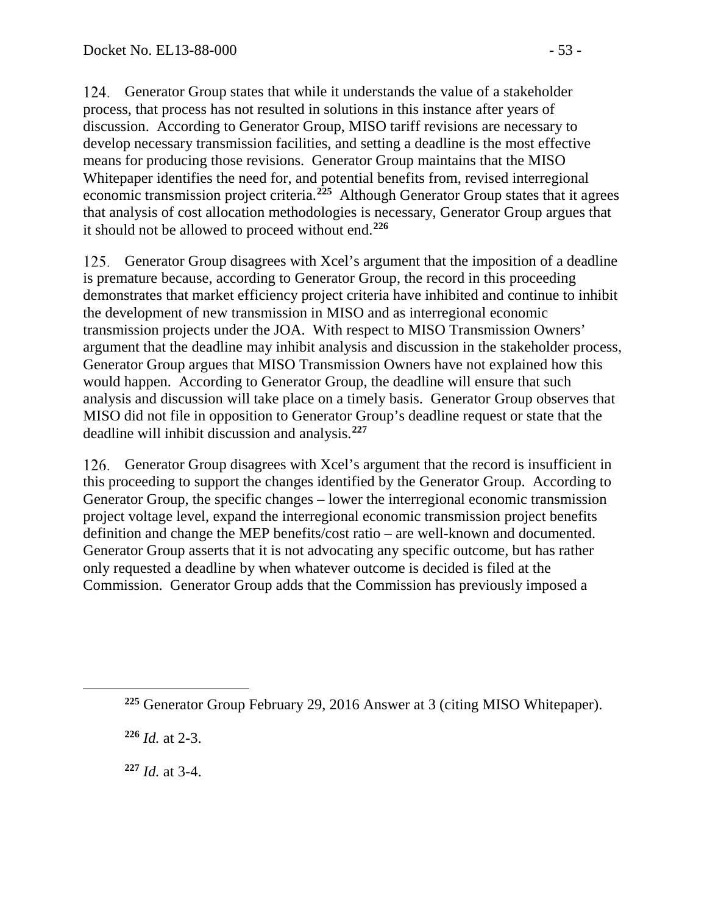124. Generator Group states that while it understands the value of a stakeholder process, that process has not resulted in solutions in this instance after years of discussion. According to Generator Group, MISO tariff revisions are necessary to develop necessary transmission facilities, and setting a deadline is the most effective means for producing those revisions. Generator Group maintains that the MISO Whitepaper identifies the need for, and potential benefits from, revised interregional economic transmission project criteria.[225] Although Generator Group states that it agrees that analysis of cost allocation methodologies is necessary, Generator Group argues that it should not be allowed to proceed without end.[226]

125. Generator Group disagrees with Xcel's argument that the imposition of a deadline is premature because, according to Generator Group, the record in this proceeding demonstrates that market efficiency project criteria have inhibited and continue to inhibit the development of new transmission in MISO and as interregional economic transmission projects under the JOA. With respect to MISO Transmission Owners' argument that the deadline may inhibit analysis and discussion in the stakeholder process, Generator Group argues that MISO Transmission Owners have not explained how this would happen. According to Generator Group, the deadline will ensure that such analysis and discussion will take place on a timely basis. Generator Group observes that MISO did not file in opposition to Generator Group's deadline request or state that the deadline will inhibit discussion and analysis.[227]

126. Generator Group disagrees with Xcel's argument that the record is insufficient in this proceeding to support the changes identified by the Generator Group. According to Generator Group, the specific changes – lower the interregional economic transmission project voltage level, expand the interregional economic transmission project benefits definition and change the MEP benefits/cost ratio – are well-known and documented. Generator Group asserts that it is not advocating any specific outcome, but has rather only requested a deadline by when whatever outcome is decided is filed at the Commission. Generator Group adds that the Commission has previously imposed a

---

[225] Generator Group February 29, 2016 Answer at 3 (citing MISO Whitepaper).

[226] *Id.* at 2-3.

[227] *Id.* at 3-4.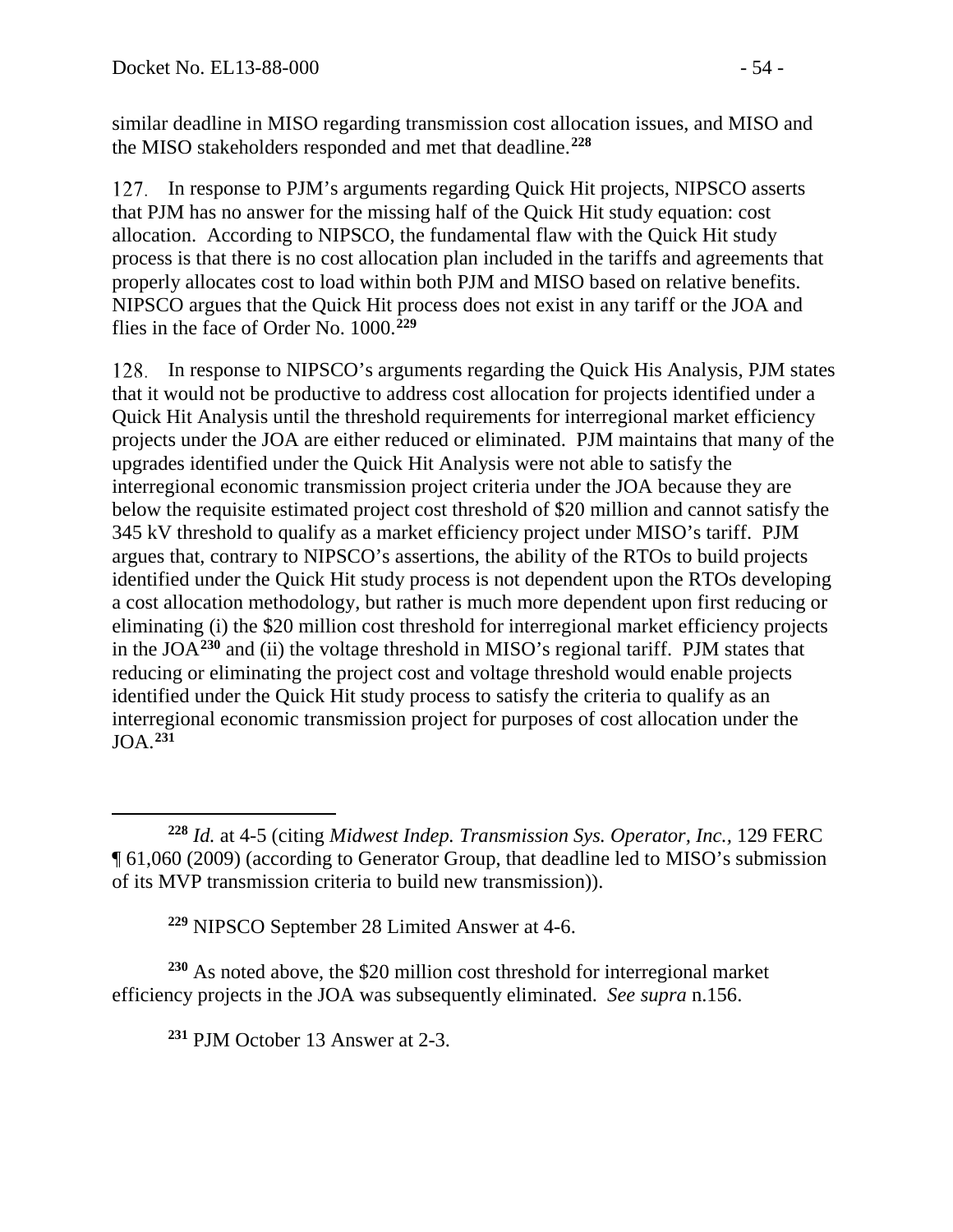similar deadline in MISO regarding transmission cost allocation issues, and MISO and the MISO stakeholders responded and met that deadline.[228]

127. In response to PJM's arguments regarding Quick Hit projects, NIPSCO asserts that PJM has no answer for the missing half of the Quick Hit study equation: cost allocation. According to NIPSCO, the fundamental flaw with the Quick Hit study process is that there is no cost allocation plan included in the tariffs and agreements that properly allocates cost to load within both PJM and MISO based on relative benefits. NIPSCO argues that the Quick Hit process does not exist in any tariff or the JOA and flies in the face of Order No. 1000.[229]

128. In response to NIPSCO's arguments regarding the Quick His Analysis, PJM states that it would not be productive to address cost allocation for projects identified under a Quick Hit Analysis until the threshold requirements for interregional market efficiency projects under the JOA are either reduced or eliminated. PJM maintains that many of the upgrades identified under the Quick Hit Analysis were not able to satisfy the interregional economic transmission project criteria under the JOA because they are below the requisite estimated project cost threshold of \$20 million and cannot satisfy the 345 kV threshold to qualify as a market efficiency project under MISO's tariff. PJM argues that, contrary to NIPSCO's assertions, the ability of the RTOs to build projects identified under the Quick Hit study process is not dependent upon the RTOs developing a cost allocation methodology, but rather is much more dependent upon first reducing or eliminating (i) the \$20 million cost threshold for interregional market efficiency projects in the JOA[230] and (ii) the voltage threshold in MISO's regional tariff. PJM states that reducing or eliminating the project cost and voltage threshold would enable projects identified under the Quick Hit study process to satisfy the criteria to qualify as an interregional economic transmission project for purposes of cost allocation under the JOA.[231]

---

[228] *Id.* at 4-5 (citing *Midwest Indep. Transmission Sys. Operator, Inc.*, 129 FERC ¶ 61,060 (2009) (according to Generator Group, that deadline led to MISO's submission of its MVP transmission criteria to build new transmission)).

[229] NIPSCO September 28 Limited Answer at 4-6.

[230] As noted above, the \$20 million cost threshold for interregional market efficiency projects in the JOA was subsequently eliminated. *See supra* n.156.

[231] PJM October 13 Answer at 2-3.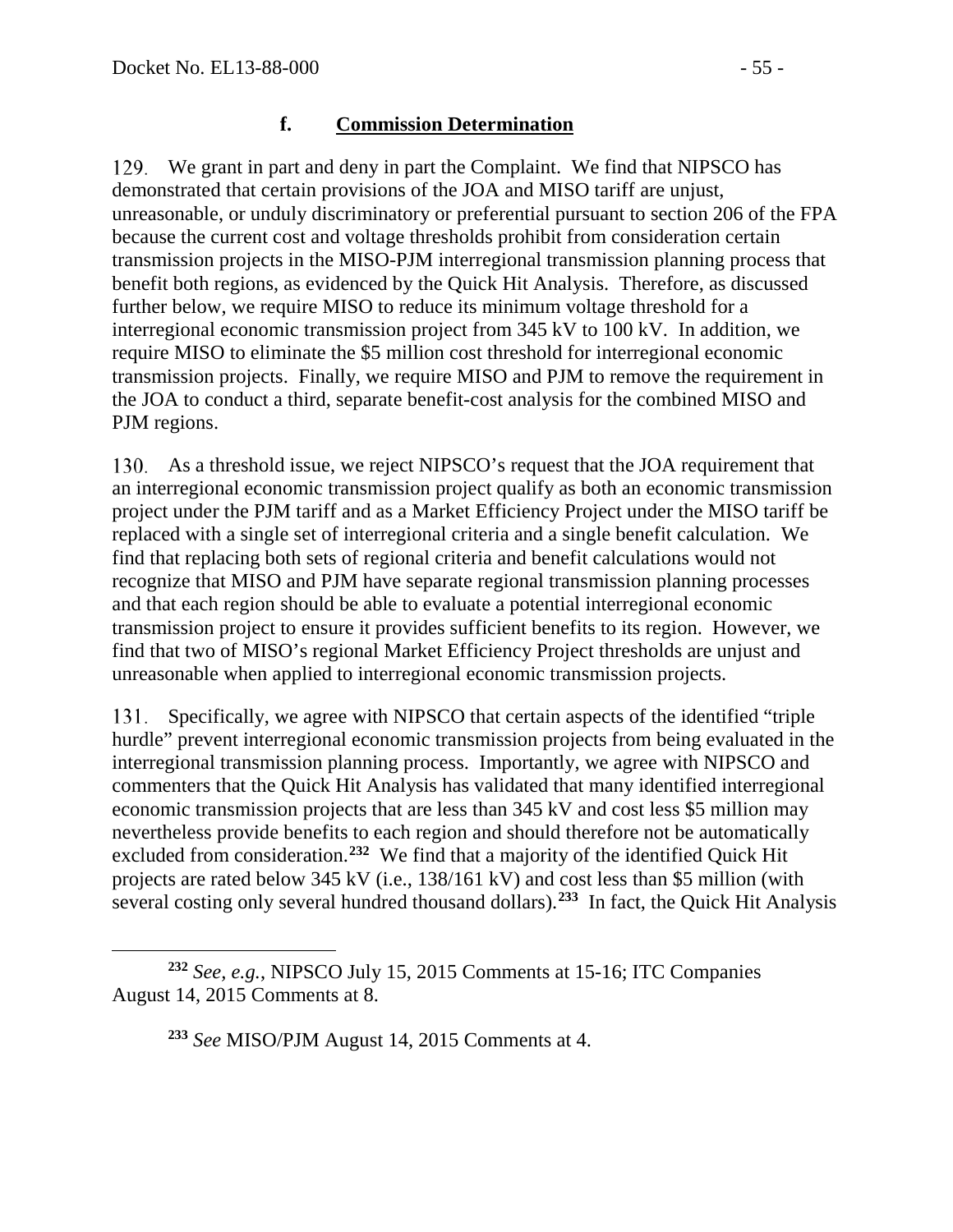### f. **Commission Determination**

129. We grant in part and deny in part the Complaint. We find that NIPSCO has demonstrated that certain provisions of the JOA and MISO tariff are unjust, unreasonable, or unduly discriminatory or preferential pursuant to section 206 of the FPA because the current cost and voltage thresholds prohibit from consideration certain transmission projects in the MISO-PJM interregional transmission planning process that benefit both regions, as evidenced by the Quick Hit Analysis. Therefore, as discussed further below, we require MISO to reduce its minimum voltage threshold for a interregional economic transmission project from 345 kV to 100 kV. In addition, we require MISO to eliminate the $5 million cost threshold for interregional economic transmission projects. Finally, we require MISO and PJM to remove the requirement in the JOA to conduct a third, separate benefit-cost analysis for the combined MISO and PJM regions.

130. As a threshold issue, we reject NIPSCO's request that the JOA requirement that an interregional economic transmission project qualify as both an economic transmission project under the PJM tariff and as a Market Efficiency Project under the MISO tariff be replaced with a single set of interregional criteria and a single benefit calculation. We find that replacing both sets of regional criteria and benefit calculations would not recognize that MISO and PJM have separate regional transmission planning processes and that each region should be able to evaluate a potential interregional economic transmission project to ensure it provides sufficient benefits to its region. However, we find that two of MISO's regional Market Efficiency Project thresholds are unjust and unreasonable when applied to interregional economic transmission projects.

131. Specifically, we agree with NIPSCO that certain aspects of the identified "triple hurdle" prevent interregional economic transmission projects from being evaluated in the interregional transmission planning process. Importantly, we agree with NIPSCO and commenters that the Quick Hit Analysis has validated that many identified interregional economic transmission projects that are less than 345 kV and cost less $5 million may nevertheless provide benefits to each region and should therefore not be automatically excluded from consideration.[232] We find that a majority of the identified Quick Hit projects are rated below 345 kV (i.e., 138/161 kV) and cost less than $5 million (with several costing only several hundred thousand dollars).[233] In fact, the Quick Hit Analysis

[232] *See, e.g.*, NIPSCO July 15, 2015 Comments at 15-16; ITC Companies August 14, 2015 Comments at 8.

[233] *See* MISO/PJM August 14, 2015 Comments at 4.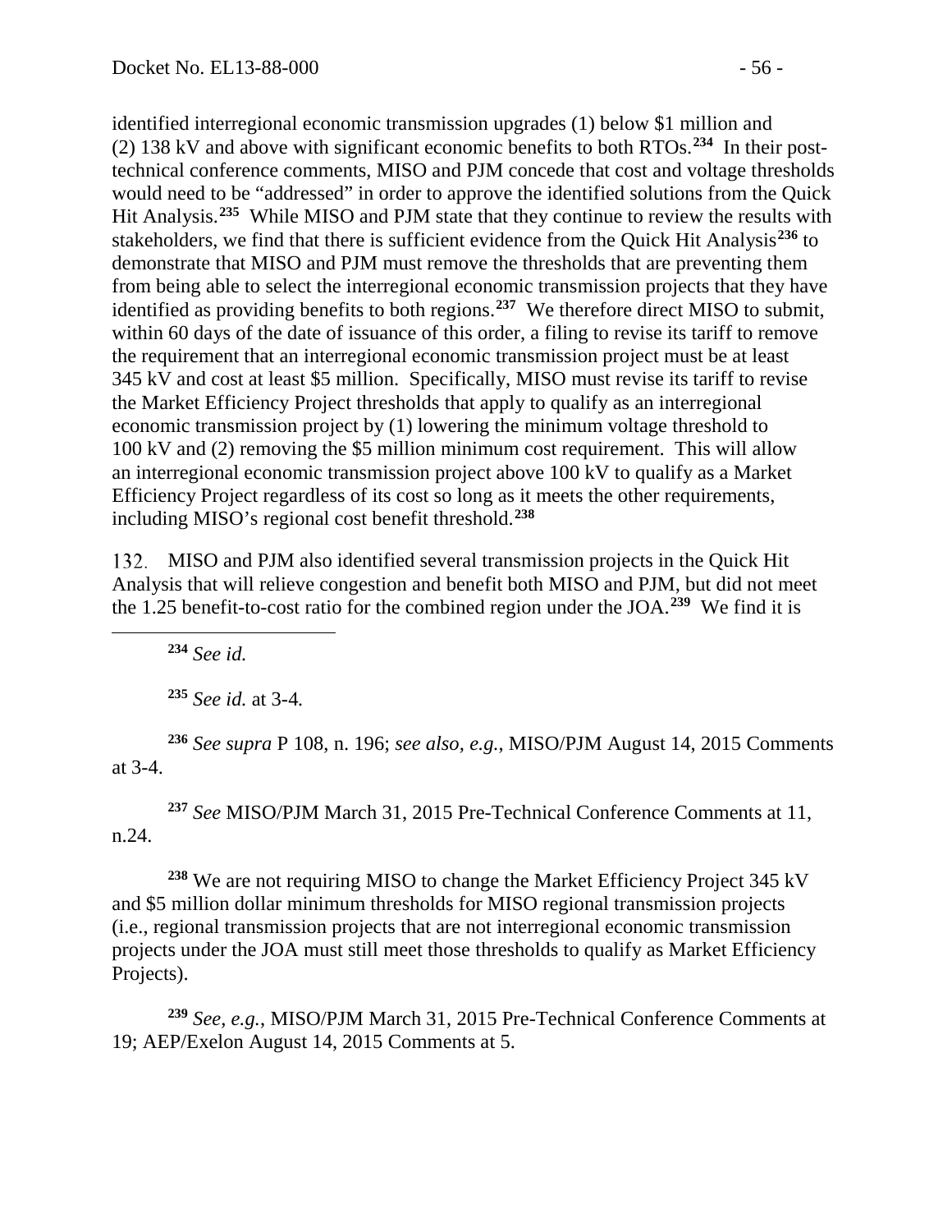identified interregional economic transmission upgrades (1) below $1 million and (2) 138 kV and above with significant economic benefits to both RTOs.[234] In their post-technical conference comments, MISO and PJM concede that cost and voltage thresholds would need to be "addressed" in order to approve the identified solutions from the Quick Hit Analysis.[235] While MISO and PJM state that they continue to review the results with stakeholders, we find that there is sufficient evidence from the Quick Hit Analysis[236] to demonstrate that MISO and PJM must remove the thresholds that are preventing them from being able to select the interregional economic transmission projects that they have identified as providing benefits to both regions.[237] We therefore direct MISO to submit, within 60 days of the date of issuance of this order, a filing to revise its tariff to remove the requirement that an interregional economic transmission project must be at least 345 kV and cost at least $5 million. Specifically, MISO must revise its tariff to revise the Market Efficiency Project thresholds that apply to qualify as an interregional economic transmission project by (1) lowering the minimum voltage threshold to 100 kV and (2) removing the $5 million minimum cost requirement. This will allow an interregional economic transmission project above 100 kV to qualify as a Market Efficiency Project regardless of its cost so long as it meets the other requirements, including MISO's regional cost benefit threshold.[238]

132. MISO and PJM also identified several transmission projects in the Quick Hit Analysis that will relieve congestion and benefit both MISO and PJM, but did not meet the 1.25 benefit-to-cost ratio for the combined region under the JOA.[239] We find it is

---

[234] *See id.*

[235] *See id.* at 3-4*.*

[236] *See supra* P 108, n. 196; *see also, e.g.*, MISO/PJM August 14, 2015 Comments at 3-4.

[237] *See* MISO/PJM March 31, 2015 Pre-Technical Conference Comments at 11, n.24.

[238] We are not requiring MISO to change the Market Efficiency Project 345 kV and $5 million dollar minimum thresholds for MISO regional transmission projects (i.e., regional transmission projects that are not interregional economic transmission projects under the JOA must still meet those thresholds to qualify as Market Efficiency Projects).

[239] *See, e.g.*, MISO/PJM March 31, 2015 Pre-Technical Conference Comments at 19; AEP/Exelon August 14, 2015 Comments at 5.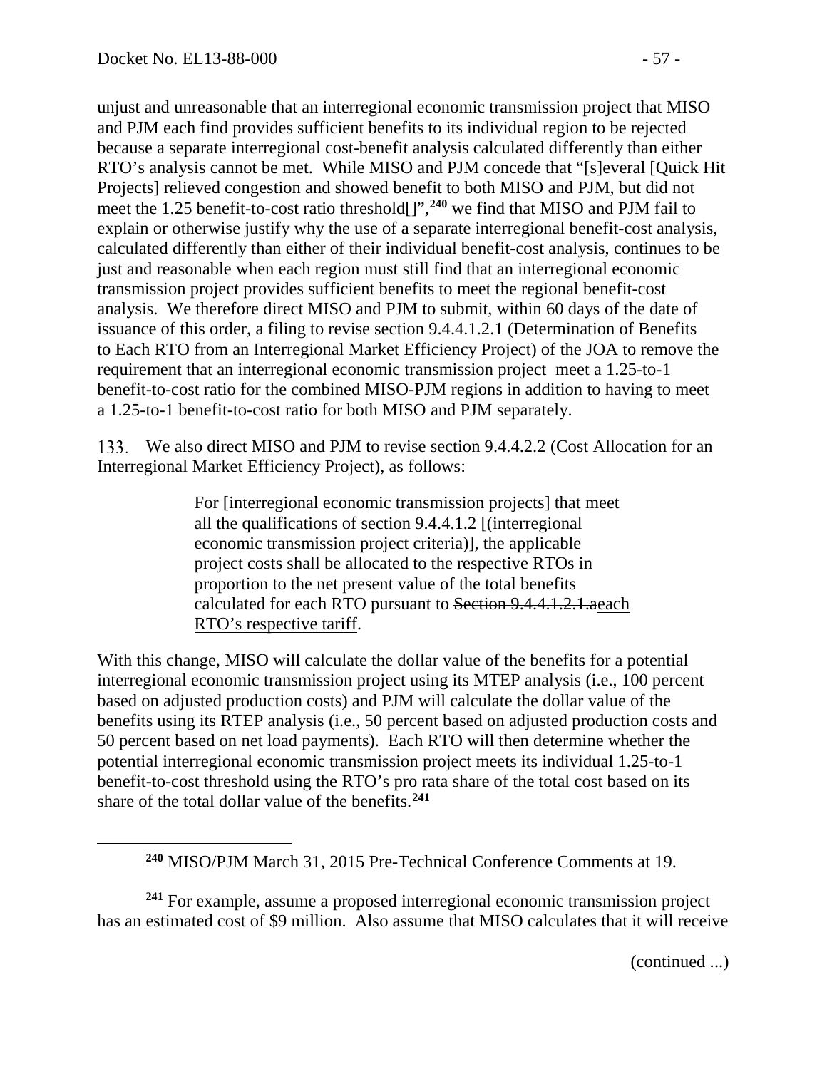unjust and unreasonable that an interregional economic transmission project that MISO and PJM each find provides sufficient benefits to its individual region to be rejected because a separate interregional cost-benefit analysis calculated differently than either RTO's analysis cannot be met. While MISO and PJM concede that "[s]everal [Quick Hit Projects] relieved congestion and showed benefit to both MISO and PJM, but did not meet the 1.25 benefit-to-cost ratio threshold[]",[240] we find that MISO and PJM fail to explain or otherwise justify why the use of a separate interregional benefit-cost analysis, calculated differently than either of their individual benefit-cost analysis, continues to be just and reasonable when each region must still find that an interregional economic transmission project provides sufficient benefits to meet the regional benefit-cost analysis. We therefore direct MISO and PJM to submit, within 60 days of the date of issuance of this order, a filing to revise section 9.4.4.1.2.1 (Determination of Benefits to Each RTO from an Interregional Market Efficiency Project) of the JOA to remove the requirement that an interregional economic transmission project meet a 1.25-to-1 benefit-to-cost ratio for the combined MISO-PJM regions in addition to having to meet a 1.25-to-1 benefit-to-cost ratio for both MISO and PJM separately.

133. We also direct MISO and PJM to revise section 9.4.4.2.2 (Cost Allocation for an Interregional Market Efficiency Project), as follows:

> For [interregional economic transmission projects] that meet all the qualifications of section 9.4.4.1.2 [(interregional economic transmission project criteria)], the applicable project costs shall be allocated to the respective RTOs in proportion to the net present value of the total benefits calculated for each RTO pursuant to ~~Section 9.4.4.1.2.1.a~~<u>each RTO's respective tariff</u>.

With this change, MISO will calculate the dollar value of the benefits for a potential interregional economic transmission project using its MTEP analysis (i.e., 100 percent based on adjusted production costs) and PJM will calculate the dollar value of the benefits using its RTEP analysis (i.e., 50 percent based on adjusted production costs and 50 percent based on net load payments). Each RTO will then determine whether the potential interregional economic transmission project meets its individual 1.25-to-1 benefit-to-cost threshold using the RTO's pro rata share of the total cost based on its share of the total dollar value of the benefits.[241]

---

[240] MISO/PJM March 31, 2015 Pre-Technical Conference Comments at 19.

[241] For example, assume a proposed interregional economic transmission project has an estimated cost of $9 million. Also assume that MISO calculates that it will receive

(continued ...)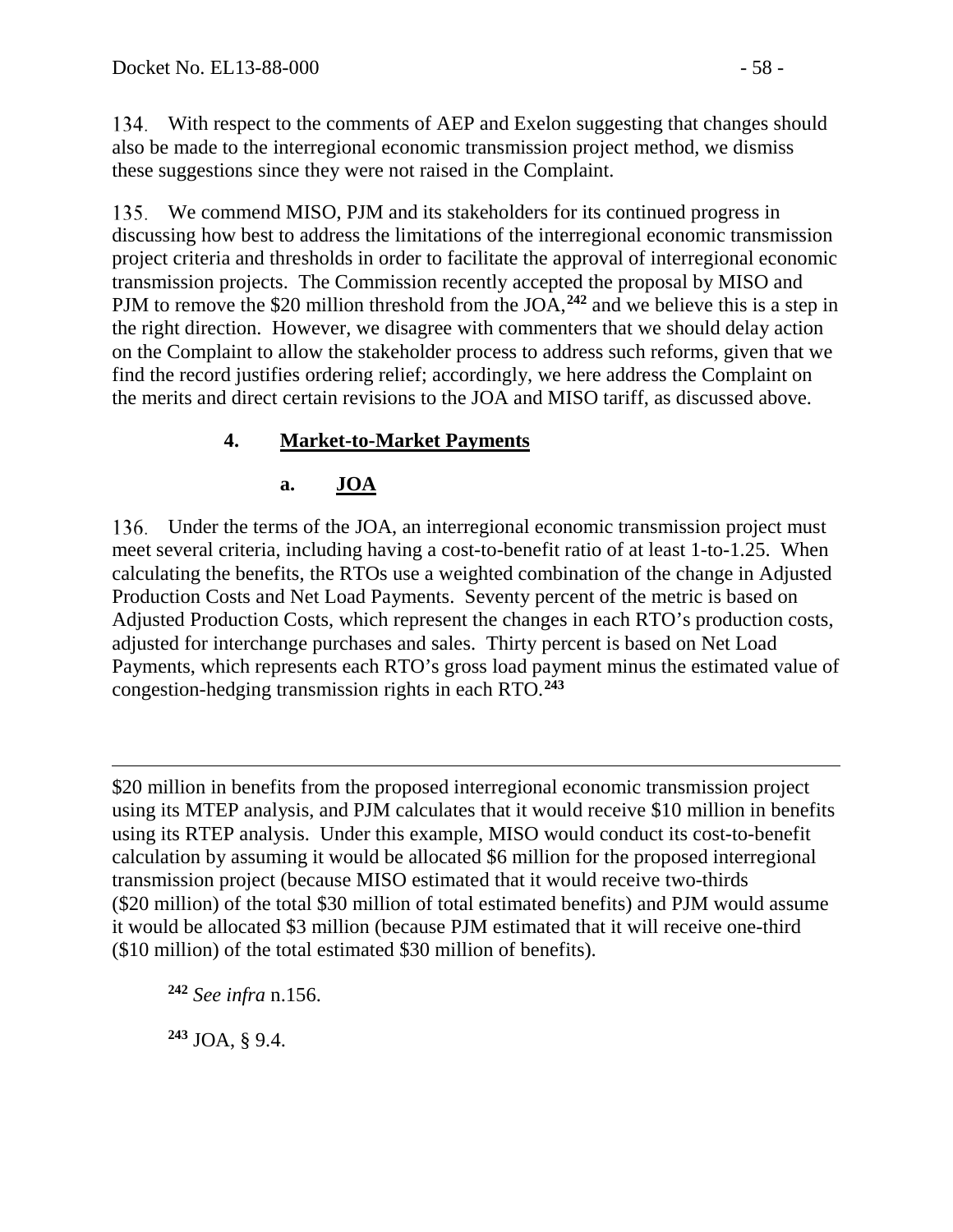134. With respect to the comments of AEP and Exelon suggesting that changes should also be made to the interregional economic transmission project method, we dismiss these suggestions since they were not raised in the Complaint.

135. We commend MISO, PJM and its stakeholders for its continued progress in discussing how best to address the limitations of the interregional economic transmission project criteria and thresholds in order to facilitate the approval of interregional economic transmission projects. The Commission recently accepted the proposal by MISO and PJM to remove the $20 million threshold from the JOA,[242] and we believe this is a step in the right direction. However, we disagree with commenters that we should delay action on the Complaint to allow the stakeholder process to address such reforms, given that we find the record justifies ordering relief; accordingly, we here address the Complaint on the merits and direct certain revisions to the JOA and MISO tariff, as discussed above.

### 4. Market-to-Market Payments

#### a. JOA

136. Under the terms of the JOA, an interregional economic transmission project must meet several criteria, including having a cost-to-benefit ratio of at least 1-to-1.25. When calculating the benefits, the RTOs use a weighted combination of the change in Adjusted Production Costs and Net Load Payments. Seventy percent of the metric is based on Adjusted Production Costs, which represent the changes in each RTO's production costs, adjusted for interchange purchases and sales. Thirty percent is based on Net Load Payments, which represents each RTO's gross load payment minus the estimated value of congestion-hedging transmission rights in each RTO.[243]

---

$20 million in benefits from the proposed interregional economic transmission project using its MTEP analysis, and PJM calculates that it would receive $10 million in benefits using its RTEP analysis. Under this example, MISO would conduct its cost-to-benefit calculation by assuming it would be allocated $6 million for the proposed interregional transmission project (because MISO estimated that it would receive two-thirds ($20 million) of the total $30 million of total estimated benefits) and PJM would assume it would be allocated $3 million (because PJM estimated that it will receive one-third ($10 million) of the total estimated $30 million of benefits).

[242] *See infra* n.156.

[243] JOA, § 9.4.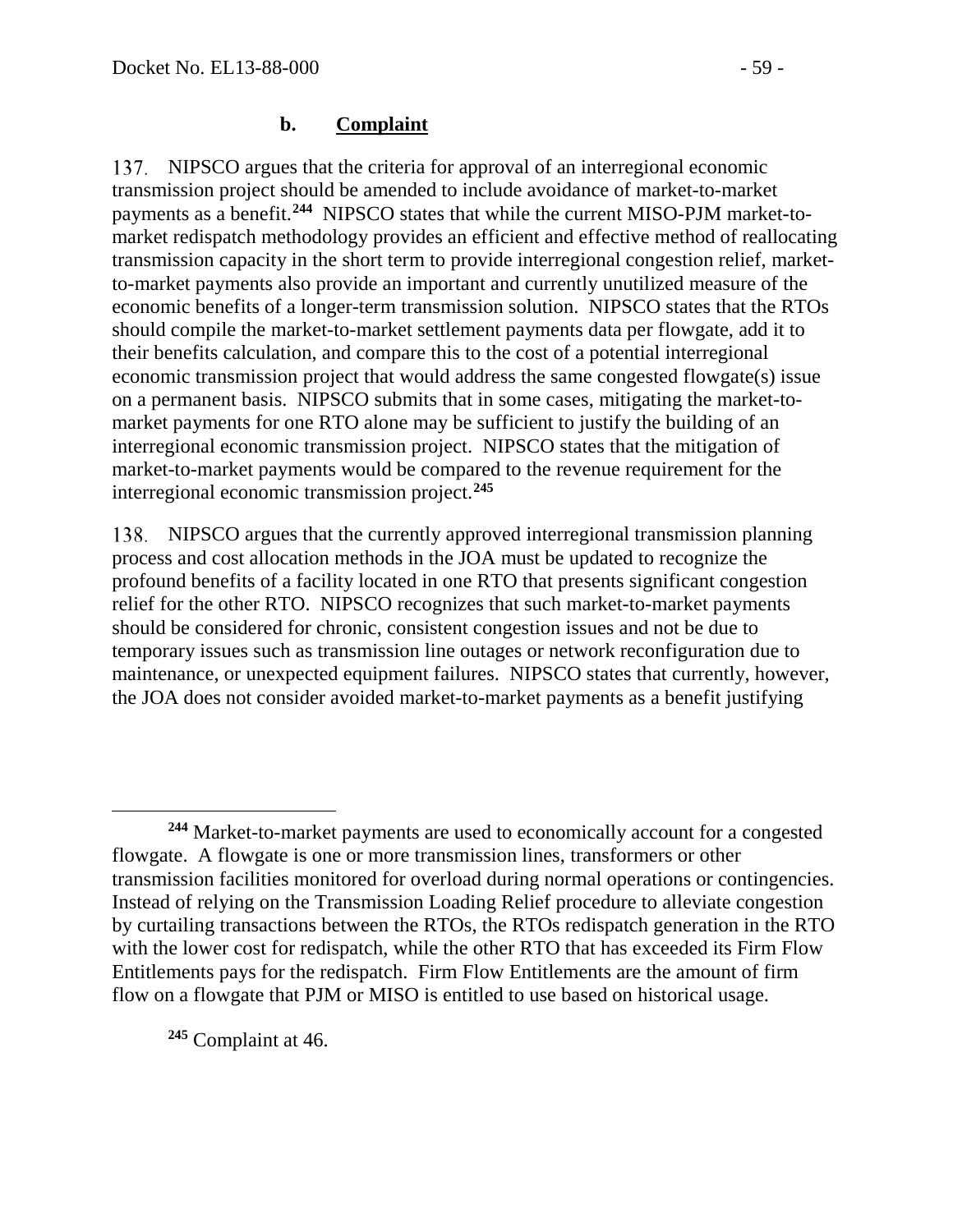### b. **Complaint**

137. NIPSCO argues that the criteria for approval of an interregional economic transmission project should be amended to include avoidance of market-to-market payments as a benefit.[244] NIPSCO states that while the current MISO-PJM market-to-market redispatch methodology provides an efficient and effective method of reallocating transmission capacity in the short term to provide interregional congestion relief, market-to-market payments also provide an important and currently unutilized measure of the economic benefits of a longer-term transmission solution. NIPSCO states that the RTOs should compile the market-to-market settlement payments data per flowgate, add it to their benefits calculation, and compare this to the cost of a potential interregional economic transmission project that would address the same congested flowgate(s) issue on a permanent basis. NIPSCO submits that in some cases, mitigating the market-to-market payments for one RTO alone may be sufficient to justify the building of an interregional economic transmission project. NIPSCO states that the mitigation of market-to-market payments would be compared to the revenue requirement for the interregional economic transmission project.[245]

138. NIPSCO argues that the currently approved interregional transmission planning process and cost allocation methods in the JOA must be updated to recognize the profound benefits of a facility located in one RTO that presents significant congestion relief for the other RTO. NIPSCO recognizes that such market-to-market payments should be considered for chronic, consistent congestion issues and not be due to temporary issues such as transmission line outages or network reconfiguration due to maintenance, or unexpected equipment failures. NIPSCO states that currently, however, the JOA does not consider avoided market-to-market payments as a benefit justifying

---

[244] Market-to-market payments are used to economically account for a congested flowgate. A flowgate is one or more transmission lines, transformers or other transmission facilities monitored for overload during normal operations or contingencies. Instead of relying on the Transmission Loading Relief procedure to alleviate congestion by curtailing transactions between the RTOs, the RTOs redispatch generation in the RTO with the lower cost for redispatch, while the other RTO that has exceeded its Firm Flow Entitlements pays for the redispatch. Firm Flow Entitlements are the amount of firm flow on a flowgate that PJM or MISO is entitled to use based on historical usage.

[245] Complaint at 46.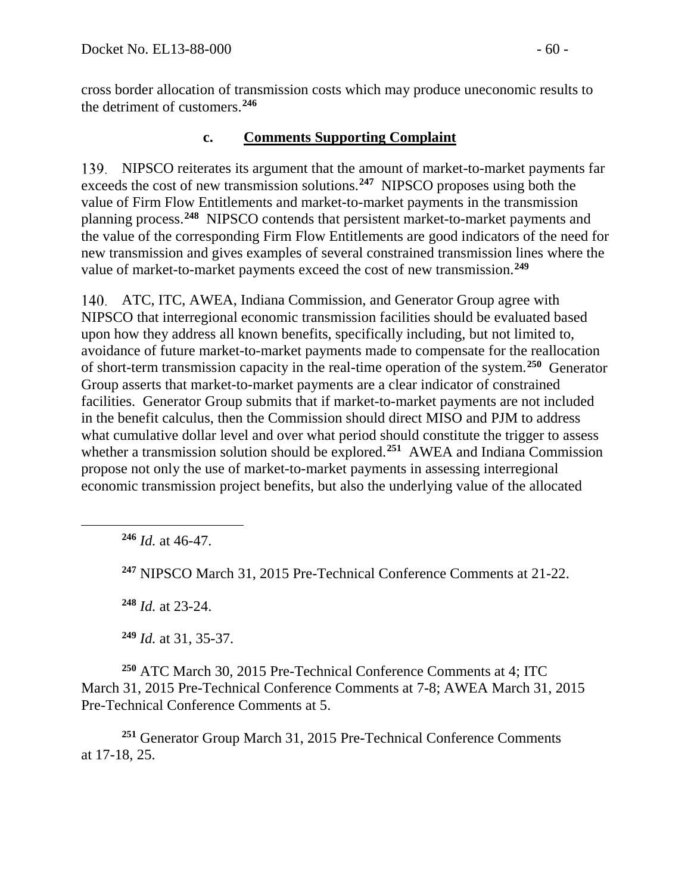cross border allocation of transmission costs which may produce uneconomic results to the detriment of customers.[246]

### c. Comments Supporting Complaint

139. NIPSCO reiterates its argument that the amount of market-to-market payments far exceeds the cost of new transmission solutions.[247] NIPSCO proposes using both the value of Firm Flow Entitlements and market-to-market payments in the transmission planning process.[248] NIPSCO contends that persistent market-to-market payments and the value of the corresponding Firm Flow Entitlements are good indicators of the need for new transmission and gives examples of several constrained transmission lines where the value of market-to-market payments exceed the cost of new transmission.[249]

140. ATC, ITC, AWEA, Indiana Commission, and Generator Group agree with NIPSCO that interregional economic transmission facilities should be evaluated based upon how they address all known benefits, specifically including, but not limited to, avoidance of future market-to-market payments made to compensate for the reallocation of short-term transmission capacity in the real-time operation of the system.[250] Generator Group asserts that market-to-market payments are a clear indicator of constrained facilities. Generator Group submits that if market-to-market payments are not included in the benefit calculus, then the Commission should direct MISO and PJM to address what cumulative dollar level and over what period should constitute the trigger to assess whether a transmission solution should be explored.[251] AWEA and Indiana Commission propose not only the use of market-to-market payments in assessing interregional economic transmission project benefits, but also the underlying value of the allocated

---

[246] *Id.* at 46-47.

[247] NIPSCO March 31, 2015 Pre-Technical Conference Comments at 21-22.

[248] *Id.* at 23-24.

[249] *Id.* at 31, 35-37.

[250] ATC March 30, 2015 Pre-Technical Conference Comments at 4; ITC March 31, 2015 Pre-Technical Conference Comments at 7-8; AWEA March 31, 2015 Pre-Technical Conference Comments at 5.

[251] Generator Group March 31, 2015 Pre-Technical Conference Comments at 17-18, 25.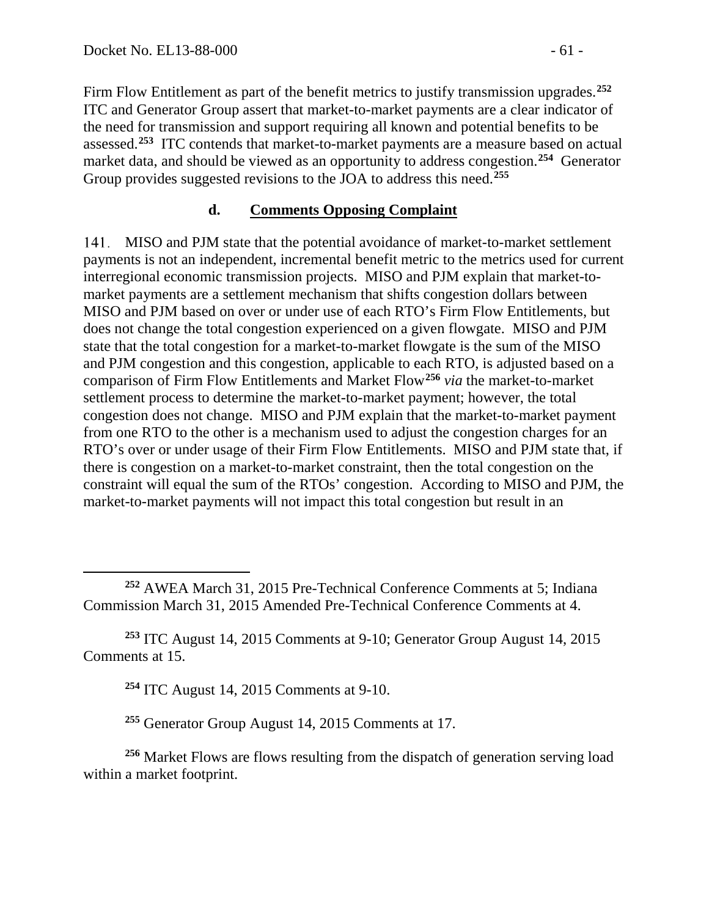Firm Flow Entitlement as part of the benefit metrics to justify transmission upgrades.[252] ITC and Generator Group assert that market-to-market payments are a clear indicator of the need for transmission and support requiring all known and potential benefits to be assessed.[253] ITC contends that market-to-market payments are a measure based on actual market data, and should be viewed as an opportunity to address congestion.[254] Generator Group provides suggested revisions to the JOA to address this need.[255]

### d. **Comments Opposing Complaint**

141. MISO and PJM state that the potential avoidance of market-to-market settlement payments is not an independent, incremental benefit metric to the metrics used for current interregional economic transmission projects. MISO and PJM explain that market-to-market payments are a settlement mechanism that shifts congestion dollars between MISO and PJM based on over or under use of each RTO's Firm Flow Entitlements, but does not change the total congestion experienced on a given flowgate. MISO and PJM state that the total congestion for a market-to-market flowgate is the sum of the MISO and PJM congestion and this congestion, applicable to each RTO, is adjusted based on a comparison of Firm Flow Entitlements and Market Flow[256] *via* the market-to-market settlement process to determine the market-to-market payment; however, the total congestion does not change. MISO and PJM explain that the market-to-market payment from one RTO to the other is a mechanism used to adjust the congestion charges for an RTO's over or under usage of their Firm Flow Entitlements. MISO and PJM state that, if there is congestion on a market-to-market constraint, then the total congestion on the constraint will equal the sum of the RTOs' congestion. According to MISO and PJM, the market-to-market payments will not impact this total congestion but result in an

---

[252] AWEA March 31, 2015 Pre-Technical Conference Comments at 5; Indiana Commission March 31, 2015 Amended Pre-Technical Conference Comments at 4.

[253] ITC August 14, 2015 Comments at 9-10; Generator Group August 14, 2015 Comments at 15.

[254] ITC August 14, 2015 Comments at 9-10.

[255] Generator Group August 14, 2015 Comments at 17.

[256] Market Flows are flows resulting from the dispatch of generation serving load within a market footprint.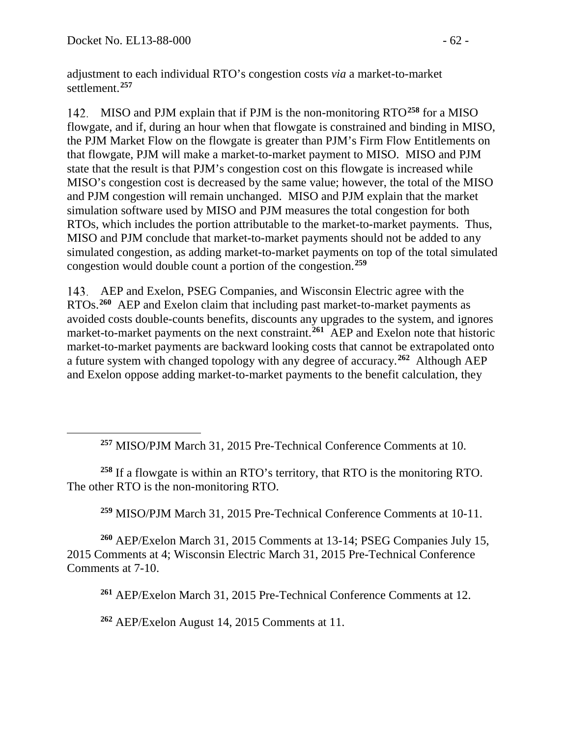adjustment to each individual RTO's congestion costs *via* a market-to-market settlement.[257]

142. MISO and PJM explain that if PJM is the non-monitoring RTO[258] for a MISO flowgate, and if, during an hour when that flowgate is constrained and binding in MISO, the PJM Market Flow on the flowgate is greater than PJM's Firm Flow Entitlements on that flowgate, PJM will make a market-to-market payment to MISO. MISO and PJM state that the result is that PJM's congestion cost on this flowgate is increased while MISO's congestion cost is decreased by the same value; however, the total of the MISO and PJM congestion will remain unchanged. MISO and PJM explain that the market simulation software used by MISO and PJM measures the total congestion for both RTOs, which includes the portion attributable to the market-to-market payments. Thus, MISO and PJM conclude that market-to-market payments should not be added to any simulated congestion, as adding market-to-market payments on top of the total simulated congestion would double count a portion of the congestion.[259]

143. AEP and Exelon, PSEG Companies, and Wisconsin Electric agree with the RTOs.[260] AEP and Exelon claim that including past market-to-market payments as avoided costs double-counts benefits, discounts any upgrades to the system, and ignores market-to-market payments on the next constraint.[261] AEP and Exelon note that historic market-to-market payments are backward looking costs that cannot be extrapolated onto a future system with changed topology with any degree of accuracy.[262] Although AEP and Exelon oppose adding market-to-market payments to the benefit calculation, they

---

[257] MISO/PJM March 31, 2015 Pre-Technical Conference Comments at 10.

[258] If a flowgate is within an RTO's territory, that RTO is the monitoring RTO. The other RTO is the non-monitoring RTO.

[259] MISO/PJM March 31, 2015 Pre-Technical Conference Comments at 10-11.

[260] AEP/Exelon March 31, 2015 Comments at 13-14; PSEG Companies July 15, 2015 Comments at 4; Wisconsin Electric March 31, 2015 Pre-Technical Conference Comments at 7-10.

[261] AEP/Exelon March 31, 2015 Pre-Technical Conference Comments at 12.

[262] AEP/Exelon August 14, 2015 Comments at 11.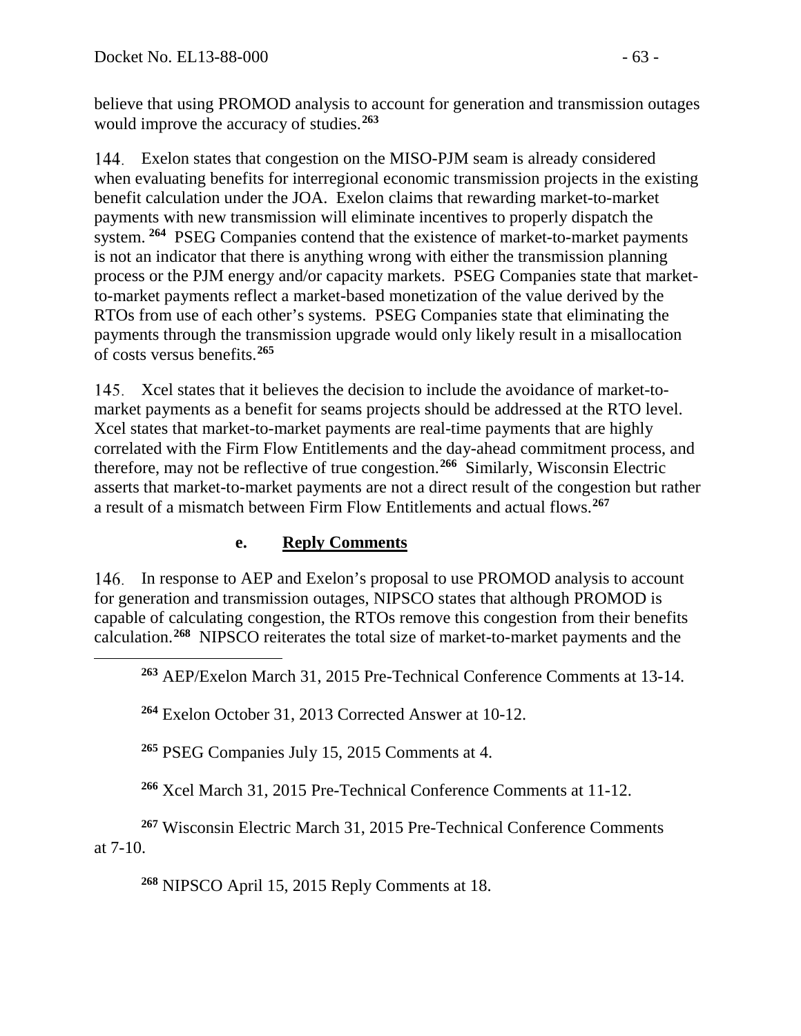believe that using PROMOD analysis to account for generation and transmission outages would improve the accuracy of studies.[263]

144. Exelon states that congestion on the MISO-PJM seam is already considered when evaluating benefits for interregional economic transmission projects in the existing benefit calculation under the JOA. Exelon claims that rewarding market-to-market payments with new transmission will eliminate incentives to properly dispatch the system.[264] PSEG Companies contend that the existence of market-to-market payments is not an indicator that there is anything wrong with either the transmission planning process or the PJM energy and/or capacity markets. PSEG Companies state that market-to-market payments reflect a market-based monetization of the value derived by the RTOs from use of each other's systems. PSEG Companies state that eliminating the payments through the transmission upgrade would only likely result in a misallocation of costs versus benefits.[265]

145. Xcel states that it believes the decision to include the avoidance of market-to-market payments as a benefit for seams projects should be addressed at the RTO level. Xcel states that market-to-market payments are real-time payments that are highly correlated with the Firm Flow Entitlements and the day-ahead commitment process, and therefore, may not be reflective of true congestion.[266] Similarly, Wisconsin Electric asserts that market-to-market payments are not a direct result of the congestion but rather a result of a mismatch between Firm Flow Entitlements and actual flows.[267]

### e. Reply Comments

146. In response to AEP and Exelon's proposal to use PROMOD analysis to account for generation and transmission outages, NIPSCO states that although PROMOD is capable of calculating congestion, the RTOs remove this congestion from their benefits calculation.[268] NIPSCO reiterates the total size of market-to-market payments and the

---

[263] AEP/Exelon March 31, 2015 Pre-Technical Conference Comments at 13-14.

[264] Exelon October 31, 2013 Corrected Answer at 10-12.

[265] PSEG Companies July 15, 2015 Comments at 4.

[266] Xcel March 31, 2015 Pre-Technical Conference Comments at 11-12.

[267] Wisconsin Electric March 31, 2015 Pre-Technical Conference Comments at 7-10.

[268] NIPSCO April 15, 2015 Reply Comments at 18.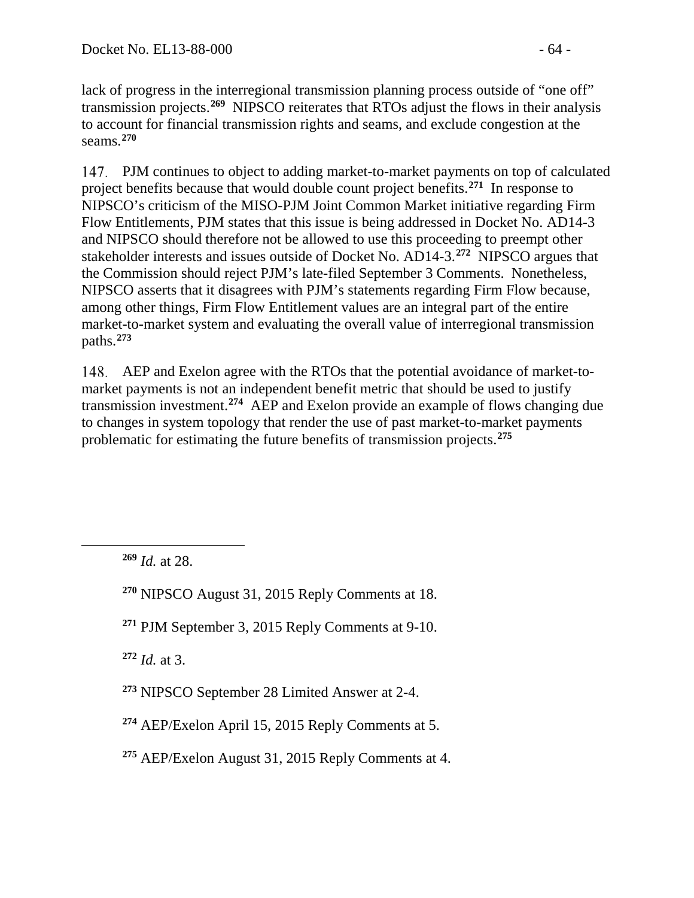lack of progress in the interregional transmission planning process outside of "one off" transmission projects.[269] NIPSCO reiterates that RTOs adjust the flows in their analysis to account for financial transmission rights and seams, and exclude congestion at the seams.[270]

147. PJM continues to object to adding market-to-market payments on top of calculated project benefits because that would double count project benefits.[271] In response to NIPSCO's criticism of the MISO-PJM Joint Common Market initiative regarding Firm Flow Entitlements, PJM states that this issue is being addressed in Docket No. AD14-3 and NIPSCO should therefore not be allowed to use this proceeding to preempt other stakeholder interests and issues outside of Docket No. AD14-3.[272] NIPSCO argues that the Commission should reject PJM's late-filed September 3 Comments. Nonetheless, NIPSCO asserts that it disagrees with PJM's statements regarding Firm Flow because, among other things, Firm Flow Entitlement values are an integral part of the entire market-to-market system and evaluating the overall value of interregional transmission paths.[273]

148. AEP and Exelon agree with the RTOs that the potential avoidance of market-to-market payments is not an independent benefit metric that should be used to justify transmission investment.[274] AEP and Exelon provide an example of flows changing due to changes in system topology that render the use of past market-to-market payments problematic for estimating the future benefits of transmission projects.[275]

---

[269] *Id.* at 28.

[270] NIPSCO August 31, 2015 Reply Comments at 18.

[271] PJM September 3, 2015 Reply Comments at 9-10.

[272] *Id.* at 3.

[273] NIPSCO September 28 Limited Answer at 2-4.

[274] AEP/Exelon April 15, 2015 Reply Comments at 5.

[275] AEP/Exelon August 31, 2015 Reply Comments at 4.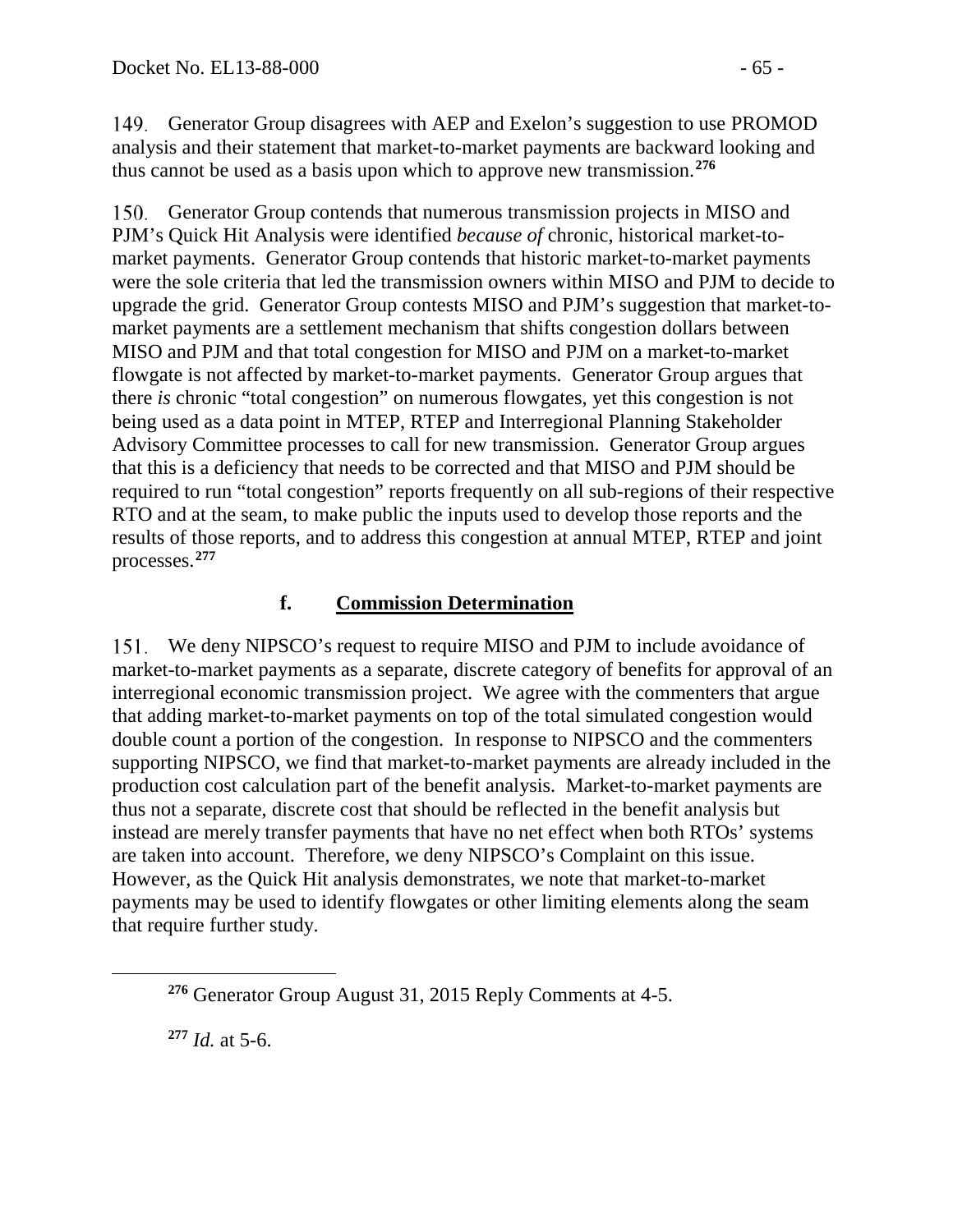149. Generator Group disagrees with AEP and Exelon's suggestion to use PROMOD analysis and their statement that market-to-market payments are backward looking and thus cannot be used as a basis upon which to approve new transmission.[276]

150. Generator Group contends that numerous transmission projects in MISO and PJM's Quick Hit Analysis were identified *because of* chronic, historical market-to-market payments. Generator Group contends that historic market-to-market payments were the sole criteria that led the transmission owners within MISO and PJM to decide to upgrade the grid. Generator Group contests MISO and PJM's suggestion that market-to-market payments are a settlement mechanism that shifts congestion dollars between MISO and PJM and that total congestion for MISO and PJM on a market-to-market flowgate is not affected by market-to-market payments. Generator Group argues that there *is* chronic "total congestion" on numerous flowgates, yet this congestion is not being used as a data point in MTEP, RTEP and Interregional Planning Stakeholder Advisory Committee processes to call for new transmission. Generator Group argues that this is a deficiency that needs to be corrected and that MISO and PJM should be required to run "total congestion" reports frequently on all sub-regions of their respective RTO and at the seam, to make public the inputs used to develop those reports and the results of those reports, and to address this congestion at annual MTEP, RTEP and joint processes.[277]

### f. Commission Determination

151. We deny NIPSCO's request to require MISO and PJM to include avoidance of market-to-market payments as a separate, discrete category of benefits for approval of an interregional economic transmission project. We agree with the commenters that argue that adding market-to-market payments on top of the total simulated congestion would double count a portion of the congestion. In response to NIPSCO and the commenters supporting NIPSCO, we find that market-to-market payments are already included in the production cost calculation part of the benefit analysis. Market-to-market payments are thus not a separate, discrete cost that should be reflected in the benefit analysis but instead are merely transfer payments that have no net effect when both RTOs' systems are taken into account. Therefore, we deny NIPSCO's Complaint on this issue. However, as the Quick Hit analysis demonstrates, we note that market-to-market payments may be used to identify flowgates or other limiting elements along the seam that require further study.

---

[276] Generator Group August 31, 2015 Reply Comments at 4-5.

[277] *Id.* at 5-6.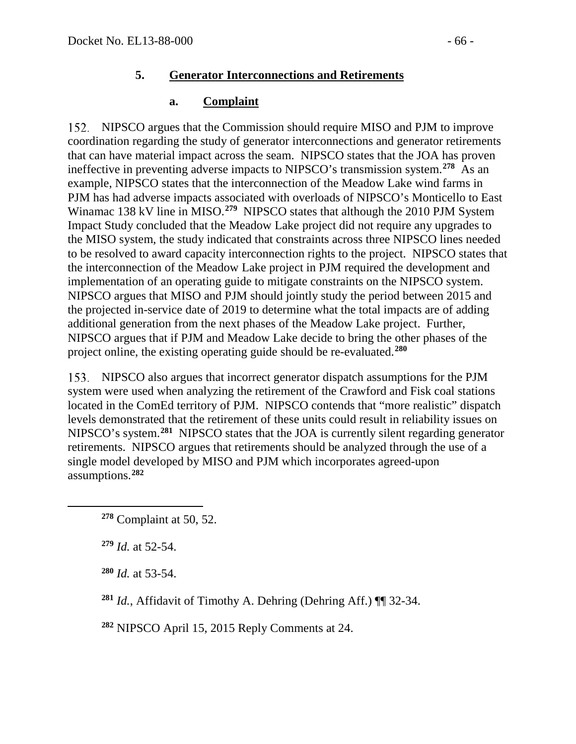### 5. Generator Interconnections and Retirements

#### a. Complaint

152. NIPSCO argues that the Commission should require MISO and PJM to improve coordination regarding the study of generator interconnections and generator retirements that can have material impact across the seam. NIPSCO states that the JOA has proven ineffective in preventing adverse impacts to NIPSCO's transmission system.[278] As an example, NIPSCO states that the interconnection of the Meadow Lake wind farms in PJM has had adverse impacts associated with overloads of NIPSCO's Monticello to East Winamac 138 kV line in MISO.[279] NIPSCO states that although the 2010 PJM System Impact Study concluded that the Meadow Lake project did not require any upgrades to the MISO system, the study indicated that constraints across three NIPSCO lines needed to be resolved to award capacity interconnection rights to the project. NIPSCO states that the interconnection of the Meadow Lake project in PJM required the development and implementation of an operating guide to mitigate constraints on the NIPSCO system. NIPSCO argues that MISO and PJM should jointly study the period between 2015 and the projected in-service date of 2019 to determine what the total impacts are of adding additional generation from the next phases of the Meadow Lake project. Further, NIPSCO argues that if PJM and Meadow Lake decide to bring the other phases of the project online, the existing operating guide should be re-evaluated.[280]

153. NIPSCO also argues that incorrect generator dispatch assumptions for the PJM system were used when analyzing the retirement of the Crawford and Fisk coal stations located in the ComEd territory of PJM. NIPSCO contends that "more realistic" dispatch levels demonstrated that the retirement of these units could result in reliability issues on NIPSCO's system.[281] NIPSCO states that the JOA is currently silent regarding generator retirements. NIPSCO argues that retirements should be analyzed through the use of a single model developed by MISO and PJM which incorporates agreed-upon assumptions.[282]

---

[278] Complaint at 50, 52.

[279] *Id.* at 52-54.

[280] *Id.* at 53-54.

[281] *Id.*, Affidavit of Timothy A. Dehring (Dehring Aff.) ¶¶ 32-34.

[282] NIPSCO April 15, 2015 Reply Comments at 24.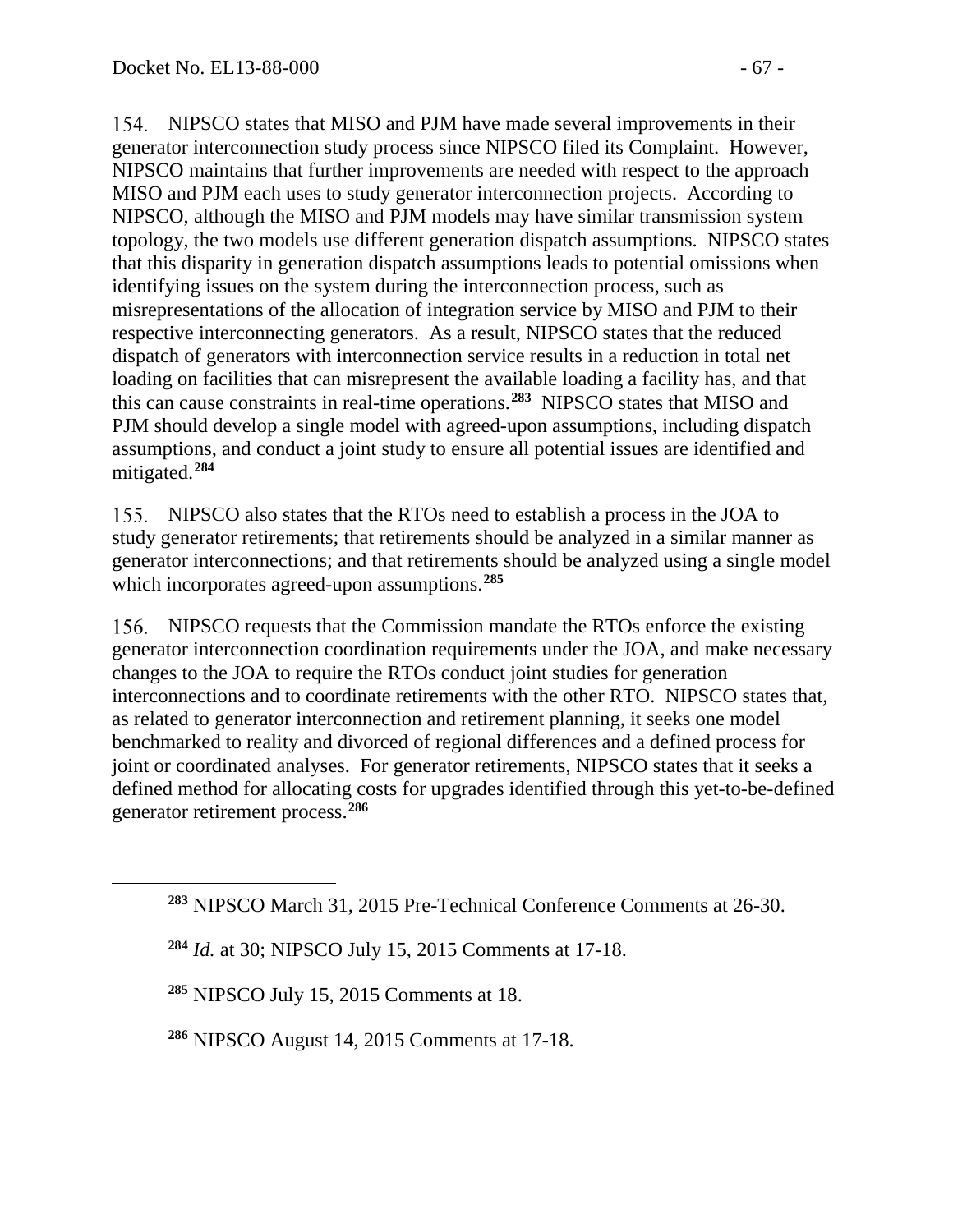154. NIPSCO states that MISO and PJM have made several improvements in their generator interconnection study process since NIPSCO filed its Complaint. However, NIPSCO maintains that further improvements are needed with respect to the approach MISO and PJM each uses to study generator interconnection projects. According to NIPSCO, although the MISO and PJM models may have similar transmission system topology, the two models use different generation dispatch assumptions. NIPSCO states that this disparity in generation dispatch assumptions leads to potential omissions when identifying issues on the system during the interconnection process, such as misrepresentations of the allocation of integration service by MISO and PJM to their respective interconnecting generators. As a result, NIPSCO states that the reduced dispatch of generators with interconnection service results in a reduction in total net loading on facilities that can misrepresent the available loading a facility has, and that this can cause constraints in real-time operations.[283] NIPSCO states that MISO and PJM should develop a single model with agreed-upon assumptions, including dispatch assumptions, and conduct a joint study to ensure all potential issues are identified and mitigated.[284]

155. NIPSCO also states that the RTOs need to establish a process in the JOA to study generator retirements; that retirements should be analyzed in a similar manner as generator interconnections; and that retirements should be analyzed using a single model which incorporates agreed-upon assumptions.[285]

156. NIPSCO requests that the Commission mandate the RTOs enforce the existing generator interconnection coordination requirements under the JOA, and make necessary changes to the JOA to require the RTOs conduct joint studies for generation interconnections and to coordinate retirements with the other RTO. NIPSCO states that, as related to generator interconnection and retirement planning, it seeks one model benchmarked to reality and divorced of regional differences and a defined process for joint or coordinated analyses. For generator retirements, NIPSCO states that it seeks a defined method for allocating costs for upgrades identified through this yet-to-be-defined generator retirement process.[286]

---

[283] NIPSCO March 31, 2015 Pre-Technical Conference Comments at 26-30.

[284] *Id.* at 30; NIPSCO July 15, 2015 Comments at 17-18.

[285] NIPSCO July 15, 2015 Comments at 18.

[286] NIPSCO August 14, 2015 Comments at 17-18.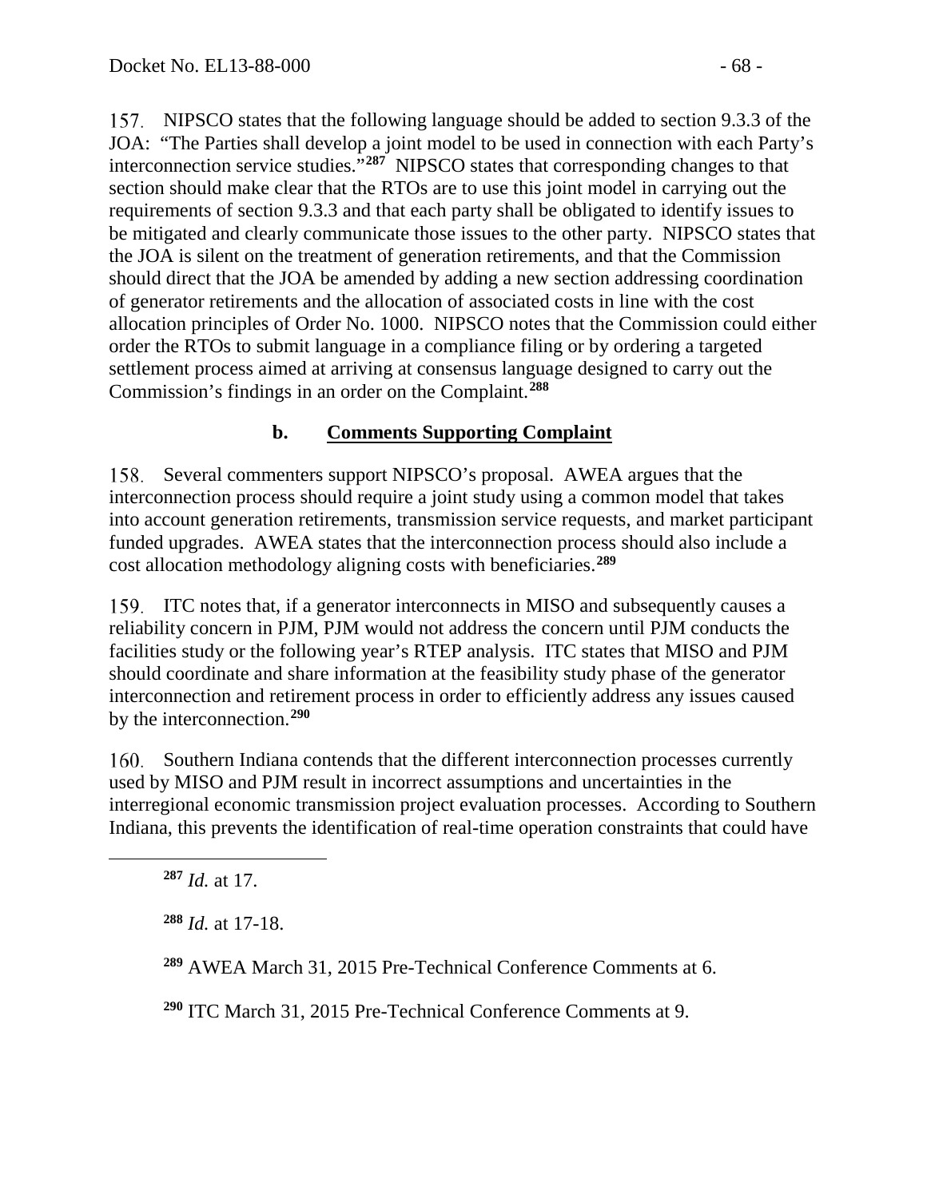157. NIPSCO states that the following language should be added to section 9.3.3 of the JOA: "The Parties shall develop a joint model to be used in connection with each Party's interconnection service studies."[287] NIPSCO states that corresponding changes to that section should make clear that the RTOs are to use this joint model in carrying out the requirements of section 9.3.3 and that each party shall be obligated to identify issues to be mitigated and clearly communicate those issues to the other party. NIPSCO states that the JOA is silent on the treatment of generation retirements, and that the Commission should direct that the JOA be amended by adding a new section addressing coordination of generator retirements and the allocation of associated costs in line with the cost allocation principles of Order No. 1000. NIPSCO notes that the Commission could either order the RTOs to submit language in a compliance filing or by ordering a targeted settlement process aimed at arriving at consensus language designed to carry out the Commission's findings in an order on the Complaint.[288]

### b. <u>Comments Supporting Complaint</u>

158. Several commenters support NIPSCO's proposal. AWEA argues that the interconnection process should require a joint study using a common model that takes into account generation retirements, transmission service requests, and market participant funded upgrades. AWEA states that the interconnection process should also include a cost allocation methodology aligning costs with beneficiaries.[289]

159. ITC notes that, if a generator interconnects in MISO and subsequently causes a reliability concern in PJM, PJM would not address the concern until PJM conducts the facilities study or the following year's RTEP analysis. ITC states that MISO and PJM should coordinate and share information at the feasibility study phase of the generator interconnection and retirement process in order to efficiently address any issues caused by the interconnection.[290]

160. Southern Indiana contends that the different interconnection processes currently used by MISO and PJM result in incorrect assumptions and uncertainties in the interregional economic transmission project evaluation processes. According to Southern Indiana, this prevents the identification of real-time operation constraints that could have

---

[287] *Id.* at 17.

[288] *Id.* at 17-18.

[289] AWEA March 31, 2015 Pre-Technical Conference Comments at 6.

[290] ITC March 31, 2015 Pre-Technical Conference Comments at 9.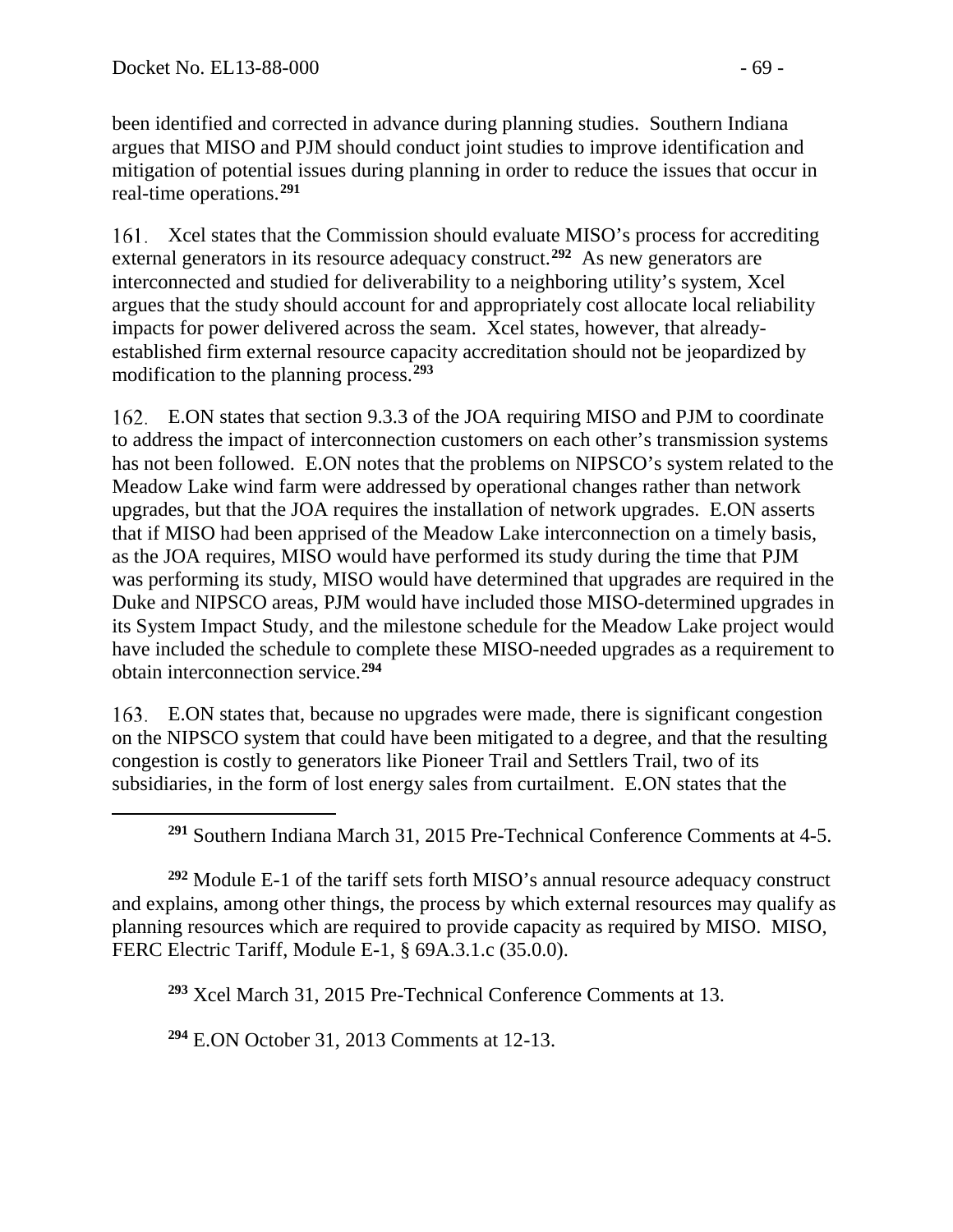been identified and corrected in advance during planning studies. Southern Indiana argues that MISO and PJM should conduct joint studies to improve identification and mitigation of potential issues during planning in order to reduce the issues that occur in real-time operations.[291]

161. Xcel states that the Commission should evaluate MISO's process for accrediting external generators in its resource adequacy construct.[292] As new generators are interconnected and studied for deliverability to a neighboring utility's system, Xcel argues that the study should account for and appropriately cost allocate local reliability impacts for power delivered across the seam. Xcel states, however, that already-established firm external resource capacity accreditation should not be jeopardized by modification to the planning process.[293]

162. E.ON states that section 9.3.3 of the JOA requiring MISO and PJM to coordinate to address the impact of interconnection customers on each other's transmission systems has not been followed. E.ON notes that the problems on NIPSCO's system related to the Meadow Lake wind farm were addressed by operational changes rather than network upgrades, but that the JOA requires the installation of network upgrades. E.ON asserts that if MISO had been apprised of the Meadow Lake interconnection on a timely basis, as the JOA requires, MISO would have performed its study during the time that PJM was performing its study, MISO would have determined that upgrades are required in the Duke and NIPSCO areas, PJM would have included those MISO-determined upgrades in its System Impact Study, and the milestone schedule for the Meadow Lake project would have included the schedule to complete these MISO-needed upgrades as a requirement to obtain interconnection service.[294]

163. E.ON states that, because no upgrades were made, there is significant congestion on the NIPSCO system that could have been mitigated to a degree, and that the resulting congestion is costly to generators like Pioneer Trail and Settlers Trail, two of its subsidiaries, in the form of lost energy sales from curtailment. E.ON states that the

[291] Southern Indiana March 31, 2015 Pre-Technical Conference Comments at 4-5.

[292] Module E-1 of the tariff sets forth MISO's annual resource adequacy construct and explains, among other things, the process by which external resources may qualify as planning resources which are required to provide capacity as required by MISO. MISO, FERC Electric Tariff, Module E-1, § 69A.3.1.c (35.0.0).

[293] Xcel March 31, 2015 Pre-Technical Conference Comments at 13.

[294] E.ON October 31, 2013 Comments at 12-13.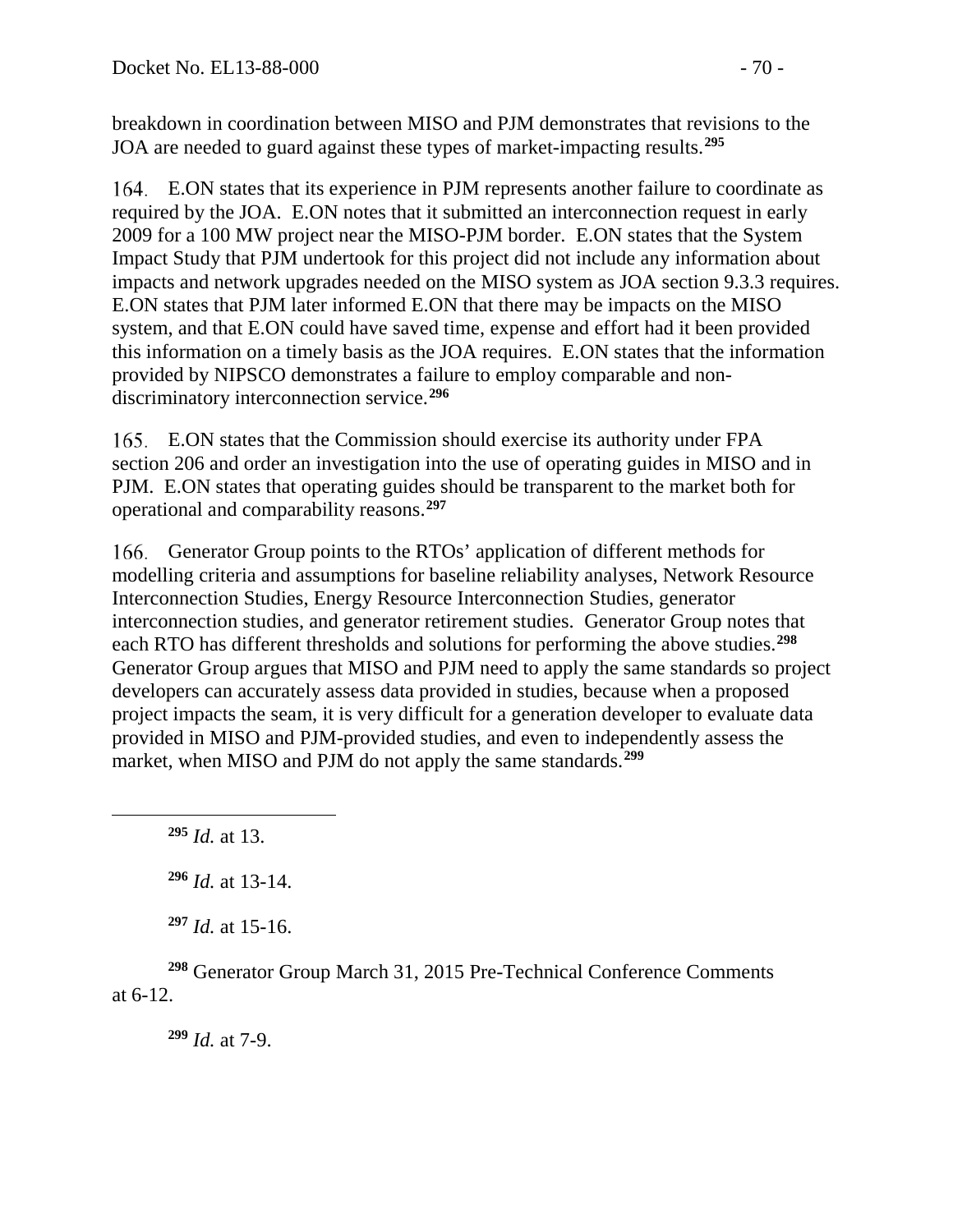breakdown in coordination between MISO and PJM demonstrates that revisions to the JOA are needed to guard against these types of market-impacting results.[295]

164. E.ON states that its experience in PJM represents another failure to coordinate as required by the JOA. E.ON notes that it submitted an interconnection request in early 2009 for a 100 MW project near the MISO-PJM border. E.ON states that the System Impact Study that PJM undertook for this project did not include any information about impacts and network upgrades needed on the MISO system as JOA section 9.3.3 requires. E.ON states that PJM later informed E.ON that there may be impacts on the MISO system, and that E.ON could have saved time, expense and effort had it been provided this information on a timely basis as the JOA requires. E.ON states that the information provided by NIPSCO demonstrates a failure to employ comparable and non-discriminatory interconnection service.[296]

165. E.ON states that the Commission should exercise its authority under FPA section 206 and order an investigation into the use of operating guides in MISO and in PJM. E.ON states that operating guides should be transparent to the market both for operational and comparability reasons.[297]

166. Generator Group points to the RTOs' application of different methods for modelling criteria and assumptions for baseline reliability analyses, Network Resource Interconnection Studies, Energy Resource Interconnection Studies, generator interconnection studies, and generator retirement studies. Generator Group notes that each RTO has different thresholds and solutions for performing the above studies.[298] Generator Group argues that MISO and PJM need to apply the same standards so project developers can accurately assess data provided in studies, because when a proposed project impacts the seam, it is very difficult for a generation developer to evaluate data provided in MISO and PJM-provided studies, and even to independently assess the market, when MISO and PJM do not apply the same standards.[299]

---

[295] *Id.* at 13.

[296] *Id.* at 13-14.

[297] *Id.* at 15-16.

[298] Generator Group March 31, 2015 Pre-Technical Conference Comments at 6-12.

[299] *Id.* at 7-9.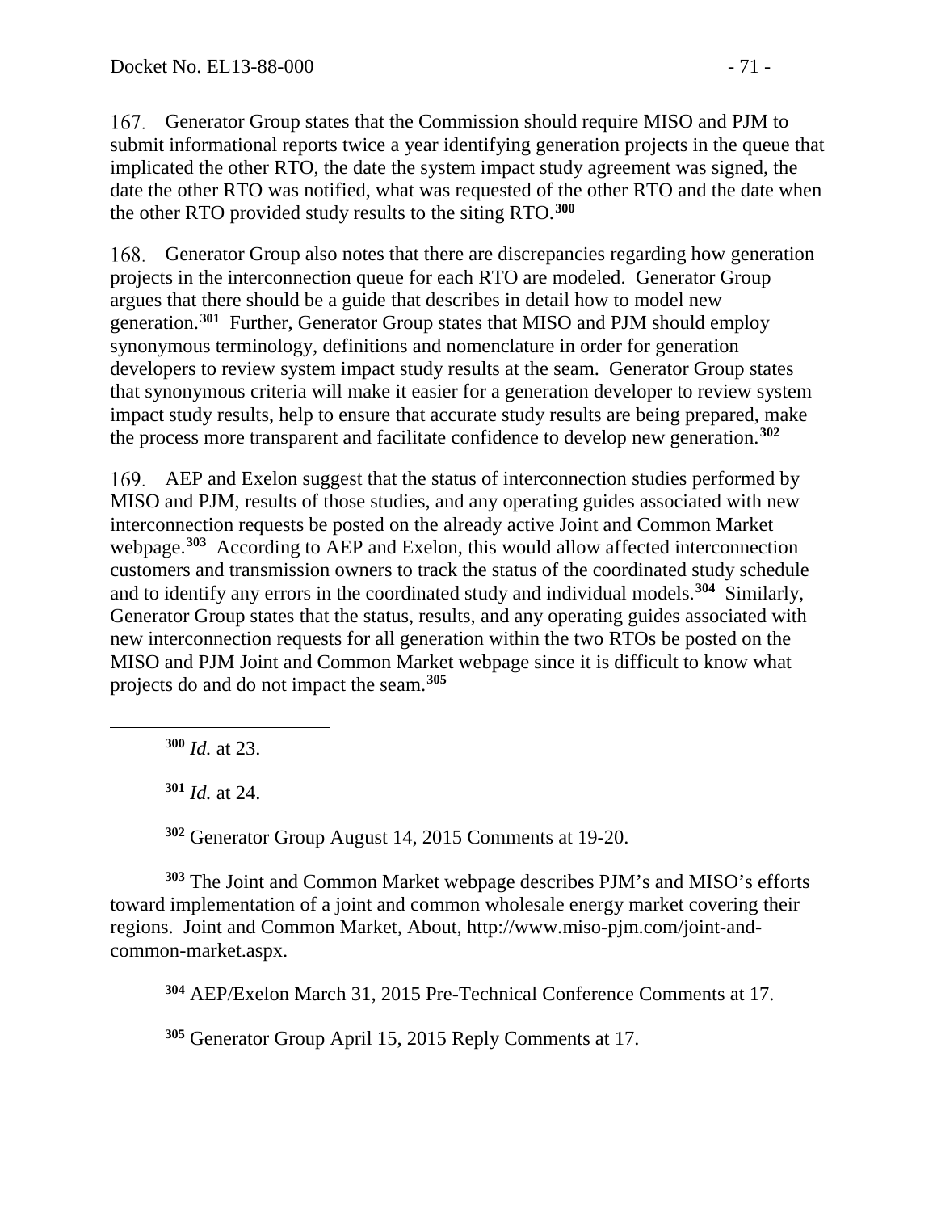167. Generator Group states that the Commission should require MISO and PJM to submit informational reports twice a year identifying generation projects in the queue that implicated the other RTO, the date the system impact study agreement was signed, the date the other RTO was notified, what was requested of the other RTO and the date when the other RTO provided study results to the siting RTO.[300]

168. Generator Group also notes that there are discrepancies regarding how generation projects in the interconnection queue for each RTO are modeled. Generator Group argues that there should be a guide that describes in detail how to model new generation.[301] Further, Generator Group states that MISO and PJM should employ synonymous terminology, definitions and nomenclature in order for generation developers to review system impact study results at the seam. Generator Group states that synonymous criteria will make it easier for a generation developer to review system impact study results, help to ensure that accurate study results are being prepared, make the process more transparent and facilitate confidence to develop new generation.[302]

169. AEP and Exelon suggest that the status of interconnection studies performed by MISO and PJM, results of those studies, and any operating guides associated with new interconnection requests be posted on the already active Joint and Common Market webpage.[303] According to AEP and Exelon, this would allow affected interconnection customers and transmission owners to track the status of the coordinated study schedule and to identify any errors in the coordinated study and individual models.[304] Similarly, Generator Group states that the status, results, and any operating guides associated with new interconnection requests for all generation within the two RTOs be posted on the MISO and PJM Joint and Common Market webpage since it is difficult to know what projects do and do not impact the seam.[305]

---

[300] *Id.* at 23.

[301] *Id.* at 24.

[302] Generator Group August 14, 2015 Comments at 19-20.

[303] The Joint and Common Market webpage describes PJM's and MISO's efforts toward implementation of a joint and common wholesale energy market covering their regions. Joint and Common Market, About, http://www.miso-pjm.com/joint-and-common-market.aspx.

[304] AEP/Exelon March 31, 2015 Pre-Technical Conference Comments at 17.

[305] Generator Group April 15, 2015 Reply Comments at 17.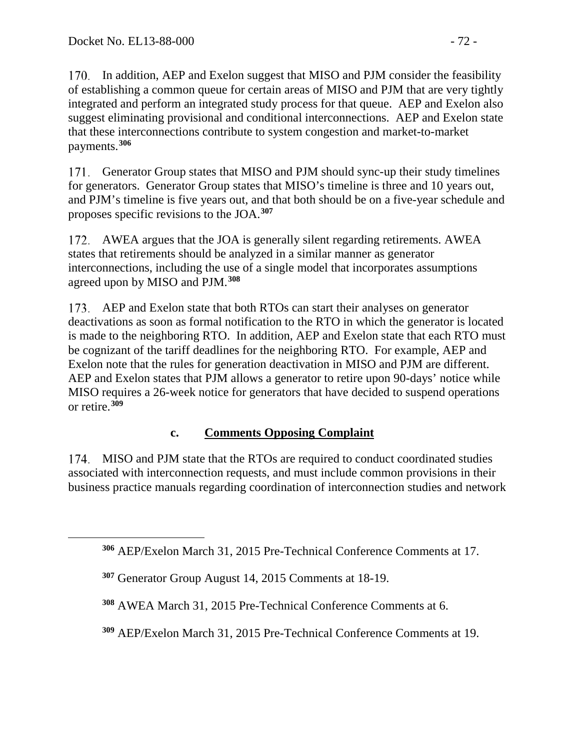170. In addition, AEP and Exelon suggest that MISO and PJM consider the feasibility of establishing a common queue for certain areas of MISO and PJM that are very tightly integrated and perform an integrated study process for that queue. AEP and Exelon also suggest eliminating provisional and conditional interconnections. AEP and Exelon state that these interconnections contribute to system congestion and market-to-market payments.[306]

171. Generator Group states that MISO and PJM should sync-up their study timelines for generators. Generator Group states that MISO's timeline is three and 10 years out, and PJM's timeline is five years out, and that both should be on a five-year schedule and proposes specific revisions to the JOA.[307]

172. AWEA argues that the JOA is generally silent regarding retirements. AWEA states that retirements should be analyzed in a similar manner as generator interconnections, including the use of a single model that incorporates assumptions agreed upon by MISO and PJM.[308]

173. AEP and Exelon state that both RTOs can start their analyses on generator deactivations as soon as formal notification to the RTO in which the generator is located is made to the neighboring RTO. In addition, AEP and Exelon state that each RTO must be cognizant of the tariff deadlines for the neighboring RTO. For example, AEP and Exelon note that the rules for generation deactivation in MISO and PJM are different. AEP and Exelon states that PJM allows a generator to retire upon 90-days' notice while MISO requires a 26-week notice for generators that have decided to suspend operations or retire.[309]

### c. Comments Opposing Complaint

174. MISO and PJM state that the RTOs are required to conduct coordinated studies associated with interconnection requests, and must include common provisions in their business practice manuals regarding coordination of interconnection studies and network

[306] AEP/Exelon March 31, 2015 Pre-Technical Conference Comments at 17.

[307] Generator Group August 14, 2015 Comments at 18-19.

[308] AWEA March 31, 2015 Pre-Technical Conference Comments at 6.

[309] AEP/Exelon March 31, 2015 Pre-Technical Conference Comments at 19.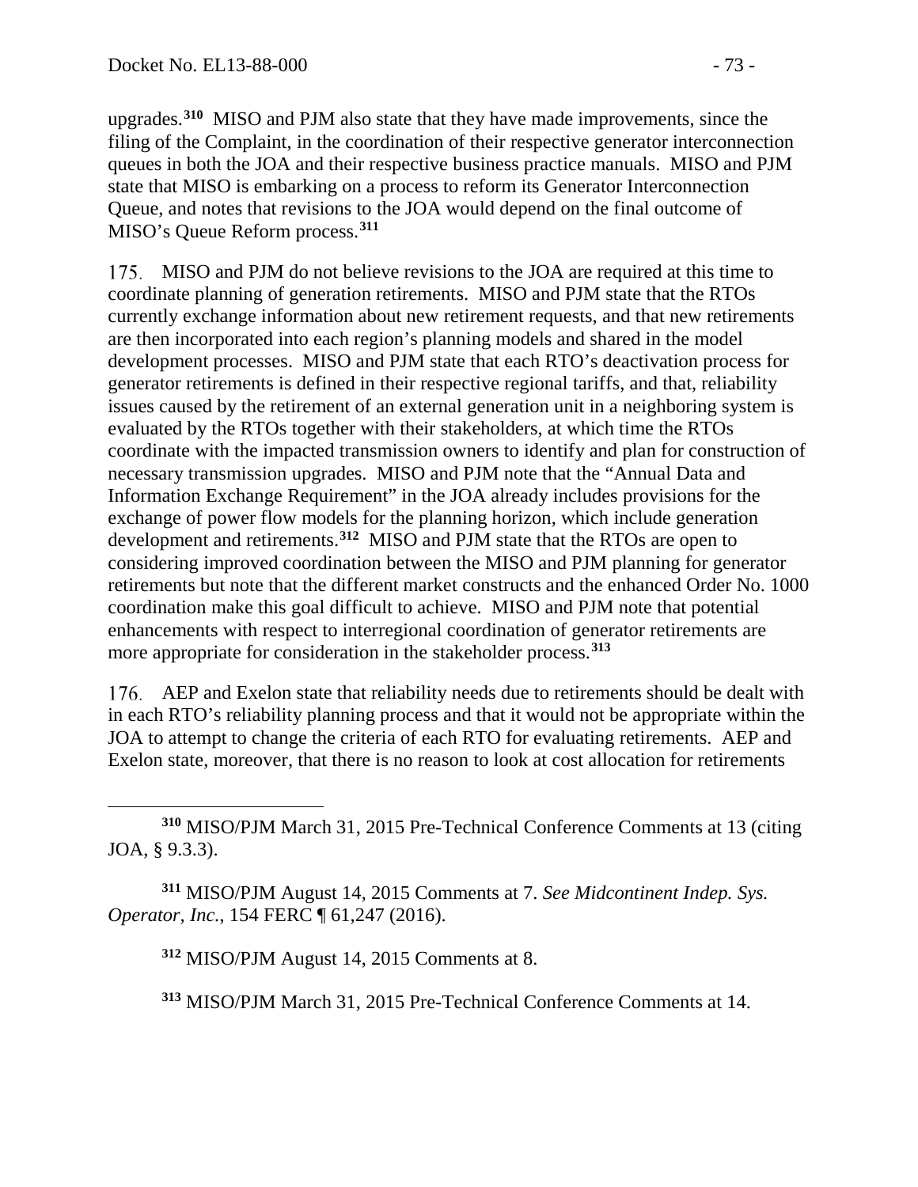upgrades.[310] MISO and PJM also state that they have made improvements, since the filing of the Complaint, in the coordination of their respective generator interconnection queues in both the JOA and their respective business practice manuals. MISO and PJM state that MISO is embarking on a process to reform its Generator Interconnection Queue, and notes that revisions to the JOA would depend on the final outcome of MISO's Queue Reform process.[311]

175. MISO and PJM do not believe revisions to the JOA are required at this time to coordinate planning of generation retirements. MISO and PJM state that the RTOs currently exchange information about new retirement requests, and that new retirements are then incorporated into each region's planning models and shared in the model development processes. MISO and PJM state that each RTO's deactivation process for generator retirements is defined in their respective regional tariffs, and that, reliability issues caused by the retirement of an external generation unit in a neighboring system is evaluated by the RTOs together with their stakeholders, at which time the RTOs coordinate with the impacted transmission owners to identify and plan for construction of necessary transmission upgrades. MISO and PJM note that the "Annual Data and Information Exchange Requirement" in the JOA already includes provisions for the exchange of power flow models for the planning horizon, which include generation development and retirements.[312] MISO and PJM state that the RTOs are open to considering improved coordination between the MISO and PJM planning for generator retirements but note that the different market constructs and the enhanced Order No. 1000 coordination make this goal difficult to achieve. MISO and PJM note that potential enhancements with respect to interregional coordination of generator retirements are more appropriate for consideration in the stakeholder process.[313]

176. AEP and Exelon state that reliability needs due to retirements should be dealt with in each RTO's reliability planning process and that it would not be appropriate within the JOA to attempt to change the criteria of each RTO for evaluating retirements. AEP and Exelon state, moreover, that there is no reason to look at cost allocation for retirements

---

[310] MISO/PJM March 31, 2015 Pre-Technical Conference Comments at 13 (citing JOA, § 9.3.3).

[311] MISO/PJM August 14, 2015 Comments at 7. *See Midcontinent Indep. Sys. Operator, Inc.*, 154 FERC ¶ 61,247 (2016).

[312] MISO/PJM August 14, 2015 Comments at 8.

[313] MISO/PJM March 31, 2015 Pre-Technical Conference Comments at 14.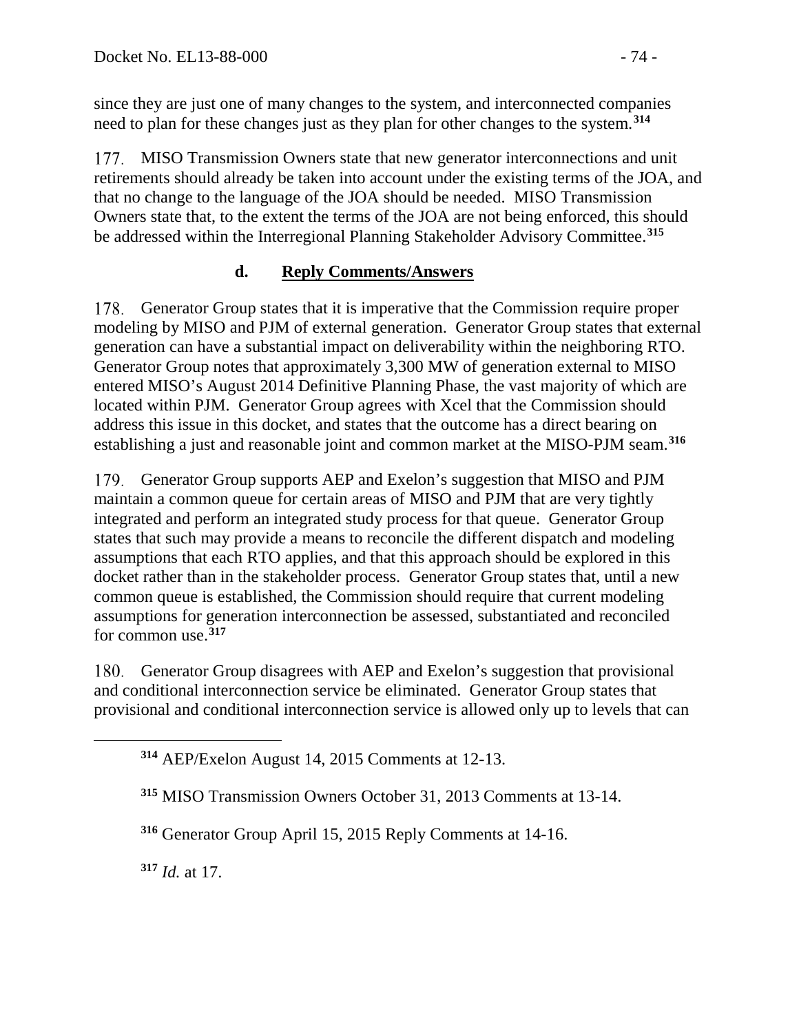since they are just one of many changes to the system, and interconnected companies need to plan for these changes just as they plan for other changes to the system.[314]

177. MISO Transmission Owners state that new generator interconnections and unit retirements should already be taken into account under the existing terms of the JOA, and that no change to the language of the JOA should be needed. MISO Transmission Owners state that, to the extent the terms of the JOA are not being enforced, this should be addressed within the Interregional Planning Stakeholder Advisory Committee.[315]

### d. Reply Comments/Answers

178. Generator Group states that it is imperative that the Commission require proper modeling by MISO and PJM of external generation. Generator Group states that external generation can have a substantial impact on deliverability within the neighboring RTO. Generator Group notes that approximately 3,300 MW of generation external to MISO entered MISO's August 2014 Definitive Planning Phase, the vast majority of which are located within PJM. Generator Group agrees with Xcel that the Commission should address this issue in this docket, and states that the outcome has a direct bearing on establishing a just and reasonable joint and common market at the MISO-PJM seam.[316]

179. Generator Group supports AEP and Exelon's suggestion that MISO and PJM maintain a common queue for certain areas of MISO and PJM that are very tightly integrated and perform an integrated study process for that queue. Generator Group states that such may provide a means to reconcile the different dispatch and modeling assumptions that each RTO applies, and that this approach should be explored in this docket rather than in the stakeholder process. Generator Group states that, until a new common queue is established, the Commission should require that current modeling assumptions for generation interconnection be assessed, substantiated and reconciled for common use.[317]

180. Generator Group disagrees with AEP and Exelon's suggestion that provisional and conditional interconnection service be eliminated. Generator Group states that provisional and conditional interconnection service is allowed only up to levels that can

---

[314] AEP/Exelon August 14, 2015 Comments at 12-13.

[315] MISO Transmission Owners October 31, 2013 Comments at 13-14.

[316] Generator Group April 15, 2015 Reply Comments at 14-16.

[317] *Id.* at 17.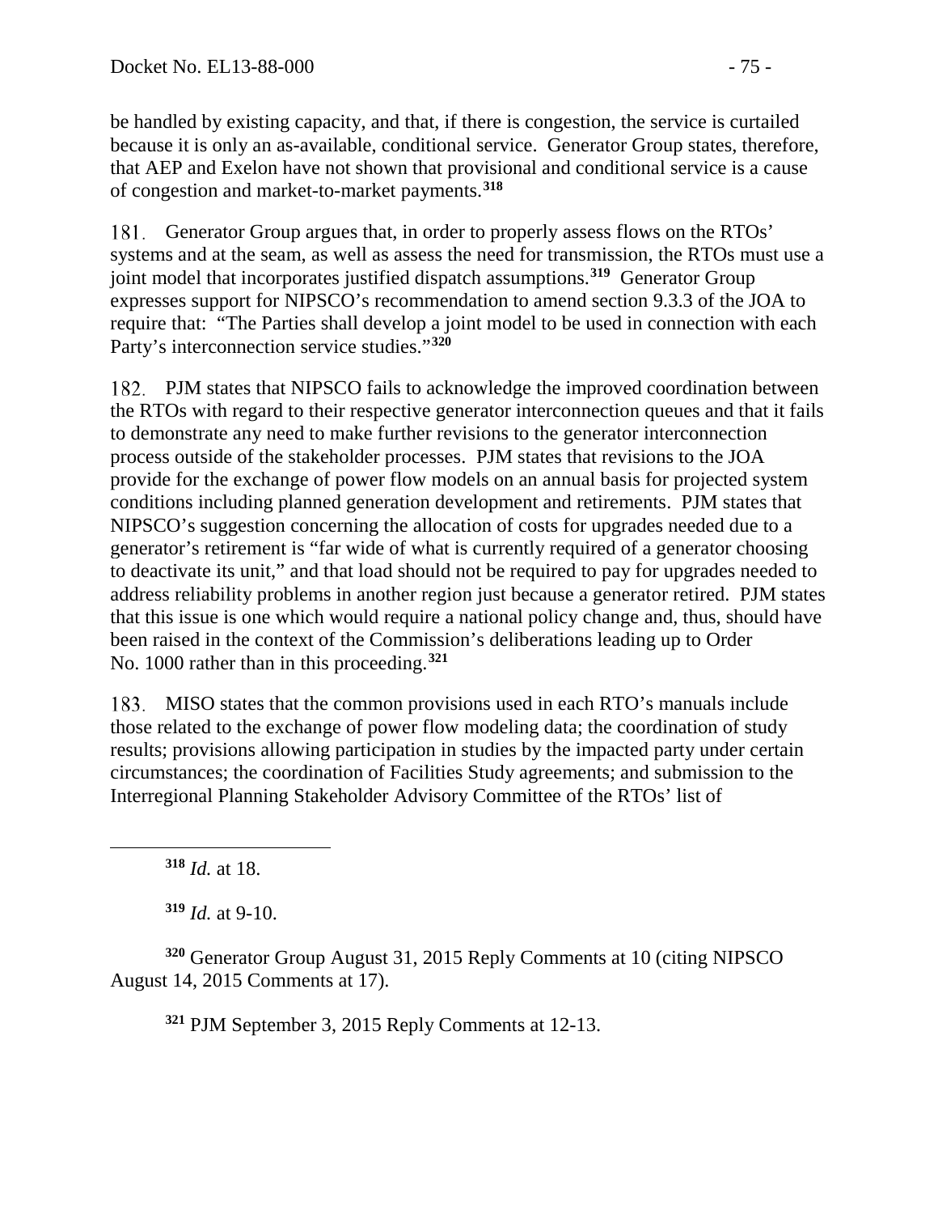be handled by existing capacity, and that, if there is congestion, the service is curtailed because it is only an as-available, conditional service. Generator Group states, therefore, that AEP and Exelon have not shown that provisional and conditional service is a cause of congestion and market-to-market payments.[318]

181. Generator Group argues that, in order to properly assess flows on the RTOs' systems and at the seam, as well as assess the need for transmission, the RTOs must use a joint model that incorporates justified dispatch assumptions.[319] Generator Group expresses support for NIPSCO's recommendation to amend section 9.3.3 of the JOA to require that: "The Parties shall develop a joint model to be used in connection with each Party's interconnection service studies."[320]

182. PJM states that NIPSCO fails to acknowledge the improved coordination between the RTOs with regard to their respective generator interconnection queues and that it fails to demonstrate any need to make further revisions to the generator interconnection process outside of the stakeholder processes. PJM states that revisions to the JOA provide for the exchange of power flow models on an annual basis for projected system conditions including planned generation development and retirements. PJM states that NIPSCO's suggestion concerning the allocation of costs for upgrades needed due to a generator's retirement is "far wide of what is currently required of a generator choosing to deactivate its unit," and that load should not be required to pay for upgrades needed to address reliability problems in another region just because a generator retired. PJM states that this issue is one which would require a national policy change and, thus, should have been raised in the context of the Commission's deliberations leading up to Order No. 1000 rather than in this proceeding.[321]

183. MISO states that the common provisions used in each RTO's manuals include those related to the exchange of power flow modeling data; the coordination of study results; provisions allowing participation in studies by the impacted party under certain circumstances; the coordination of Facilities Study agreements; and submission to the Interregional Planning Stakeholder Advisory Committee of the RTOs' list of

---

[318] *Id.* at 18.

[319] *Id.* at 9-10.

[320] Generator Group August 31, 2015 Reply Comments at 10 (citing NIPSCO August 14, 2015 Comments at 17).

[321] PJM September 3, 2015 Reply Comments at 12-13.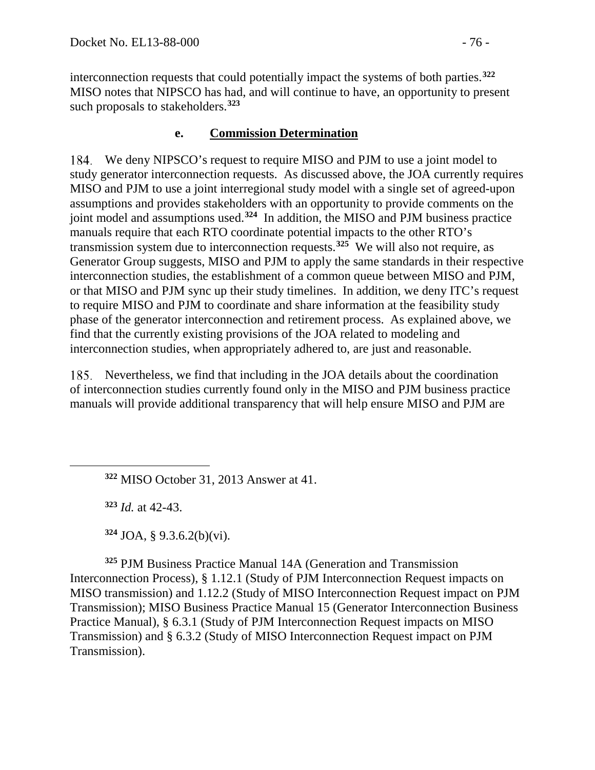interconnection requests that could potentially impact the systems of both parties.[322] MISO notes that NIPSCO has had, and will continue to have, an opportunity to present such proposals to stakeholders.[323]

### e. Commission Determination

184. We deny NIPSCO's request to require MISO and PJM to use a joint model to study generator interconnection requests. As discussed above, the JOA currently requires MISO and PJM to use a joint interregional study model with a single set of agreed-upon assumptions and provides stakeholders with an opportunity to provide comments on the joint model and assumptions used.[324] In addition, the MISO and PJM business practice manuals require that each RTO coordinate potential impacts to the other RTO's transmission system due to interconnection requests.[325] We will also not require, as Generator Group suggests, MISO and PJM to apply the same standards in their respective interconnection studies, the establishment of a common queue between MISO and PJM, or that MISO and PJM sync up their study timelines. In addition, we deny ITC's request to require MISO and PJM to coordinate and share information at the feasibility study phase of the generator interconnection and retirement process. As explained above, we find that the currently existing provisions of the JOA related to modeling and interconnection studies, when appropriately adhered to, are just and reasonable.

185. Nevertheless, we find that including in the JOA details about the coordination of interconnection studies currently found only in the MISO and PJM business practice manuals will provide additional transparency that will help ensure MISO and PJM are

---

[322] MISO October 31, 2013 Answer at 41.

[323] *Id.* at 42-43.

[324] JOA, § 9.3.6.2(b)(vi).

[325] PJM Business Practice Manual 14A (Generation and Transmission Interconnection Process), § 1.12.1 (Study of PJM Interconnection Request impacts on MISO transmission) and 1.12.2 (Study of MISO Interconnection Request impact on PJM Transmission); MISO Business Practice Manual 15 (Generator Interconnection Business Practice Manual), § 6.3.1 (Study of PJM Interconnection Request impacts on MISO Transmission) and § 6.3.2 (Study of MISO Interconnection Request impact on PJM Transmission).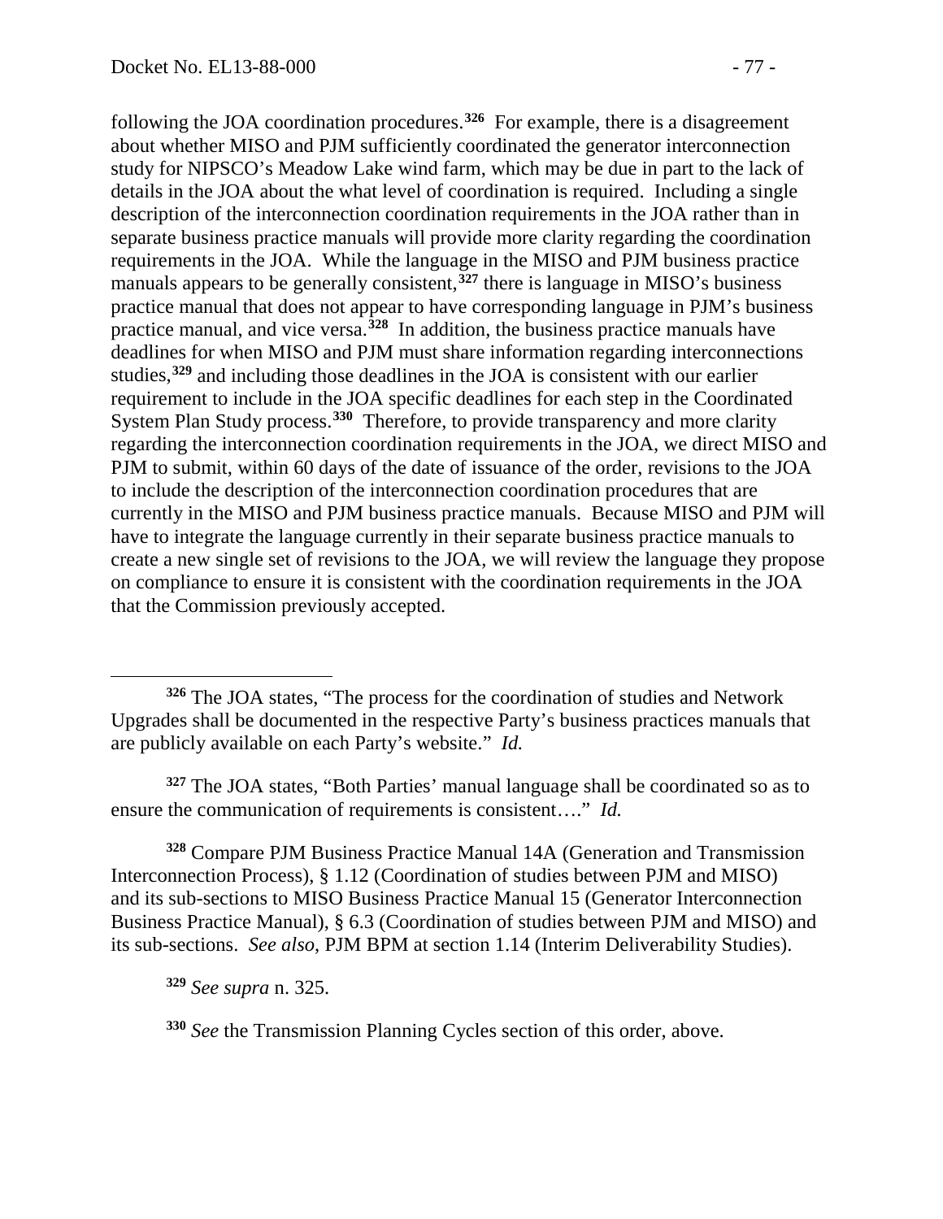following the JOA coordination procedures.[326] For example, there is a disagreement about whether MISO and PJM sufficiently coordinated the generator interconnection study for NIPSCO's Meadow Lake wind farm, which may be due in part to the lack of details in the JOA about the what level of coordination is required. Including a single description of the interconnection coordination requirements in the JOA rather than in separate business practice manuals will provide more clarity regarding the coordination requirements in the JOA. While the language in the MISO and PJM business practice manuals appears to be generally consistent,[327] there is language in MISO's business practice manual that does not appear to have corresponding language in PJM's business practice manual, and vice versa.[328] In addition, the business practice manuals have deadlines for when MISO and PJM must share information regarding interconnections studies,[329] and including those deadlines in the JOA is consistent with our earlier requirement to include in the JOA specific deadlines for each step in the Coordinated System Plan Study process.[330] Therefore, to provide transparency and more clarity regarding the interconnection coordination requirements in the JOA, we direct MISO and PJM to submit, within 60 days of the date of issuance of the order, revisions to the JOA to include the description of the interconnection coordination procedures that are currently in the MISO and PJM business practice manuals. Because MISO and PJM will have to integrate the language currently in their separate business practice manuals to create a new single set of revisions to the JOA, we will review the language they propose on compliance to ensure it is consistent with the coordination requirements in the JOA that the Commission previously accepted.

---

[326] The JOA states, "The process for the coordination of studies and Network Upgrades shall be documented in the respective Party's business practices manuals that are publicly available on each Party's website." *Id.*

[327] The JOA states, "Both Parties' manual language shall be coordinated so as to ensure the communication of requirements is consistent…." *Id.*

[328] Compare PJM Business Practice Manual 14A (Generation and Transmission Interconnection Process), § 1.12 (Coordination of studies between PJM and MISO) and its sub-sections to MISO Business Practice Manual 15 (Generator Interconnection Business Practice Manual), § 6.3 (Coordination of studies between PJM and MISO) and its sub-sections. *See also*, PJM BPM at section 1.14 (Interim Deliverability Studies).

[329] *See supra* n. 325.

[330] *See* the Transmission Planning Cycles section of this order, above.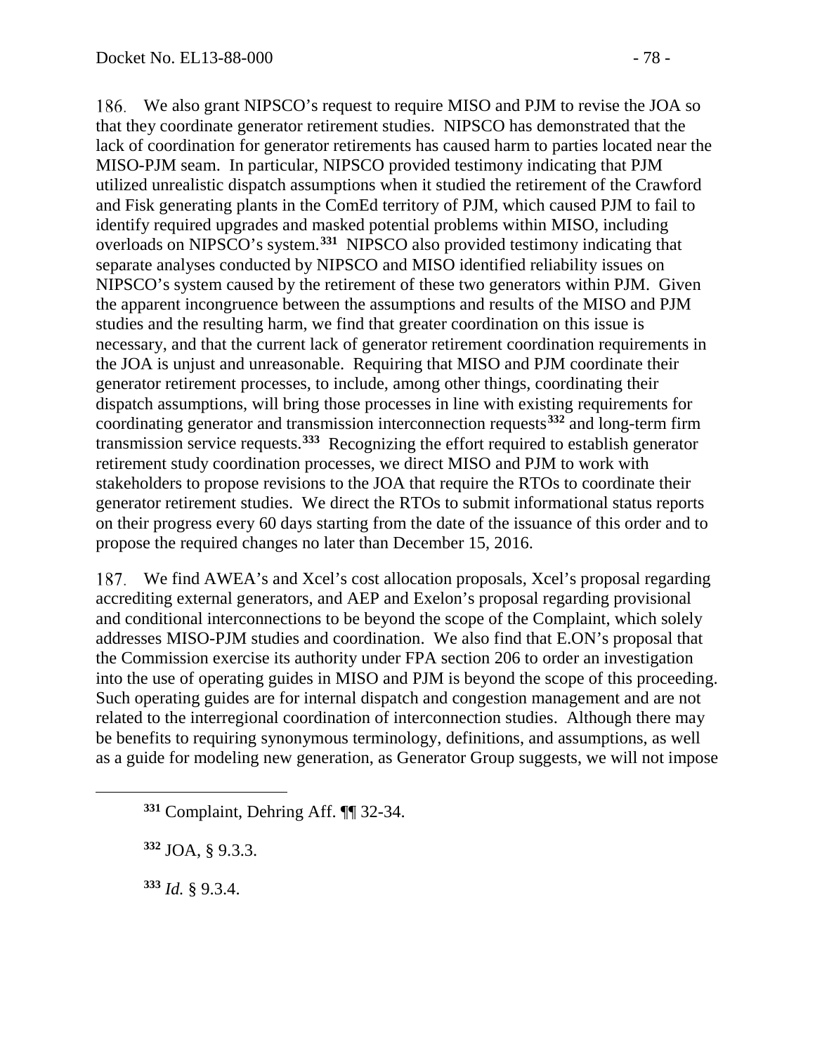186. We also grant NIPSCO's request to require MISO and PJM to revise the JOA so that they coordinate generator retirement studies. NIPSCO has demonstrated that the lack of coordination for generator retirements has caused harm to parties located near the MISO-PJM seam. In particular, NIPSCO provided testimony indicating that PJM utilized unrealistic dispatch assumptions when it studied the retirement of the Crawford and Fisk generating plants in the ComEd territory of PJM, which caused PJM to fail to identify required upgrades and masked potential problems within MISO, including overloads on NIPSCO's system.[331] NIPSCO also provided testimony indicating that separate analyses conducted by NIPSCO and MISO identified reliability issues on NIPSCO's system caused by the retirement of these two generators within PJM. Given the apparent incongruence between the assumptions and results of the MISO and PJM studies and the resulting harm, we find that greater coordination on this issue is necessary, and that the current lack of generator retirement coordination requirements in the JOA is unjust and unreasonable. Requiring that MISO and PJM coordinate their generator retirement processes, to include, among other things, coordinating their dispatch assumptions, will bring those processes in line with existing requirements for coordinating generator and transmission interconnection requests[332] and long-term firm transmission service requests.[333] Recognizing the effort required to establish generator retirement study coordination processes, we direct MISO and PJM to work with stakeholders to propose revisions to the JOA that require the RTOs to coordinate their generator retirement studies. We direct the RTOs to submit informational status reports on their progress every 60 days starting from the date of the issuance of this order and to propose the required changes no later than December 15, 2016.

187. We find AWEA's and Xcel's cost allocation proposals, Xcel's proposal regarding accrediting external generators, and AEP and Exelon's proposal regarding provisional and conditional interconnections to be beyond the scope of the Complaint, which solely addresses MISO-PJM studies and coordination. We also find that E.ON's proposal that the Commission exercise its authority under FPA section 206 to order an investigation into the use of operating guides in MISO and PJM is beyond the scope of this proceeding. Such operating guides are for internal dispatch and congestion management and are not related to the interregional coordination of interconnection studies. Although there may be benefits to requiring synonymous terminology, definitions, and assumptions, as well as a guide for modeling new generation, as Generator Group suggests, we will not impose

[331] Complaint, Dehring Aff. ¶¶ 32-34.

[332] JOA, § 9.3.3.

[333] *Id.* § 9.3.4.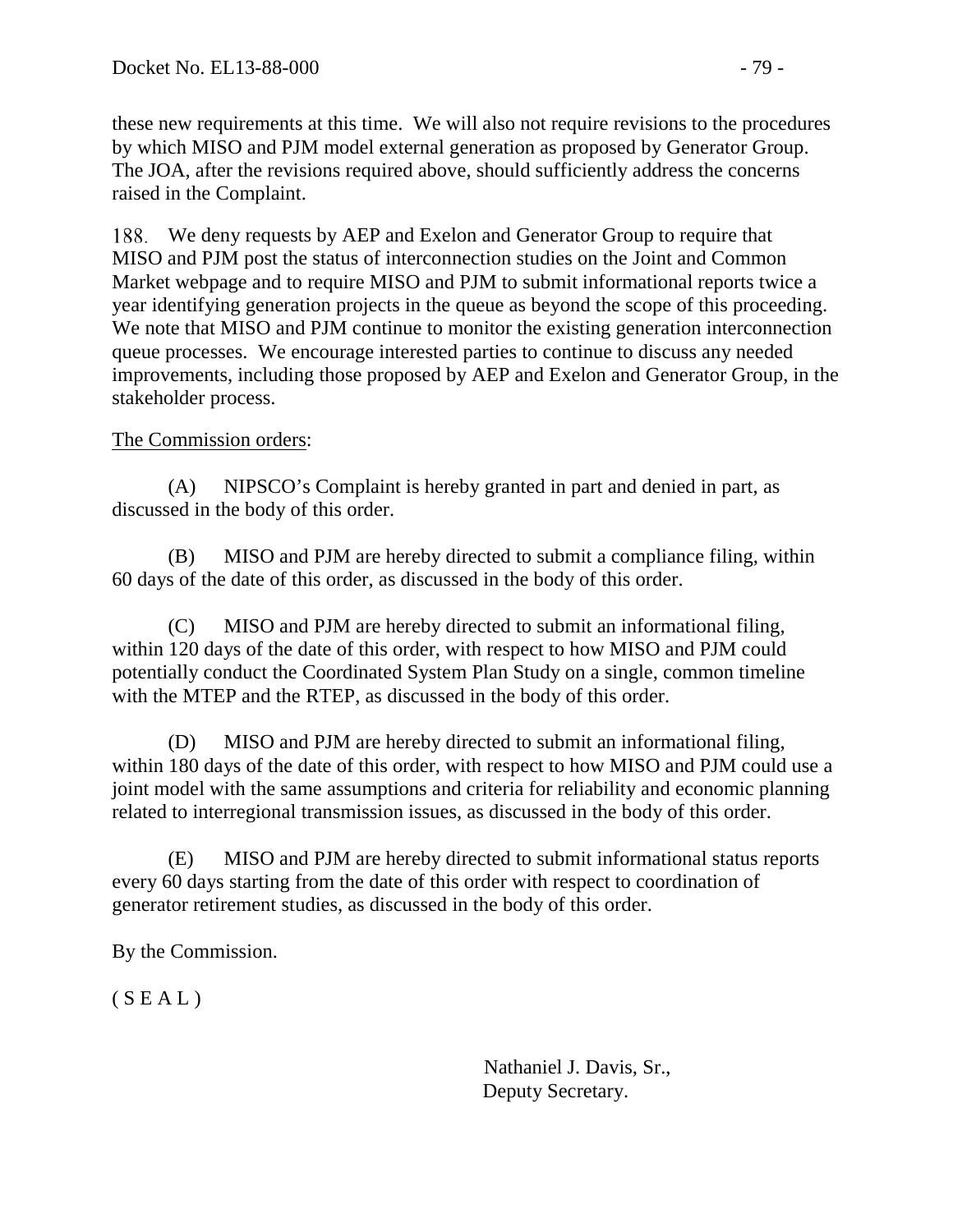these new requirements at this time. We will also not require revisions to the procedures by which MISO and PJM model external generation as proposed by Generator Group. The JOA, after the revisions required above, should sufficiently address the concerns raised in the Complaint.

188. We deny requests by AEP and Exelon and Generator Group to require that MISO and PJM post the status of interconnection studies on the Joint and Common Market webpage and to require MISO and PJM to submit informational reports twice a year identifying generation projects in the queue as beyond the scope of this proceeding. We note that MISO and PJM continue to monitor the existing generation interconnection queue processes. We encourage interested parties to continue to discuss any needed improvements, including those proposed by AEP and Exelon and Generator Group, in the stakeholder process.

The Commission orders:

(A) NIPSCO's Complaint is hereby granted in part and denied in part, as discussed in the body of this order.

(B) MISO and PJM are hereby directed to submit a compliance filing, within 60 days of the date of this order, as discussed in the body of this order.

(C) MISO and PJM are hereby directed to submit an informational filing, within 120 days of the date of this order, with respect to how MISO and PJM could potentially conduct the Coordinated System Plan Study on a single, common timeline with the MTEP and the RTEP, as discussed in the body of this order.

(D) MISO and PJM are hereby directed to submit an informational filing, within 180 days of the date of this order, with respect to how MISO and PJM could use a joint model with the same assumptions and criteria for reliability and economic planning related to interregional transmission issues, as discussed in the body of this order.

(E) MISO and PJM are hereby directed to submit informational status reports every 60 days starting from the date of this order with respect to coordination of generator retirement studies, as discussed in the body of this order.

By the Commission.

( S E A L )

Nathaniel J. Davis, Sr.,
Deputy Secretary.